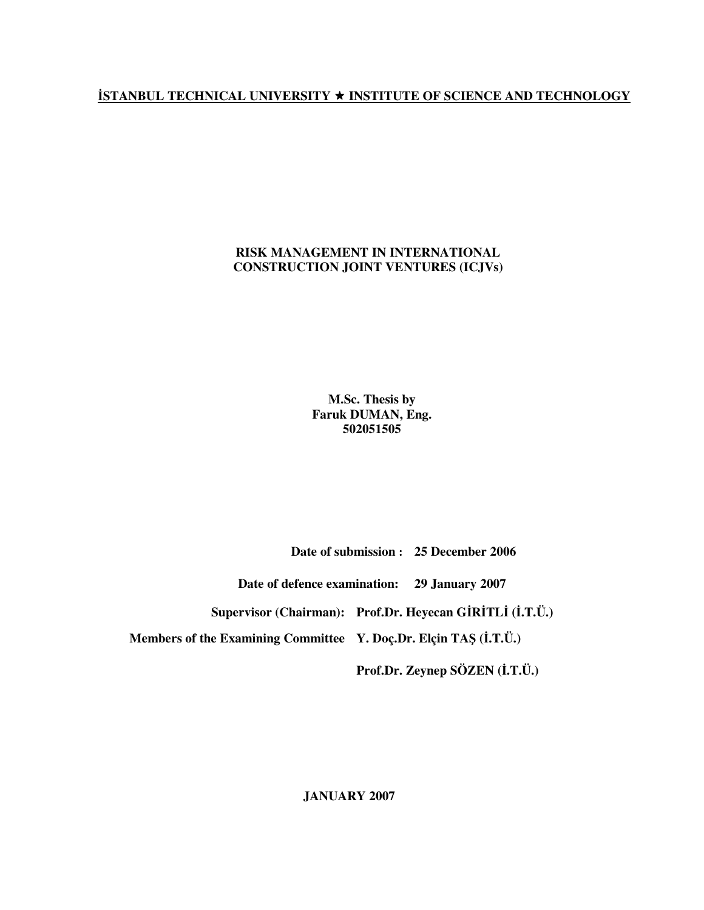**İSTANBUL TECHNICAL UNIVERSITY ★ INSTITUTE OF SCIENCE AND TECHNOLOGY**

# RISK MANAGEMENT IN INTERNATIONAL CONSTRUCTION JOINT VENTURES (ICJVs)

**M.Sc. Thesis by**
**Faruk DUMAN, Eng.**
**502051505**

**Date of submission : 25 December 2006**

**Date of defence examination: 29 January 2007**

**Supervisor (Chairman): Prof.Dr. Heyecan GİRİTLİ (İ.T.Ü.)**

**Members of the Examining Committee Y. Doç.Dr. Elçin TAŞ (İ.T.Ü.)**

**Prof.Dr. Zeynep SÖZEN (İ.T.Ü.)**

**JANUARY 2007**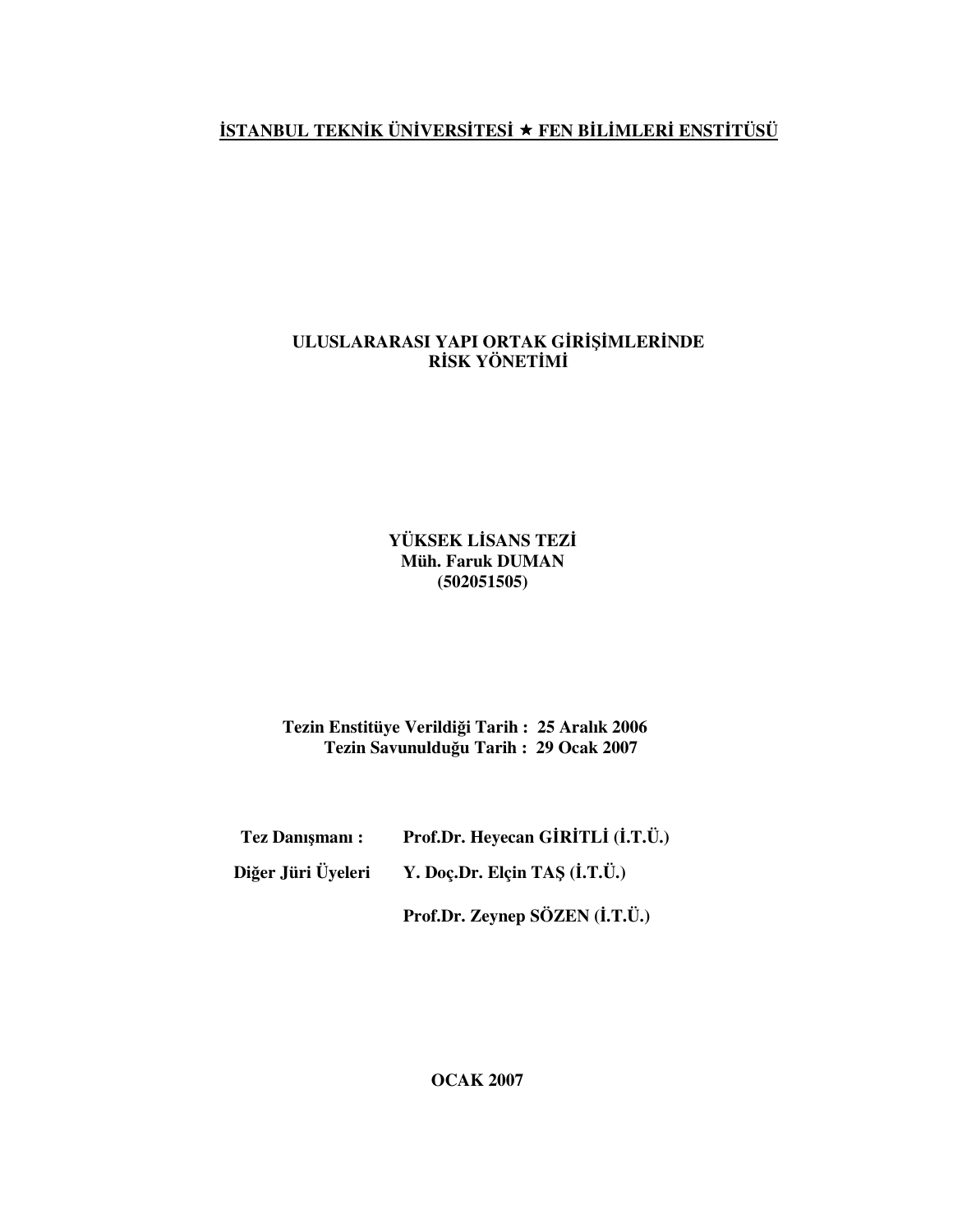**İSTANBUL TEKNİK ÜNİVERSİTESİ ★ FEN BİLİMLERİ ENSTİTÜSÜ**

# ULUSLARARASI YAPI ORTAK GİRİŞİMLERİNDE RİSK YÖNETİMİ

**YÜKSEK LİSANS TEZİ**
**Müh. Faruk DUMAN**
**(502051505)**

**Tezin Enstitüye Verildiği Tarih : 25 Aralık 2006**
**Tezin Savunulduğu Tarih : 29 Ocak 2007**

**Tez Danışmanı :** **Prof.Dr. Heyecan GİRİTLİ (İ.T.Ü.)**

**Diğer Jüri Üyeleri** **Y. Doç.Dr. Elçin TAŞ (İ.T.Ü.)**

**Prof.Dr. Zeynep SÖZEN (İ.T.Ü.)**

**OCAK 2007**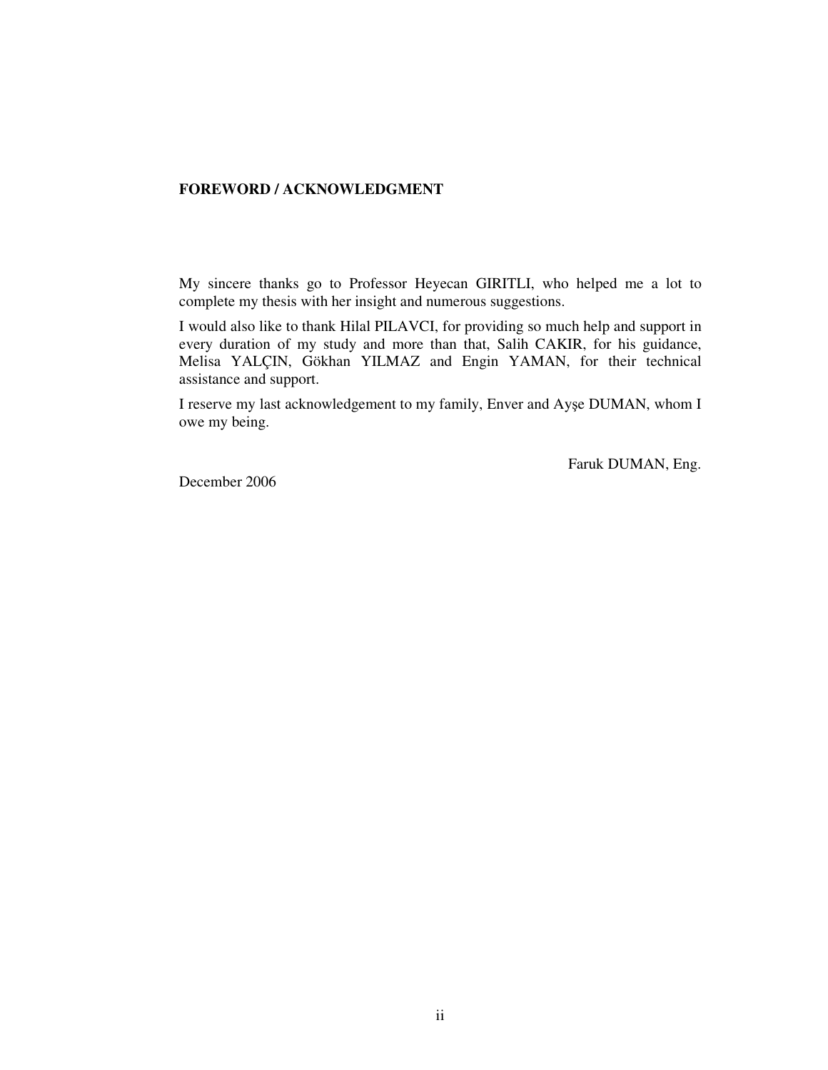## FOREWORD / ACKNOWLEDGMENT

My sincere thanks go to Professor Heyecan GIRITLI, who helped me a lot to complete my thesis with her insight and numerous suggestions.

I would also like to thank Hilal PILAVCI, for providing so much help and support in every duration of my study and more than that, Salih CAKIR, for his guidance, Melisa YALÇIN, Gökhan YILMAZ and Engin YAMAN, for their technical assistance and support.

I reserve my last acknowledgement to my family, Enver and Ayşe DUMAN, whom I owe my being.

Faruk DUMAN, Eng.

December 2006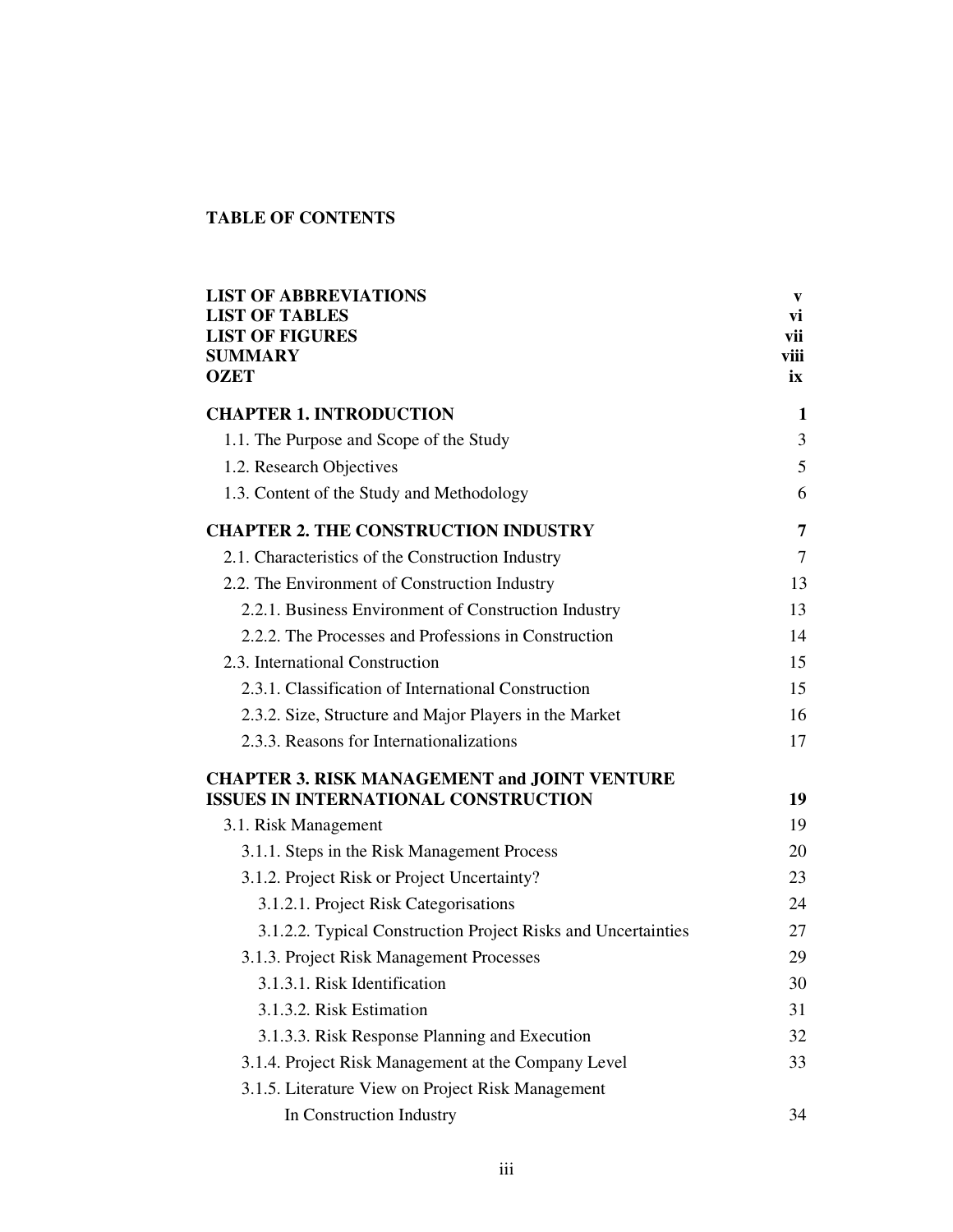**TABLE OF CONTENTS**

| | |
|---|---|
| **LIST OF ABBREVIATIONS** | **v** |
| **LIST OF TABLES** | **vi** |
| **LIST OF FIGURES** | **vii** |
| **SUMMARY** | **viii** |
| **OZET** | **ix** |
| **CHAPTER 1. INTRODUCTION** | **1** |
| 1.1. The Purpose and Scope of the Study | 3 |
| 1.2. Research Objectives | 5 |
| 1.3. Content of the Study and Methodology | 6 |
| **CHAPTER 2. THE CONSTRUCTION INDUSTRY** | **7** |
| 2.1. Characteristics of the Construction Industry | 7 |
| 2.2. The Environment of Construction Industry | 13 |
| 2.2.1. Business Environment of Construction Industry | 13 |
| 2.2.2. The Processes and Professions in Construction | 14 |
| 2.3. International Construction | 15 |
| 2.3.1. Classification of International Construction | 15 |
| 2.3.2. Size, Structure and Major Players in the Market | 16 |
| 2.3.3. Reasons for Internationalizations | 17 |
| **CHAPTER 3. RISK MANAGEMENT and JOINT VENTURE ISSUES IN INTERNATIONAL CONSTRUCTION** | **19** |
| 3.1. Risk Management | 19 |
| 3.1.1. Steps in the Risk Management Process | 20 |
| 3.1.2. Project Risk or Project Uncertainty? | 23 |
| 3.1.2.1. Project Risk Categorisations | 24 |
| 3.1.2.2. Typical Construction Project Risks and Uncertainties | 27 |
| 3.1.3. Project Risk Management Processes | 29 |
| 3.1.3.1. Risk Identification | 30 |
| 3.1.3.2. Risk Estimation | 31 |
| 3.1.3.3. Risk Response Planning and Execution | 32 |
| 3.1.4. Project Risk Management at the Company Level | 33 |
| 3.1.5. Literature View on Project Risk Management In Construction Industry | 34 |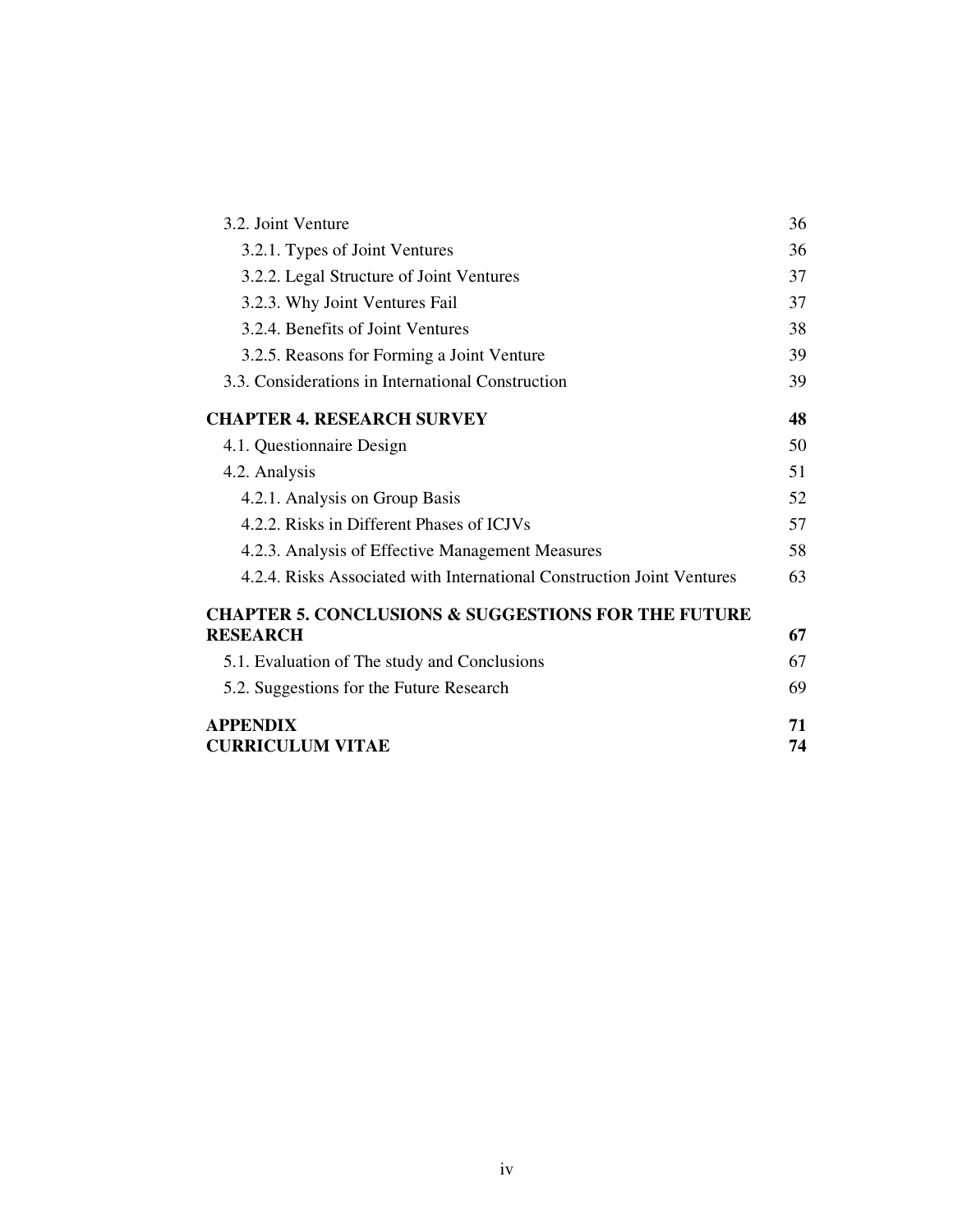| | |
|---|---|
| 3.2. Joint Venture | 36 |
| 3.2.1. Types of Joint Ventures | 36 |
| 3.2.2. Legal Structure of Joint Ventures | 37 |
| 3.2.3. Why Joint Ventures Fail | 37 |
| 3.2.4. Benefits of Joint Ventures | 38 |
| 3.2.5. Reasons for Forming a Joint Venture | 39 |
| 3.3. Considerations in International Construction | 39 |
| **CHAPTER 4. RESEARCH SURVEY** | **48** |
| 4.1. Questionnaire Design | 50 |
| 4.2. Analysis | 51 |
| 4.2.1. Analysis on Group Basis | 52 |
| 4.2.2. Risks in Different Phases of ICJVs | 57 |
| 4.2.3. Analysis of Effective Management Measures | 58 |
| 4.2.4. Risks Associated with International Construction Joint Ventures | 63 |
| **CHAPTER 5. CONCLUSIONS & SUGGESTIONS FOR THE FUTURE RESEARCH** | **67** |
| 5.1. Evaluation of The study and Conclusions | 67 |
| 5.2. Suggestions for the Future Research | 69 |
| **APPENDIX** | **71** |
| **CURRICULUM VITAE** | **74** |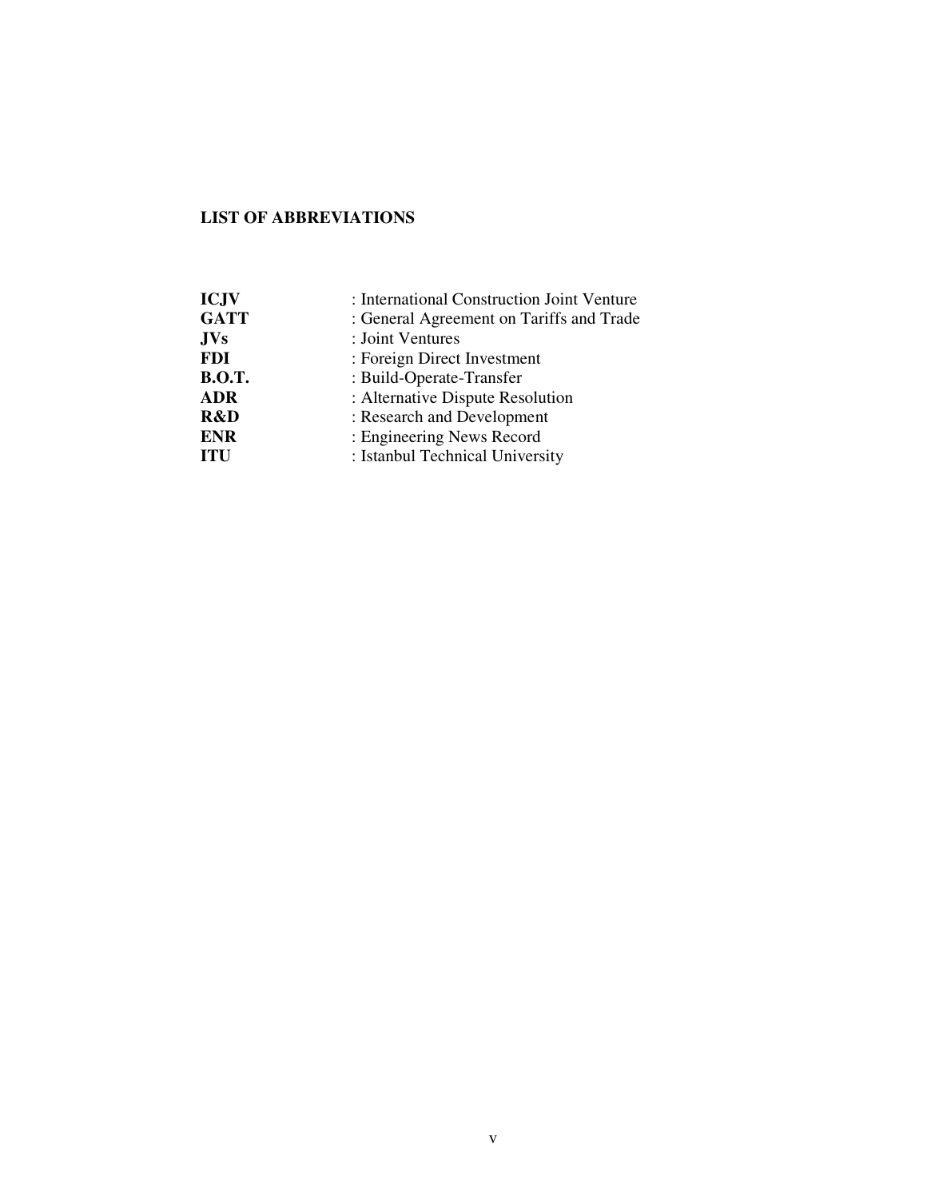## LIST OF ABBREVIATIONS

**ICJV** : International Construction Joint Venture
**GATT** : General Agreement on Tariffs and Trade
**JVs** : Joint Ventures
**FDI** : Foreign Direct Investment
**B.O.T.** : Build-Operate-Transfer
**ADR** : Alternative Dispute Resolution
**R&D** : Research and Development
**ENR** : Engineering News Record
**ITU** : Istanbul Technical University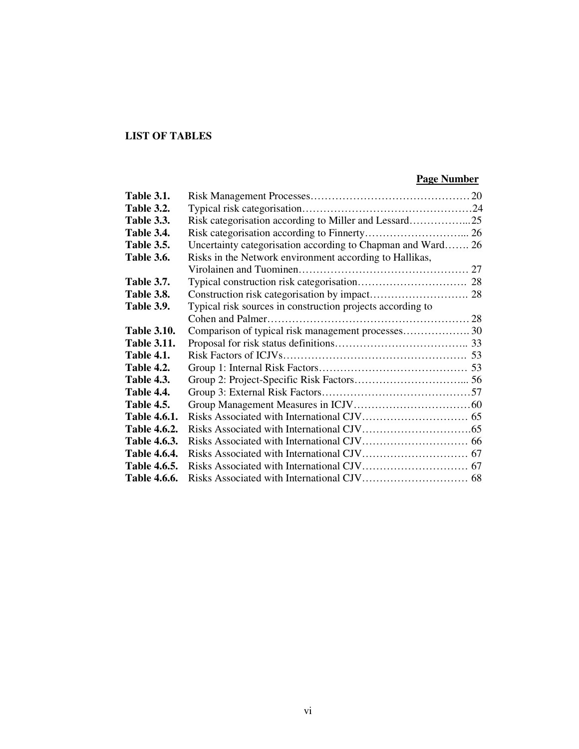**LIST OF TABLES**

| | | **Page Number** |
|---|---|---|
| **Table 3.1.** | Risk Management Processes | 20 |
| **Table 3.2.** | Typical risk categorisation | 24 |
| **Table 3.3.** | Risk categorisation according to Miller and Lessard | 25 |
| **Table 3.4.** | Risk categorisation according to Finnerty | 26 |
| **Table 3.5.** | Uncertainty categorisation according to Chapman and Ward | 26 |
| **Table 3.6.** | Risks in the Network environment according to Hallikas, Virolainen and Tuominen | 27 |
| **Table 3.7.** | Typical construction risk categorisation | 28 |
| **Table 3.8.** | Construction risk categorisation by impact | 28 |
| **Table 3.9.** | Typical risk sources in construction projects according to Cohen and Palmer | 28 |
| **Table 3.10.** | Comparison of typical risk management processes | 30 |
| **Table 3.11.** | Proposal for risk status definitions | 33 |
| **Table 4.1.** | Risk Factors of ICJVs | 53 |
| **Table 4.2.** | Group 1: Internal Risk Factors | 53 |
| **Table 4.3.** | Group 2: Project-Specific Risk Factors | 56 |
| **Table 4.4.** | Group 3: External Risk Factors | 57 |
| **Table 4.5.** | Group Management Measures in ICJV | 60 |
| **Table 4.6.1.** | Risks Associated with International CJV | 65 |
| **Table 4.6.2.** | Risks Associated with International CJV | 65 |
| **Table 4.6.3.** | Risks Associated with International CJV | 66 |
| **Table 4.6.4.** | Risks Associated with International CJV | 67 |
| **Table 4.6.5.** | Risks Associated with International CJV | 67 |
| **Table 4.6.6.** | Risks Associated with International CJV | 68 |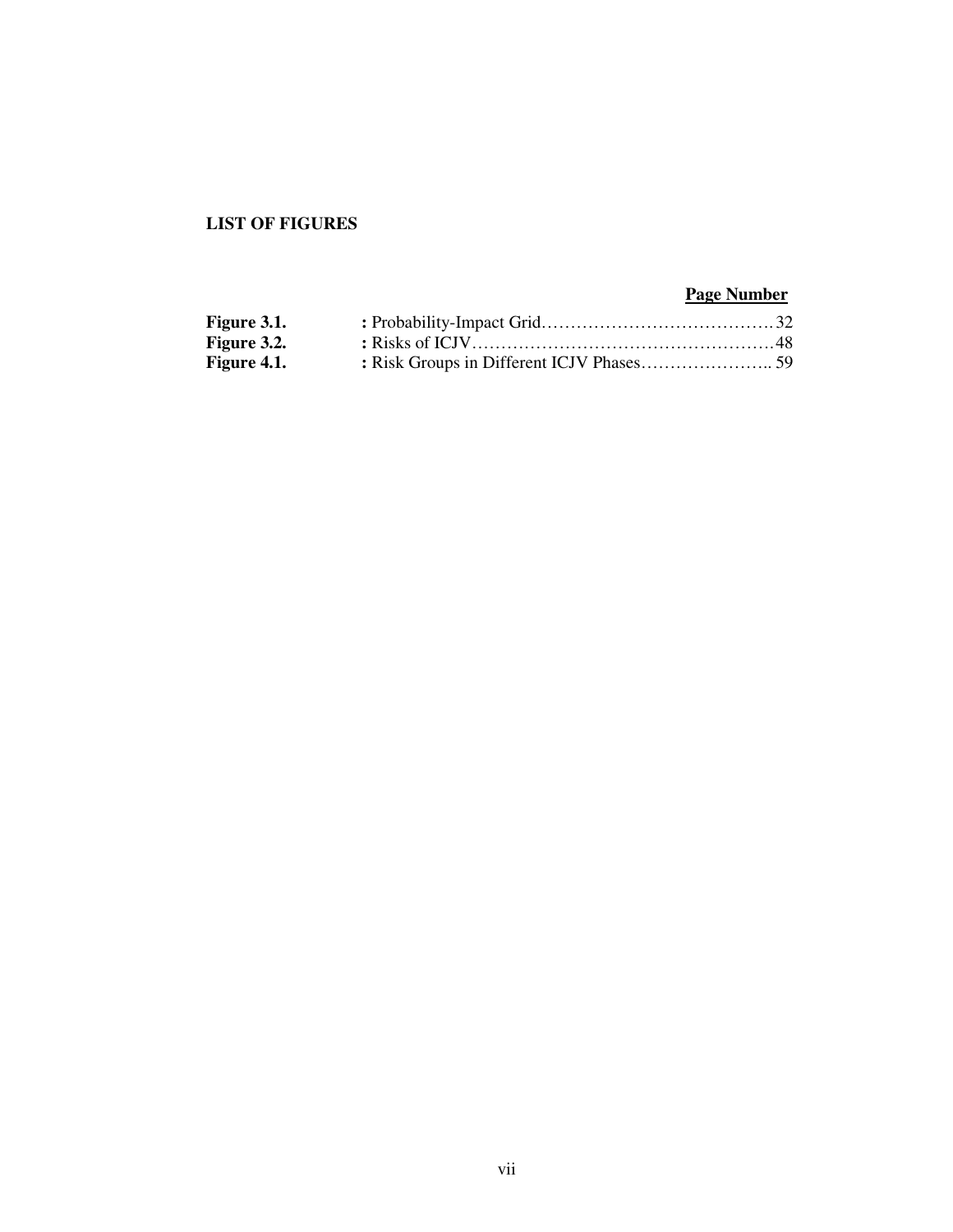**LIST OF FIGURES**

| | | Page Number |
|---|---|---|
| **Figure 3.1.** | **:** Probability-Impact Grid | 32 |
| **Figure 3.2.** | **:** Risks of ICJV | 48 |
| **Figure 4.1.** | **:** Risk Groups in Different ICJV Phases | 59 |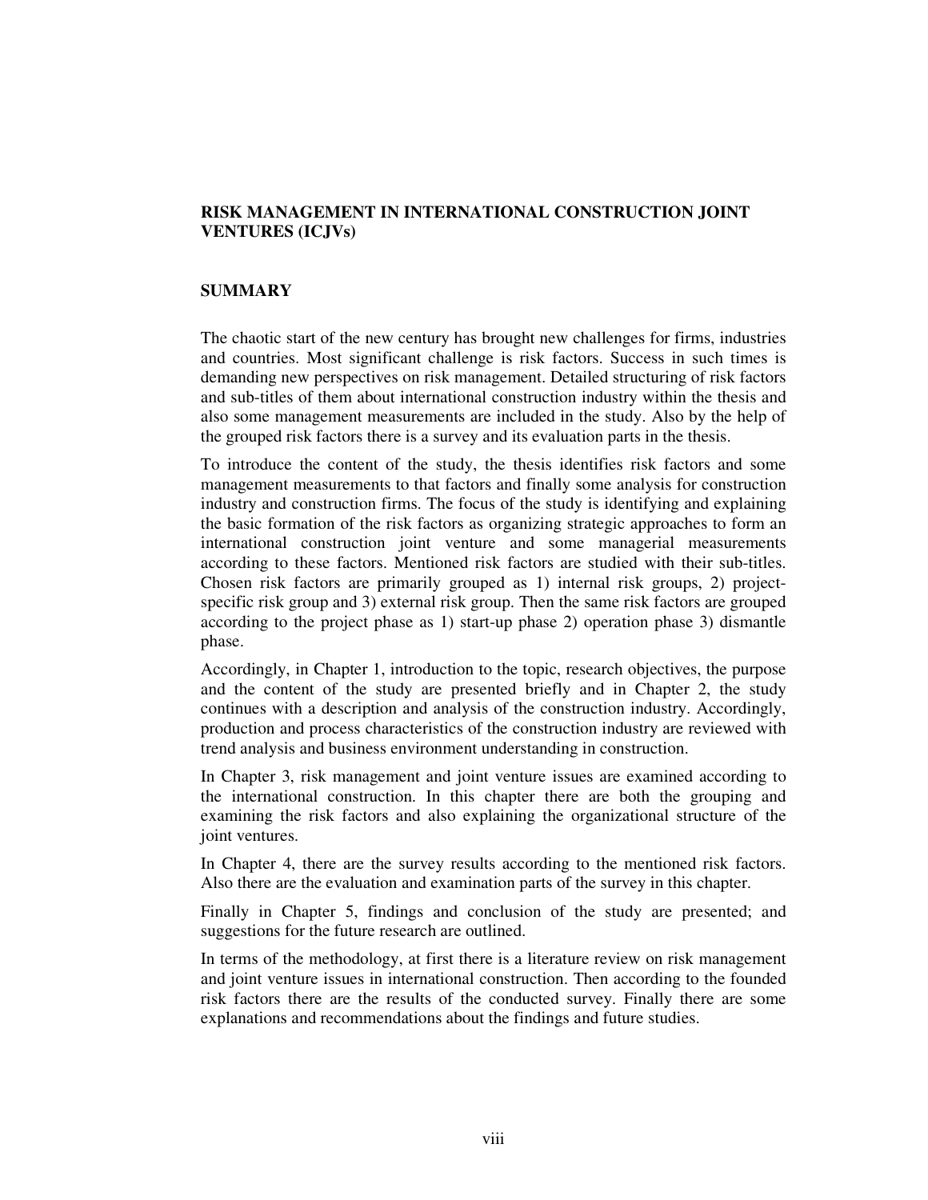**RISK MANAGEMENT IN INTERNATIONAL CONSTRUCTION JOINT VENTURES (ICJVs)**

**SUMMARY**

The chaotic start of the new century has brought new challenges for firms, industries and countries. Most significant challenge is risk factors. Success in such times is demanding new perspectives on risk management. Detailed structuring of risk factors and sub-titles of them about international construction industry within the thesis and also some management measurements are included in the study. Also by the help of the grouped risk factors there is a survey and its evaluation parts in the thesis.

To introduce the content of the study, the thesis identifies risk factors and some management measurements to that factors and finally some analysis for construction industry and construction firms. The focus of the study is identifying and explaining the basic formation of the risk factors as organizing strategic approaches to form an international construction joint venture and some managerial measurements according to these factors. Mentioned risk factors are studied with their sub-titles. Chosen risk factors are primarily grouped as 1) internal risk groups, 2) project-specific risk group and 3) external risk group. Then the same risk factors are grouped according to the project phase as 1) start-up phase 2) operation phase 3) dismantle phase.

Accordingly, in Chapter 1, introduction to the topic, research objectives, the purpose and the content of the study are presented briefly and in Chapter 2, the study continues with a description and analysis of the construction industry. Accordingly, production and process characteristics of the construction industry are reviewed with trend analysis and business environment understanding in construction.

In Chapter 3, risk management and joint venture issues are examined according to the international construction. In this chapter there are both the grouping and examining the risk factors and also explaining the organizational structure of the joint ventures.

In Chapter 4, there are the survey results according to the mentioned risk factors. Also there are the evaluation and examination parts of the survey in this chapter.

Finally in Chapter 5, findings and conclusion of the study are presented; and suggestions for the future research are outlined.

In terms of the methodology, at first there is a literature review on risk management and joint venture issues in international construction. Then according to the founded risk factors there are the results of the conducted survey. Finally there are some explanations and recommendations about the findings and future studies.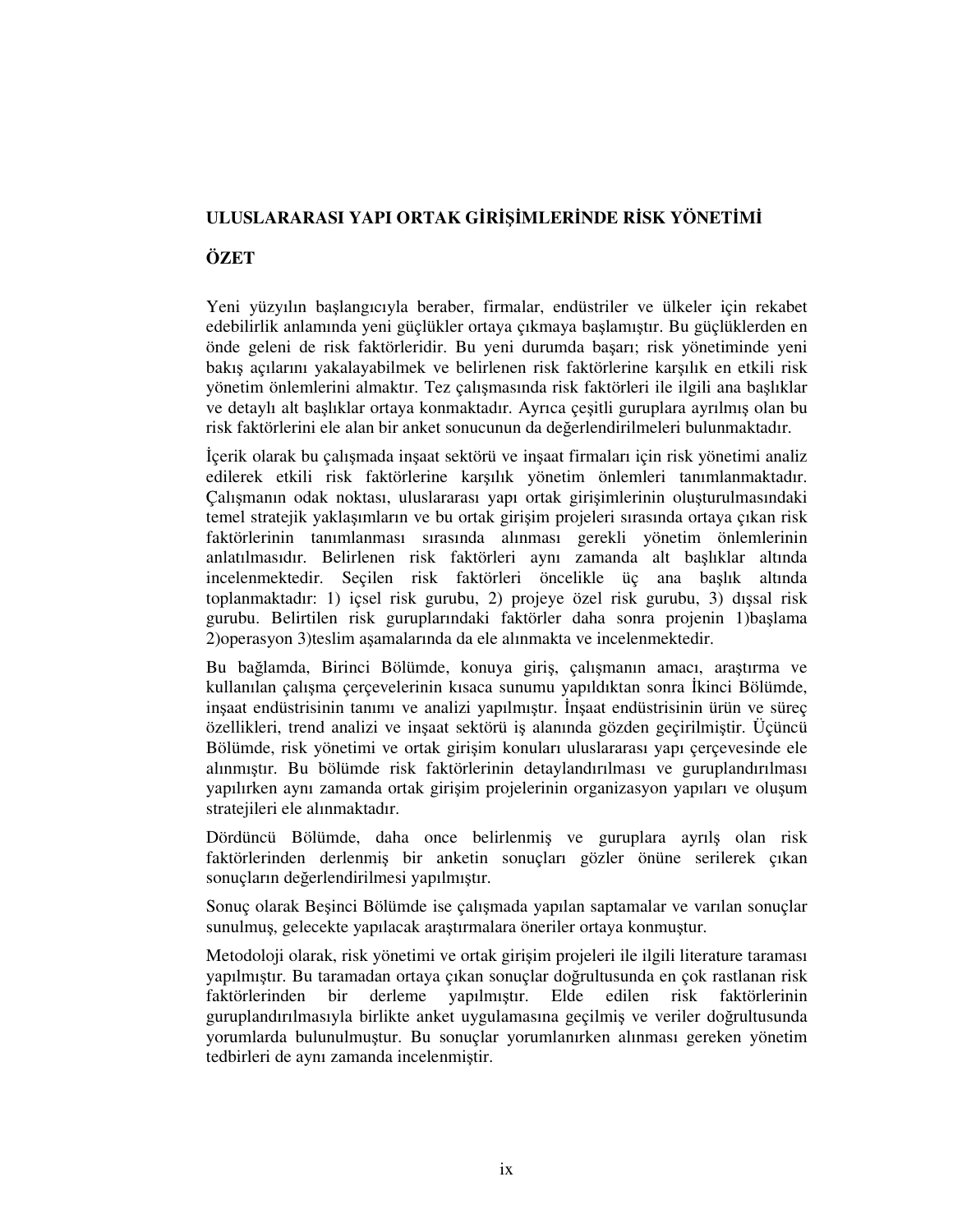## ULUSLARARASI YAPI ORTAK GİRİŞİMLERİNDE RİSK YÖNETİMİ

## ÖZET

Yeni yüzyılın başlangıcıyla beraber, firmalar, endüstriler ve ülkeler için rekabet edebilirlik anlamında yeni güçlükler ortaya çıkmaya başlamıştır. Bu güçlüklerden en önde geleni de risk faktörleridir. Bu yeni durumda başarı; risk yönetiminde yeni bakış açılarını yakalayabilmek ve belirlenen risk faktörlerine karşılık en etkili risk yönetim önlemlerini almaktır. Tez çalışmasında risk faktörleri ile ilgili ana başlıklar ve detaylı alt başlıklar ortaya konmaktadır. Ayrıca çeşitli guruplara ayrılmış olan bu risk faktörlerini ele alan bir anket sonucunun da değerlendirilmeleri bulunmaktadır.

İçerik olarak bu çalışmada inşaat sektörü ve inşaat firmaları için risk yönetimi analiz edilerek etkili risk faktörlerine karşılık yönetim önlemleri tanımlanmaktadır. Çalışmanın odak noktası, uluslararası yapı ortak girişimlerinin oluşturulmasındaki temel stratejik yaklaşımların ve bu ortak girişim projeleri sırasında ortaya çıkan risk faktörlerinin tanımlanması sırasında alınması gerekli yönetim önlemlerinin anlatılmasıdır. Belirlenen risk faktörleri aynı zamanda alt başlıklar altında incelenmektedir. Seçilen risk faktörleri öncelikle üç ana başlık altında toplanmaktadır: 1) içsel risk gurubu, 2) projeye özel risk gurubu, 3) dışsal risk gurubu. Belirtilen risk guruplarındaki faktörler daha sonra projenin 1)başlama 2)operasyon 3)teslim aşamalarında da ele alınmakta ve incelenmektedir.

Bu bağlamda, Birinci Bölümde, konuya giriş, çalışmanın amacı, araştırma ve kullanılan çalışma çerçevelerinin kısaca sunumu yapıldıktan sonra İkinci Bölümde, inşaat endüstrisinin tanımı ve analizi yapılmıştır. İnşaat endüstrisinin ürün ve süreç özellikleri, trend analizi ve inşaat sektörü iş alanında gözden geçirilmiştir. Üçüncü Bölümde, risk yönetimi ve ortak girişim konuları uluslararası yapı çerçevesinde ele alınmıştır. Bu bölümde risk faktörlerinin detaylandırılması ve guruplandırılması yapılırken aynı zamanda ortak girişim projelerinin organizasyon yapıları ve oluşum stratejileri ele alınmaktadır.

Dördüncü Bölümde, daha once belirlenmiş ve guruplara ayrılş olan risk faktörlerinden derlenmiş bir anketin sonuçları gözler önüne serilerek çıkan sonuçların değerlendirilmesi yapılmıştır.

Sonuç olarak Beşinci Bölümde ise çalışmada yapılan saptamalar ve varılan sonuçlar sunulmuş, gelecekte yapılacak araştırmalara öneriler ortaya konmuştur.

Metodoloji olarak, risk yönetimi ve ortak girişim projeleri ile ilgili literature taraması yapılmıştır. Bu taramadan ortaya çıkan sonuçlar doğrultusunda en çok rastlanan risk faktörlerinden bir derleme yapılmıştır. Elde edilen risk faktörlerinin guruplandırılmasıyla birlikte anket uygulamasına geçilmiş ve veriler doğrultusunda yorumlarda bulunulmuştur. Bu sonuçlar yorumlanırken alınması gereken yönetim tedbirleri de aynı zamanda incelenmiştir.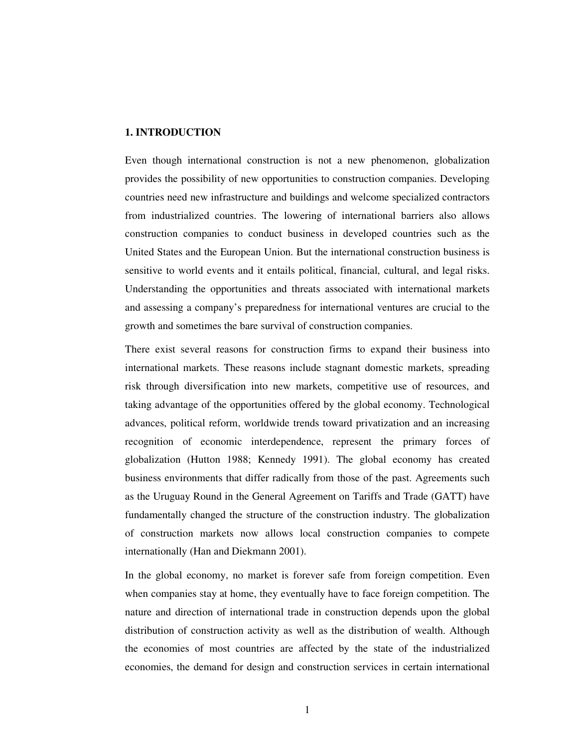# 1. INTRODUCTION

Even though international construction is not a new phenomenon, globalization provides the possibility of new opportunities to construction companies. Developing countries need new infrastructure and buildings and welcome specialized contractors from industrialized countries. The lowering of international barriers also allows construction companies to conduct business in developed countries such as the United States and the European Union. But the international construction business is sensitive to world events and it entails political, financial, cultural, and legal risks. Understanding the opportunities and threats associated with international markets and assessing a company's preparedness for international ventures are crucial to the growth and sometimes the bare survival of construction companies.

There exist several reasons for construction firms to expand their business into international markets. These reasons include stagnant domestic markets, spreading risk through diversification into new markets, competitive use of resources, and taking advantage of the opportunities offered by the global economy. Technological advances, political reform, worldwide trends toward privatization and an increasing recognition of economic interdependence, represent the primary forces of globalization (Hutton 1988; Kennedy 1991). The global economy has created business environments that differ radically from those of the past. Agreements such as the Uruguay Round in the General Agreement on Tariffs and Trade (GATT) have fundamentally changed the structure of the construction industry. The globalization of construction markets now allows local construction companies to compete internationally (Han and Diekmann 2001).

In the global economy, no market is forever safe from foreign competition. Even when companies stay at home, they eventually have to face foreign competition. The nature and direction of international trade in construction depends upon the global distribution of construction activity as well as the distribution of wealth. Although the economies of most countries are affected by the state of the industrialized economies, the demand for design and construction services in certain international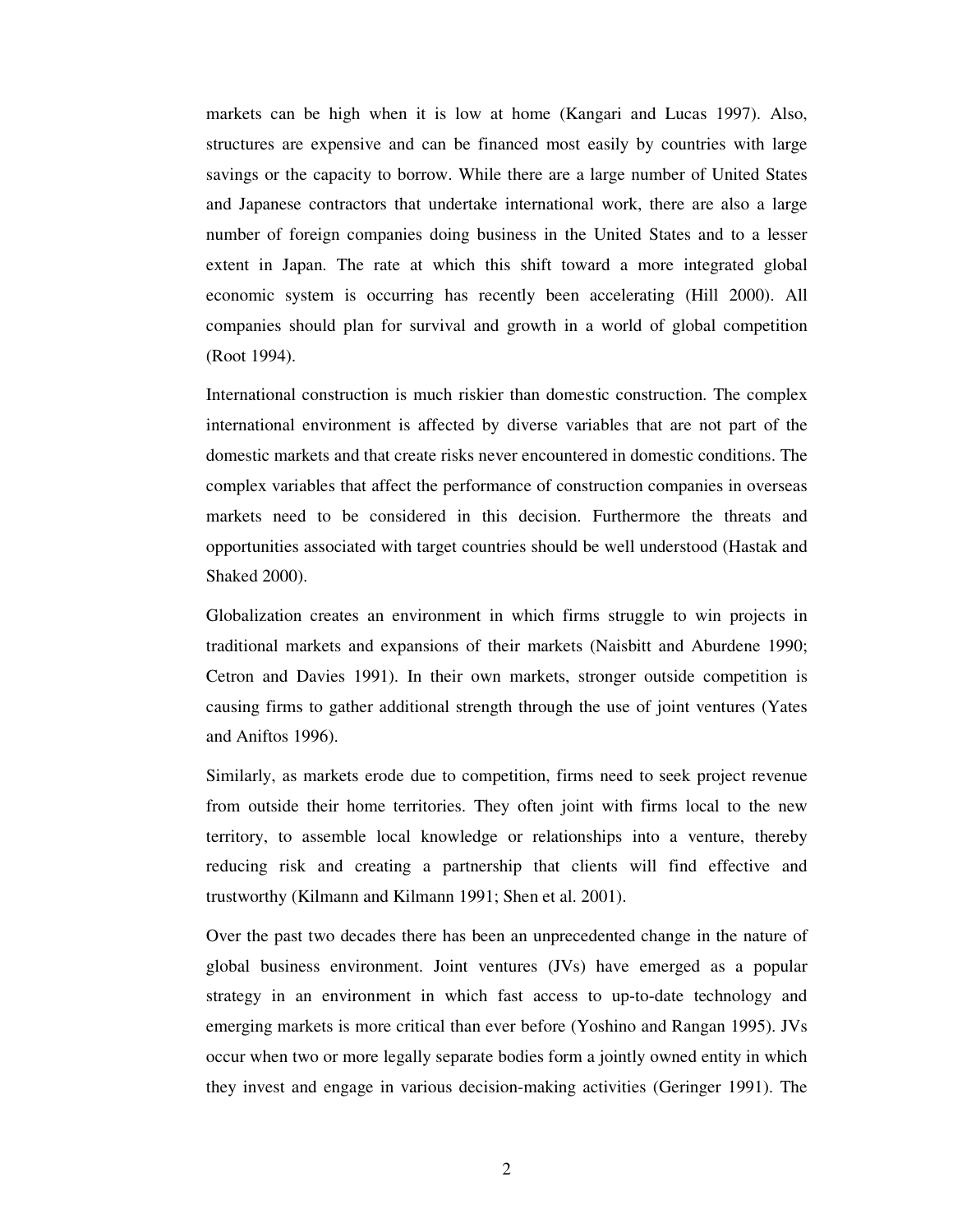markets can be high when it is low at home (Kangari and Lucas 1997). Also, structures are expensive and can be financed most easily by countries with large savings or the capacity to borrow. While there are a large number of United States and Japanese contractors that undertake international work, there are also a large number of foreign companies doing business in the United States and to a lesser extent in Japan. The rate at which this shift toward a more integrated global economic system is occurring has recently been accelerating (Hill 2000). All companies should plan for survival and growth in a world of global competition (Root 1994).

International construction is much riskier than domestic construction. The complex international environment is affected by diverse variables that are not part of the domestic markets and that create risks never encountered in domestic conditions. The complex variables that affect the performance of construction companies in overseas markets need to be considered in this decision. Furthermore the threats and opportunities associated with target countries should be well understood (Hastak and Shaked 2000).

Globalization creates an environment in which firms struggle to win projects in traditional markets and expansions of their markets (Naisbitt and Aburdene 1990; Cetron and Davies 1991). In their own markets, stronger outside competition is causing firms to gather additional strength through the use of joint ventures (Yates and Aniftos 1996).

Similarly, as markets erode due to competition, firms need to seek project revenue from outside their home territories. They often joint with firms local to the new territory, to assemble local knowledge or relationships into a venture, thereby reducing risk and creating a partnership that clients will find effective and trustworthy (Kilmann and Kilmann 1991; Shen et al. 2001).

Over the past two decades there has been an unprecedented change in the nature of global business environment. Joint ventures (JVs) have emerged as a popular strategy in an environment in which fast access to up-to-date technology and emerging markets is more critical than ever before (Yoshino and Rangan 1995). JVs occur when two or more legally separate bodies form a jointly owned entity in which they invest and engage in various decision-making activities (Geringer 1991). The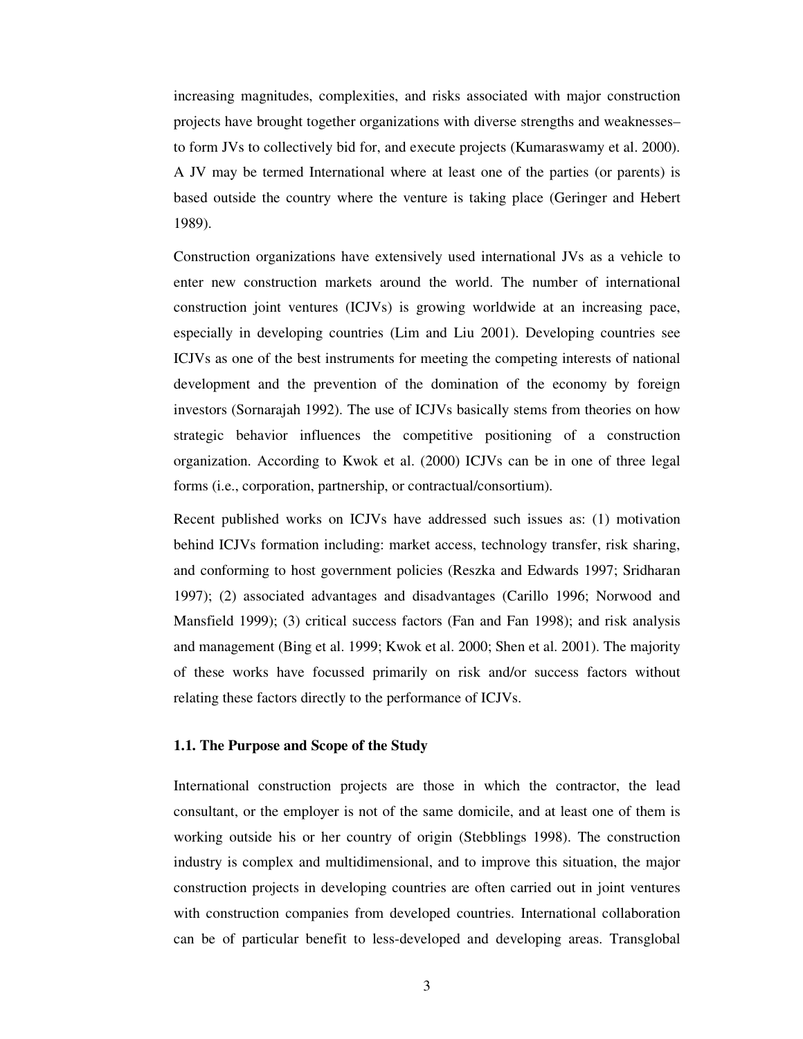increasing magnitudes, complexities, and risks associated with major construction projects have brought together organizations with diverse strengths and weaknesses– to form JVs to collectively bid for, and execute projects (Kumaraswamy et al. 2000). A JV may be termed International where at least one of the parties (or parents) is based outside the country where the venture is taking place (Geringer and Hebert 1989).

Construction organizations have extensively used international JVs as a vehicle to enter new construction markets around the world. The number of international construction joint ventures (ICJVs) is growing worldwide at an increasing pace, especially in developing countries (Lim and Liu 2001). Developing countries see ICJVs as one of the best instruments for meeting the competing interests of national development and the prevention of the domination of the economy by foreign investors (Sornarajah 1992). The use of ICJVs basically stems from theories on how strategic behavior influences the competitive positioning of a construction organization. According to Kwok et al. (2000) ICJVs can be in one of three legal forms (i.e., corporation, partnership, or contractual/consortium).

Recent published works on ICJVs have addressed such issues as: (1) motivation behind ICJVs formation including: market access, technology transfer, risk sharing, and conforming to host government policies (Reszka and Edwards 1997; Sridharan 1997); (2) associated advantages and disadvantages (Carillo 1996; Norwood and Mansfield 1999); (3) critical success factors (Fan and Fan 1998); and risk analysis and management (Bing et al. 1999; Kwok et al. 2000; Shen et al. 2001). The majority of these works have focussed primarily on risk and/or success factors without relating these factors directly to the performance of ICJVs.

### 1.1. The Purpose and Scope of the Study

International construction projects are those in which the contractor, the lead consultant, or the employer is not of the same domicile, and at least one of them is working outside his or her country of origin (Stebblings 1998). The construction industry is complex and multidimensional, and to improve this situation, the major construction projects in developing countries are often carried out in joint ventures with construction companies from developed countries. International collaboration can be of particular benefit to less-developed and developing areas. Transglobal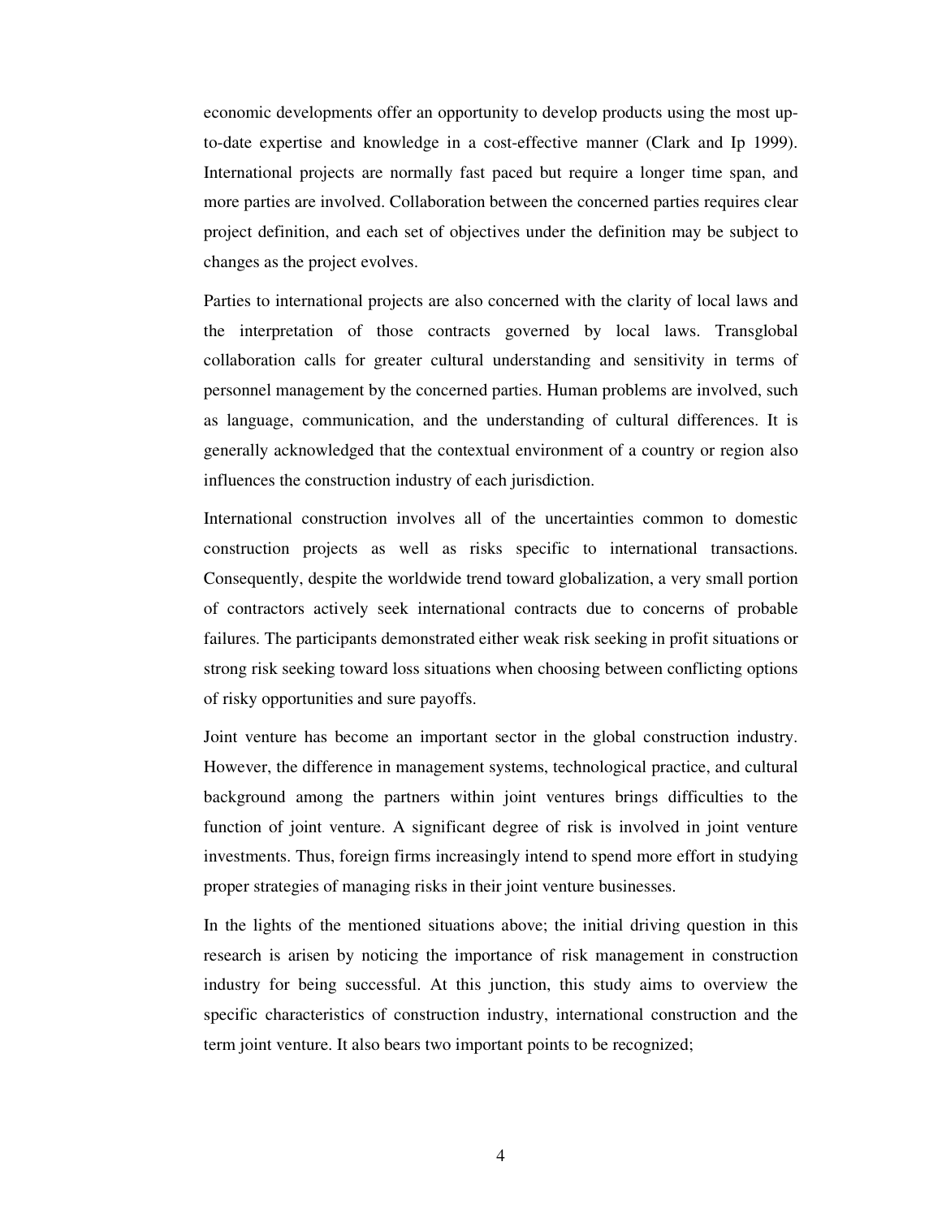economic developments offer an opportunity to develop products using the most up-to-date expertise and knowledge in a cost-effective manner (Clark and Ip 1999). International projects are normally fast paced but require a longer time span, and more parties are involved. Collaboration between the concerned parties requires clear project definition, and each set of objectives under the definition may be subject to changes as the project evolves.

Parties to international projects are also concerned with the clarity of local laws and the interpretation of those contracts governed by local laws. Transglobal collaboration calls for greater cultural understanding and sensitivity in terms of personnel management by the concerned parties. Human problems are involved, such as language, communication, and the understanding of cultural differences. It is generally acknowledged that the contextual environment of a country or region also influences the construction industry of each jurisdiction.

International construction involves all of the uncertainties common to domestic construction projects as well as risks specific to international transactions. Consequently, despite the worldwide trend toward globalization, a very small portion of contractors actively seek international contracts due to concerns of probable failures. The participants demonstrated either weak risk seeking in profit situations or strong risk seeking toward loss situations when choosing between conflicting options of risky opportunities and sure payoffs.

Joint venture has become an important sector in the global construction industry. However, the difference in management systems, technological practice, and cultural background among the partners within joint ventures brings difficulties to the function of joint venture. A significant degree of risk is involved in joint venture investments. Thus, foreign firms increasingly intend to spend more effort in studying proper strategies of managing risks in their joint venture businesses.

In the lights of the mentioned situations above; the initial driving question in this research is arisen by noticing the importance of risk management in construction industry for being successful. At this junction, this study aims to overview the specific characteristics of construction industry, international construction and the term joint venture. It also bears two important points to be recognized;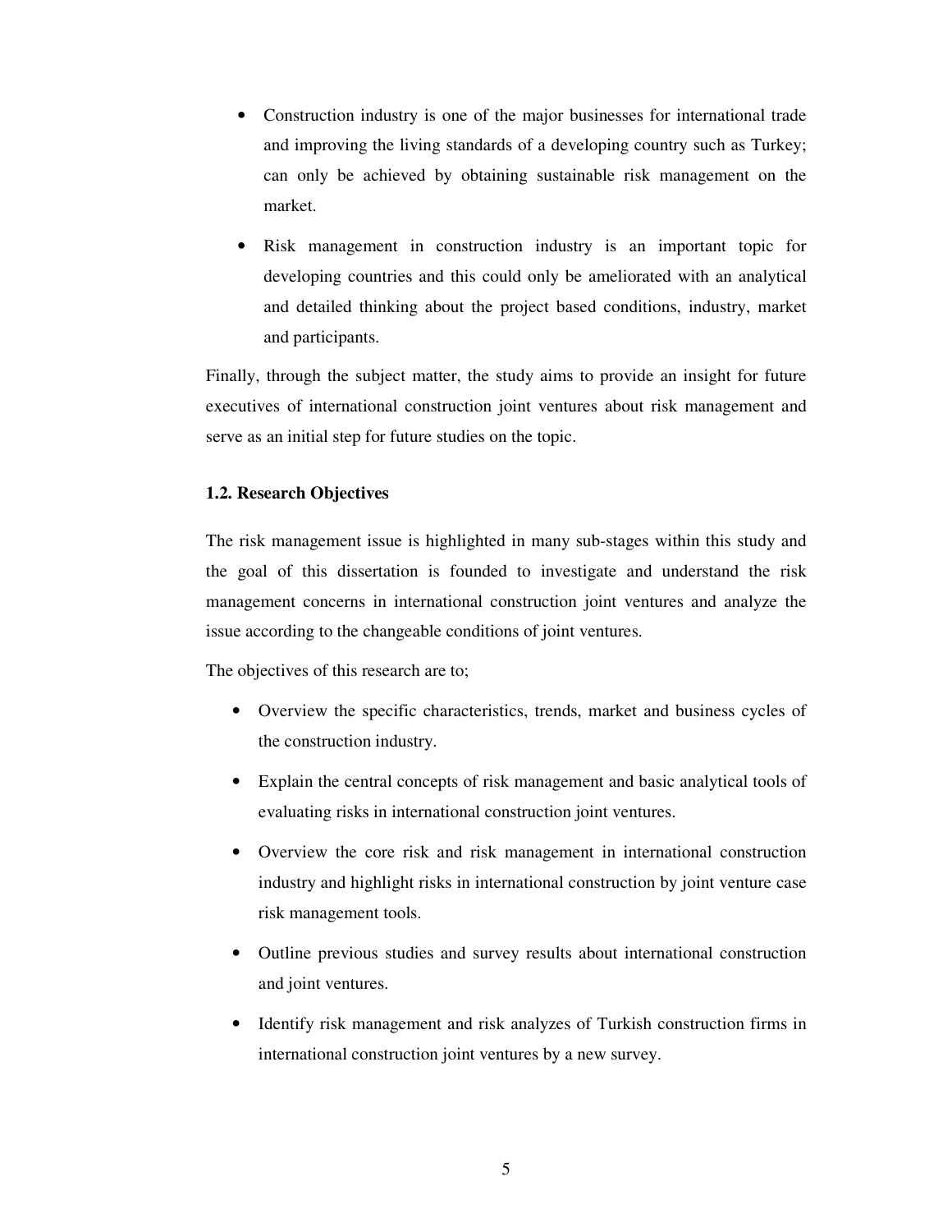- Construction industry is one of the major businesses for international trade and improving the living standards of a developing country such as Turkey; can only be achieved by obtaining sustainable risk management on the market.
- Risk management in construction industry is an important topic for developing countries and this could only be ameliorated with an analytical and detailed thinking about the project based conditions, industry, market and participants.

Finally, through the subject matter, the study aims to provide an insight for future executives of international construction joint ventures about risk management and serve as an initial step for future studies on the topic.

### 1.2. Research Objectives

The risk management issue is highlighted in many sub-stages within this study and the goal of this dissertation is founded to investigate and understand the risk management concerns in international construction joint ventures and analyze the issue according to the changeable conditions of joint ventures.

The objectives of this research are to;

- Overview the specific characteristics, trends, market and business cycles of the construction industry.
- Explain the central concepts of risk management and basic analytical tools of evaluating risks in international construction joint ventures.
- Overview the core risk and risk management in international construction industry and highlight risks in international construction by joint venture case risk management tools.
- Outline previous studies and survey results about international construction and joint ventures.
- Identify risk management and risk analyzes of Turkish construction firms in international construction joint ventures by a new survey.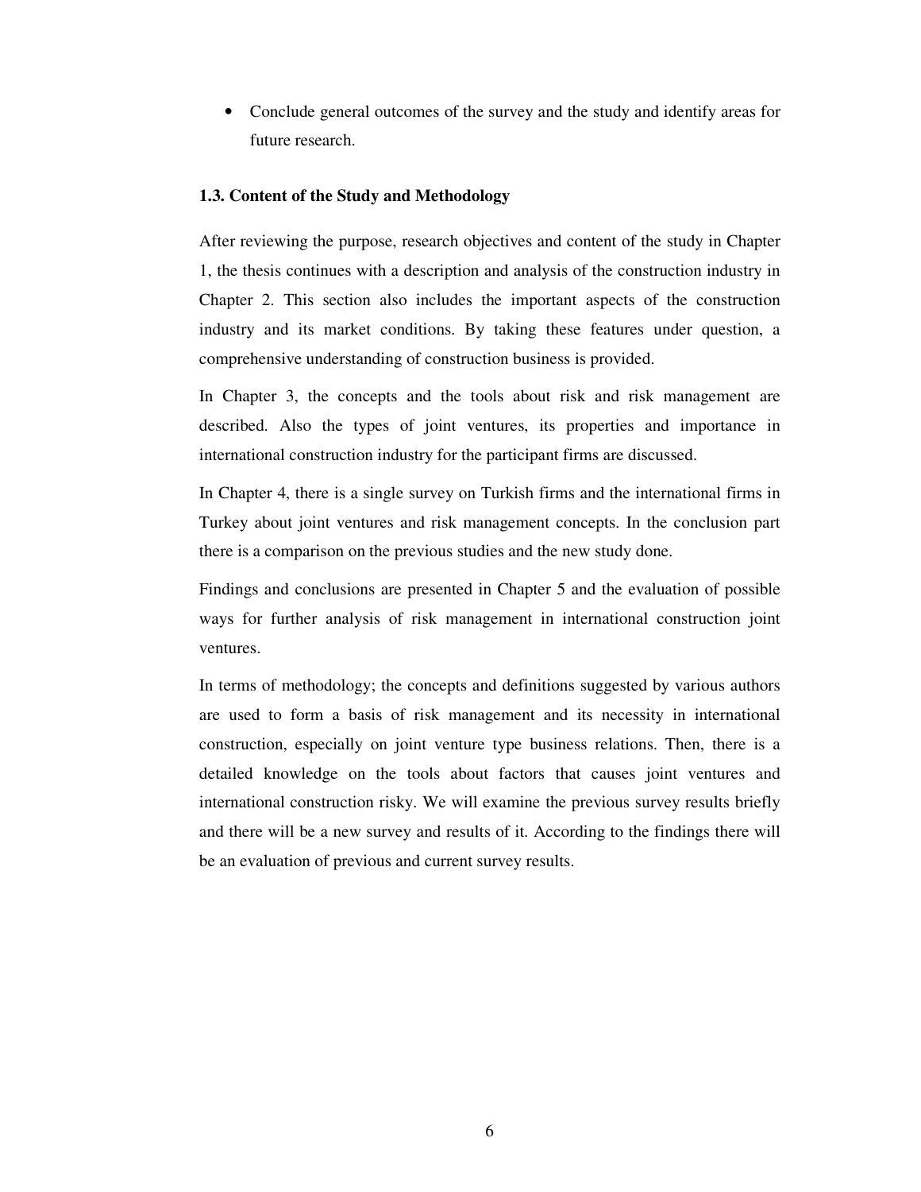- Conclude general outcomes of the survey and the study and identify areas for future research.

### 1.3. Content of the Study and Methodology

After reviewing the purpose, research objectives and content of the study in Chapter 1, the thesis continues with a description and analysis of the construction industry in Chapter 2. This section also includes the important aspects of the construction industry and its market conditions. By taking these features under question, a comprehensive understanding of construction business is provided.

In Chapter 3, the concepts and the tools about risk and risk management are described. Also the types of joint ventures, its properties and importance in international construction industry for the participant firms are discussed.

In Chapter 4, there is a single survey on Turkish firms and the international firms in Turkey about joint ventures and risk management concepts. In the conclusion part there is a comparison on the previous studies and the new study done.

Findings and conclusions are presented in Chapter 5 and the evaluation of possible ways for further analysis of risk management in international construction joint ventures.

In terms of methodology; the concepts and definitions suggested by various authors are used to form a basis of risk management and its necessity in international construction, especially on joint venture type business relations. Then, there is a detailed knowledge on the tools about factors that causes joint ventures and international construction risky. We will examine the previous survey results briefly and there will be a new survey and results of it. According to the findings there will be an evaluation of previous and current survey results.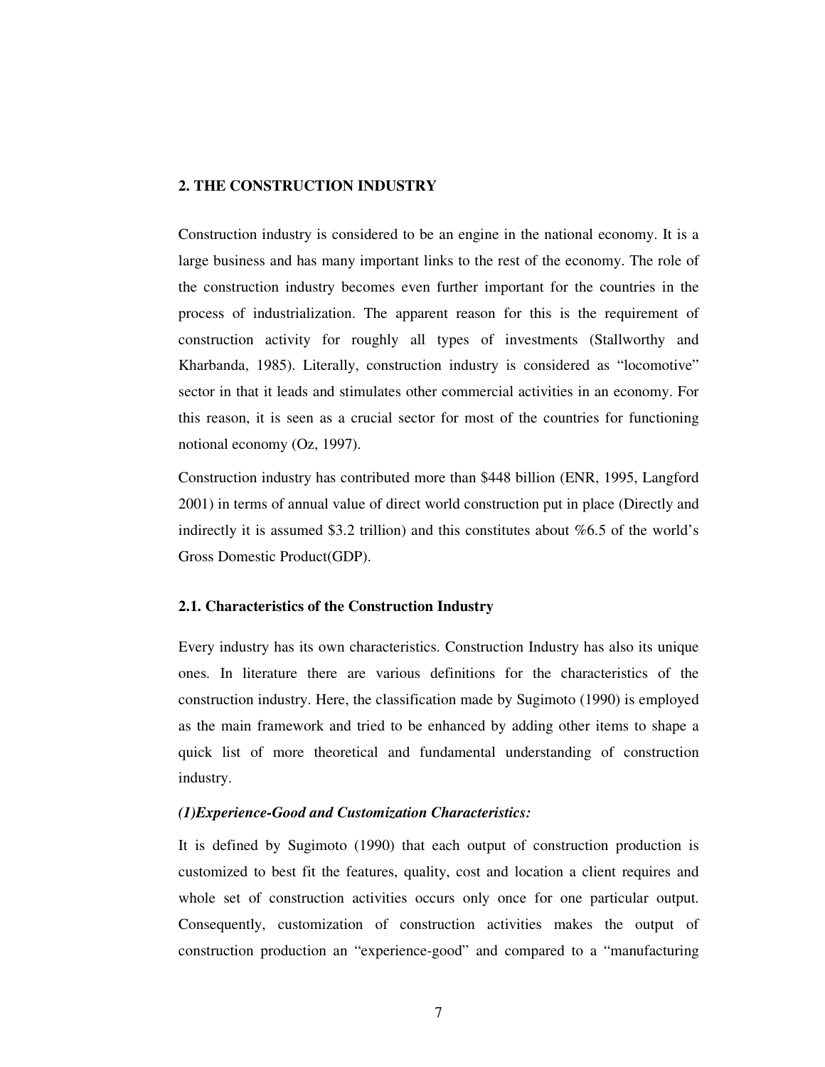## 2. THE CONSTRUCTION INDUSTRY

Construction industry is considered to be an engine in the national economy. It is a large business and has many important links to the rest of the economy. The role of the construction industry becomes even further important for the countries in the process of industrialization. The apparent reason for this is the requirement of construction activity for roughly all types of investments (Stallworthy and Kharbanda, 1985). Literally, construction industry is considered as "locomotive" sector in that it leads and stimulates other commercial activities in an economy. For this reason, it is seen as a crucial sector for most of the countries for functioning notional economy (Oz, 1997).

Construction industry has contributed more than $448 billion (ENR, 1995, Langford 2001) in terms of annual value of direct world construction put in place (Directly and indirectly it is assumed $3.2 trillion) and this constitutes about %6.5 of the world's Gross Domestic Product(GDP).

### 2.1. Characteristics of the Construction Industry

Every industry has its own characteristics. Construction Industry has also its unique ones. In literature there are various definitions for the characteristics of the construction industry. Here, the classification made by Sugimoto (1990) is employed as the main framework and tried to be enhanced by adding other items to shape a quick list of more theoretical and fundamental understanding of construction industry.

***(1)Experience-Good and Customization Characteristics:***

It is defined by Sugimoto (1990) that each output of construction production is customized to best fit the features, quality, cost and location a client requires and whole set of construction activities occurs only once for one particular output. Consequently, customization of construction activities makes the output of construction production an "experience-good" and compared to a "manufacturing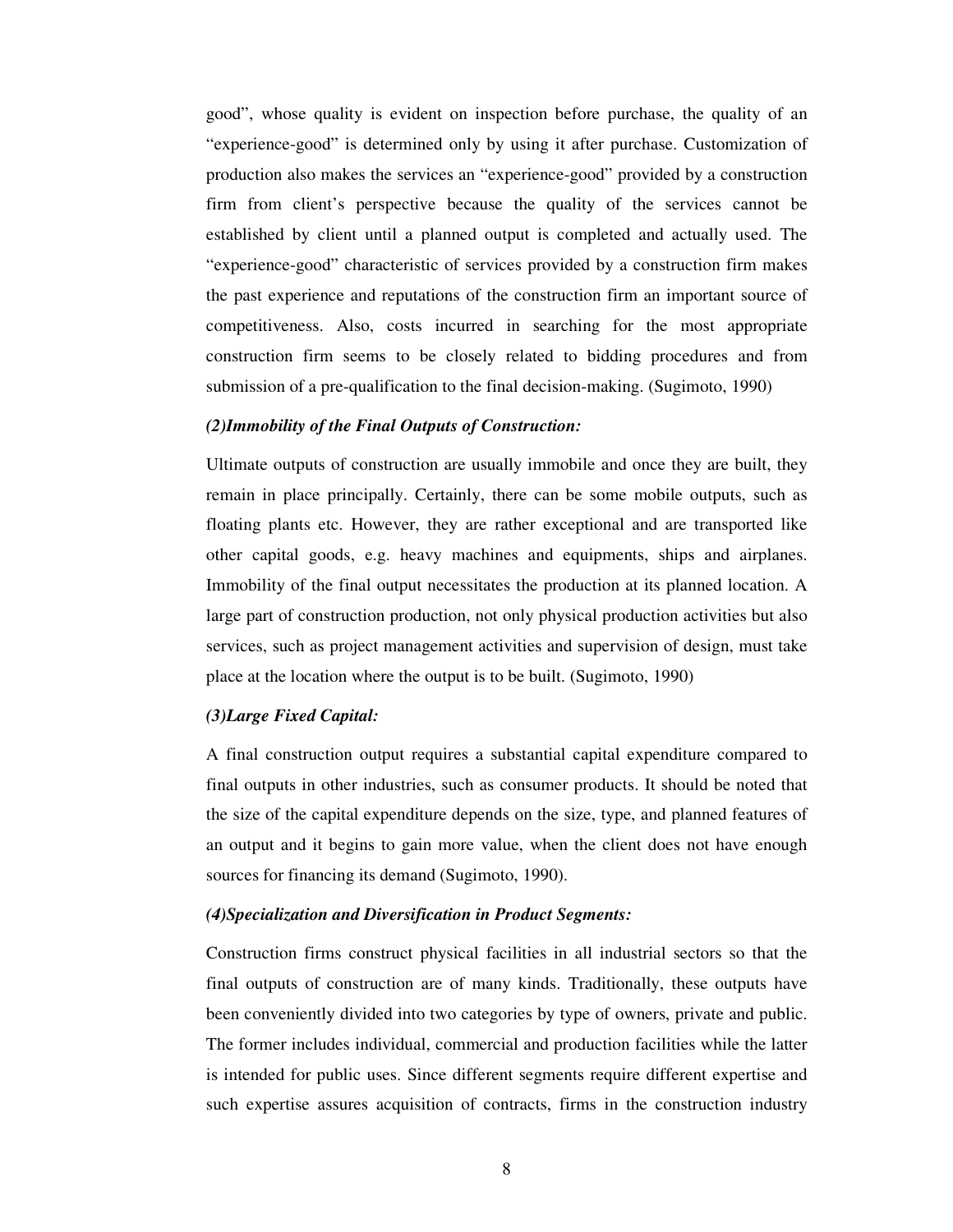good", whose quality is evident on inspection before purchase, the quality of an "experience-good" is determined only by using it after purchase. Customization of production also makes the services an "experience-good" provided by a construction firm from client's perspective because the quality of the services cannot be established by client until a planned output is completed and actually used. The "experience-good" characteristic of services provided by a construction firm makes the past experience and reputations of the construction firm an important source of competitiveness. Also, costs incurred in searching for the most appropriate construction firm seems to be closely related to bidding procedures and from submission of a pre-qualification to the final decision-making. (Sugimoto, 1990)

***(2)Immobility of the Final Outputs of Construction:***

Ultimate outputs of construction are usually immobile and once they are built, they remain in place principally. Certainly, there can be some mobile outputs, such as floating plants etc. However, they are rather exceptional and are transported like other capital goods, e.g. heavy machines and equipments, ships and airplanes. Immobility of the final output necessitates the production at its planned location. A large part of construction production, not only physical production activities but also services, such as project management activities and supervision of design, must take place at the location where the output is to be built. (Sugimoto, 1990)

***(3)Large Fixed Capital:***

A final construction output requires a substantial capital expenditure compared to final outputs in other industries, such as consumer products. It should be noted that the size of the capital expenditure depends on the size, type, and planned features of an output and it begins to gain more value, when the client does not have enough sources for financing its demand (Sugimoto, 1990).

***(4)Specialization and Diversification in Product Segments:***

Construction firms construct physical facilities in all industrial sectors so that the final outputs of construction are of many kinds. Traditionally, these outputs have been conveniently divided into two categories by type of owners, private and public. The former includes individual, commercial and production facilities while the latter is intended for public uses. Since different segments require different expertise and such expertise assures acquisition of contracts, firms in the construction industry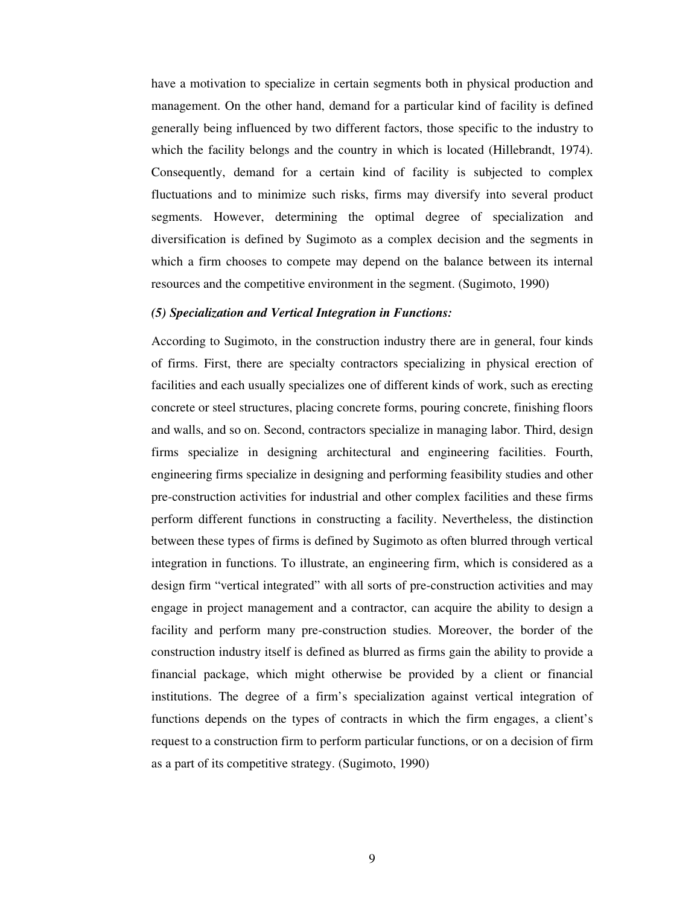have a motivation to specialize in certain segments both in physical production and management. On the other hand, demand for a particular kind of facility is defined generally being influenced by two different factors, those specific to the industry to which the facility belongs and the country in which is located (Hillebrandt, 1974). Consequently, demand for a certain kind of facility is subjected to complex fluctuations and to minimize such risks, firms may diversify into several product segments. However, determining the optimal degree of specialization and diversification is defined by Sugimoto as a complex decision and the segments in which a firm chooses to compete may depend on the balance between its internal resources and the competitive environment in the segment. (Sugimoto, 1990)

***(5) Specialization and Vertical Integration in Functions:***

According to Sugimoto, in the construction industry there are in general, four kinds of firms. First, there are specialty contractors specializing in physical erection of facilities and each usually specializes one of different kinds of work, such as erecting concrete or steel structures, placing concrete forms, pouring concrete, finishing floors and walls, and so on. Second, contractors specialize in managing labor. Third, design firms specialize in designing architectural and engineering facilities. Fourth, engineering firms specialize in designing and performing feasibility studies and other pre-construction activities for industrial and other complex facilities and these firms perform different functions in constructing a facility. Nevertheless, the distinction between these types of firms is defined by Sugimoto as often blurred through vertical integration in functions. To illustrate, an engineering firm, which is considered as a design firm "vertical integrated" with all sorts of pre-construction activities and may engage in project management and a contractor, can acquire the ability to design a facility and perform many pre-construction studies. Moreover, the border of the construction industry itself is defined as blurred as firms gain the ability to provide a financial package, which might otherwise be provided by a client or financial institutions. The degree of a firm's specialization against vertical integration of functions depends on the types of contracts in which the firm engages, a client's request to a construction firm to perform particular functions, or on a decision of firm as a part of its competitive strategy. (Sugimoto, 1990)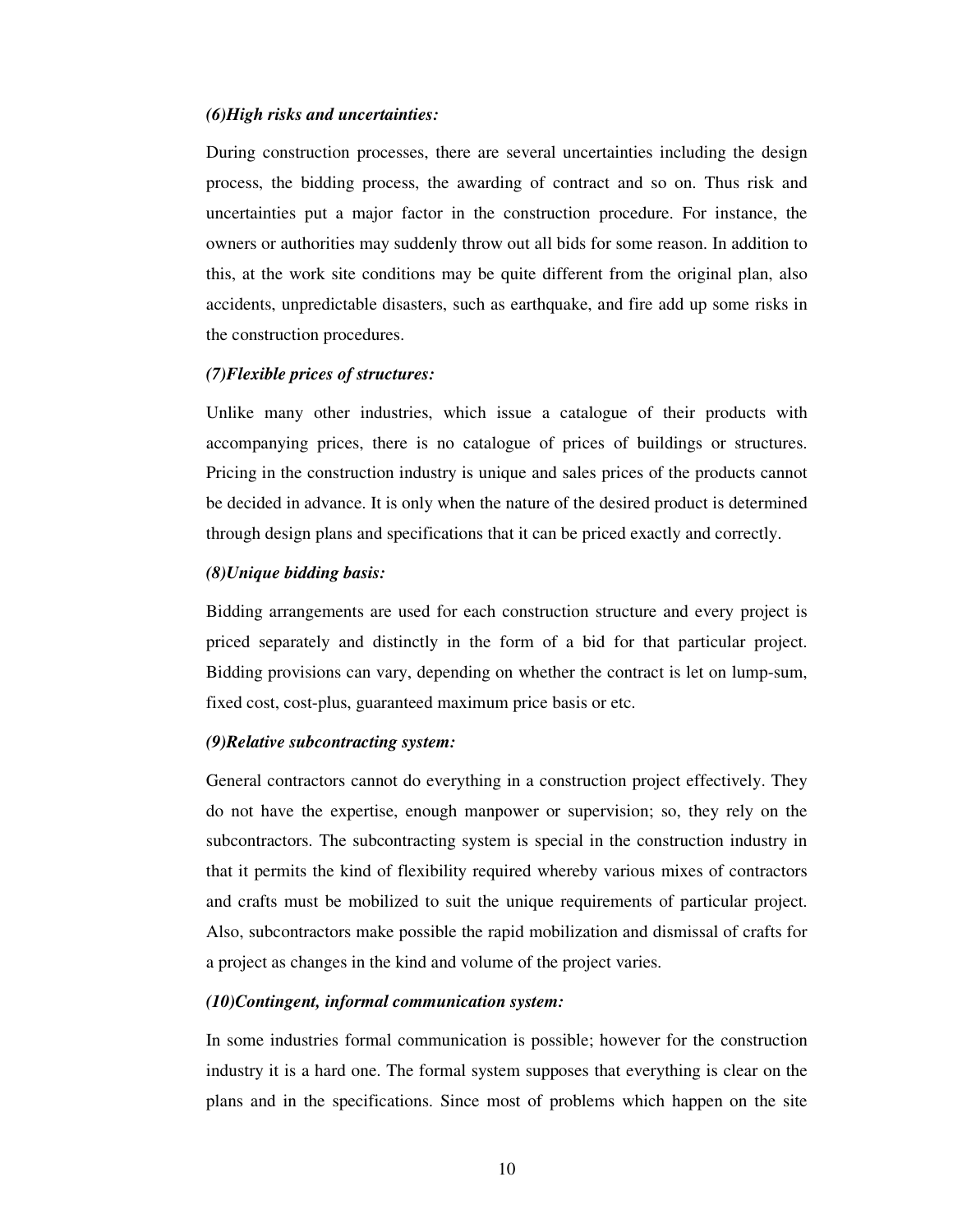***(6)High risks and uncertainties:***

During construction processes, there are several uncertainties including the design process, the bidding process, the awarding of contract and so on. Thus risk and uncertainties put a major factor in the construction procedure. For instance, the owners or authorities may suddenly throw out all bids for some reason. In addition to this, at the work site conditions may be quite different from the original plan, also accidents, unpredictable disasters, such as earthquake, and fire add up some risks in the construction procedures.

***(7)Flexible prices of structures:***

Unlike many other industries, which issue a catalogue of their products with accompanying prices, there is no catalogue of prices of buildings or structures. Pricing in the construction industry is unique and sales prices of the products cannot be decided in advance. It is only when the nature of the desired product is determined through design plans and specifications that it can be priced exactly and correctly.

***(8)Unique bidding basis:***

Bidding arrangements are used for each construction structure and every project is priced separately and distinctly in the form of a bid for that particular project. Bidding provisions can vary, depending on whether the contract is let on lump-sum, fixed cost, cost-plus, guaranteed maximum price basis or etc.

***(9)Relative subcontracting system:***

General contractors cannot do everything in a construction project effectively. They do not have the expertise, enough manpower or supervision; so, they rely on the subcontractors. The subcontracting system is special in the construction industry in that it permits the kind of flexibility required whereby various mixes of contractors and crafts must be mobilized to suit the unique requirements of particular project. Also, subcontractors make possible the rapid mobilization and dismissal of crafts for a project as changes in the kind and volume of the project varies.

***(10)Contingent, informal communication system:***

In some industries formal communication is possible; however for the construction industry it is a hard one. The formal system supposes that everything is clear on the plans and in the specifications. Since most of problems which happen on the site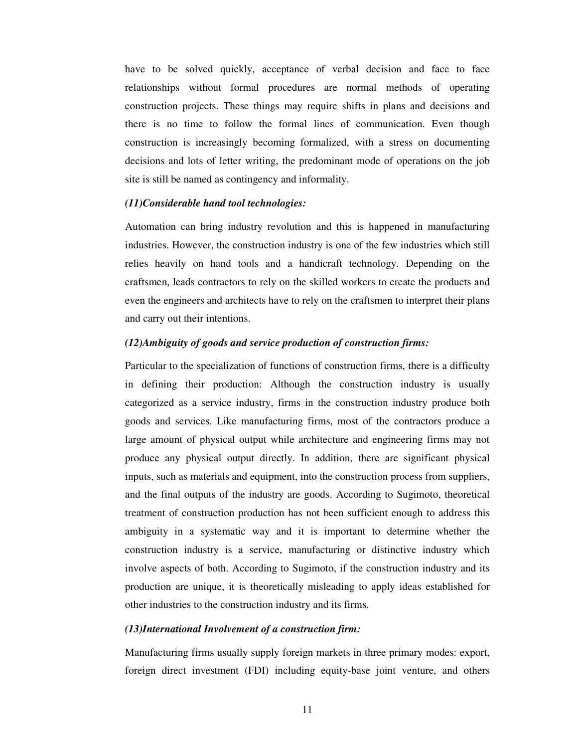have to be solved quickly, acceptance of verbal decision and face to face relationships without formal procedures are normal methods of operating construction projects. These things may require shifts in plans and decisions and there is no time to follow the formal lines of communication. Even though construction is increasingly becoming formalized, with a stress on documenting decisions and lots of letter writing, the predominant mode of operations on the job site is still be named as contingency and informality.

***(11)Considerable hand tool technologies:***

Automation can bring industry revolution and this is happened in manufacturing industries. However, the construction industry is one of the few industries which still relies heavily on hand tools and a handicraft technology. Depending on the craftsmen, leads contractors to rely on the skilled workers to create the products and even the engineers and architects have to rely on the craftsmen to interpret their plans and carry out their intentions.

***(12)Ambiguity of goods and service production of construction firms:***

Particular to the specialization of functions of construction firms, there is a difficulty in defining their production: Although the construction industry is usually categorized as a service industry, firms in the construction industry produce both goods and services. Like manufacturing firms, most of the contractors produce a large amount of physical output while architecture and engineering firms may not produce any physical output directly. In addition, there are significant physical inputs, such as materials and equipment, into the construction process from suppliers, and the final outputs of the industry are goods. According to Sugimoto, theoretical treatment of construction production has not been sufficient enough to address this ambiguity in a systematic way and it is important to determine whether the construction industry is a service, manufacturing or distinctive industry which involve aspects of both. According to Sugimoto, if the construction industry and its production are unique, it is theoretically misleading to apply ideas established for other industries to the construction industry and its firms.

***(13)International Involvement of a construction firm:***

Manufacturing firms usually supply foreign markets in three primary modes: export, foreign direct investment (FDI) including equity-base joint venture, and others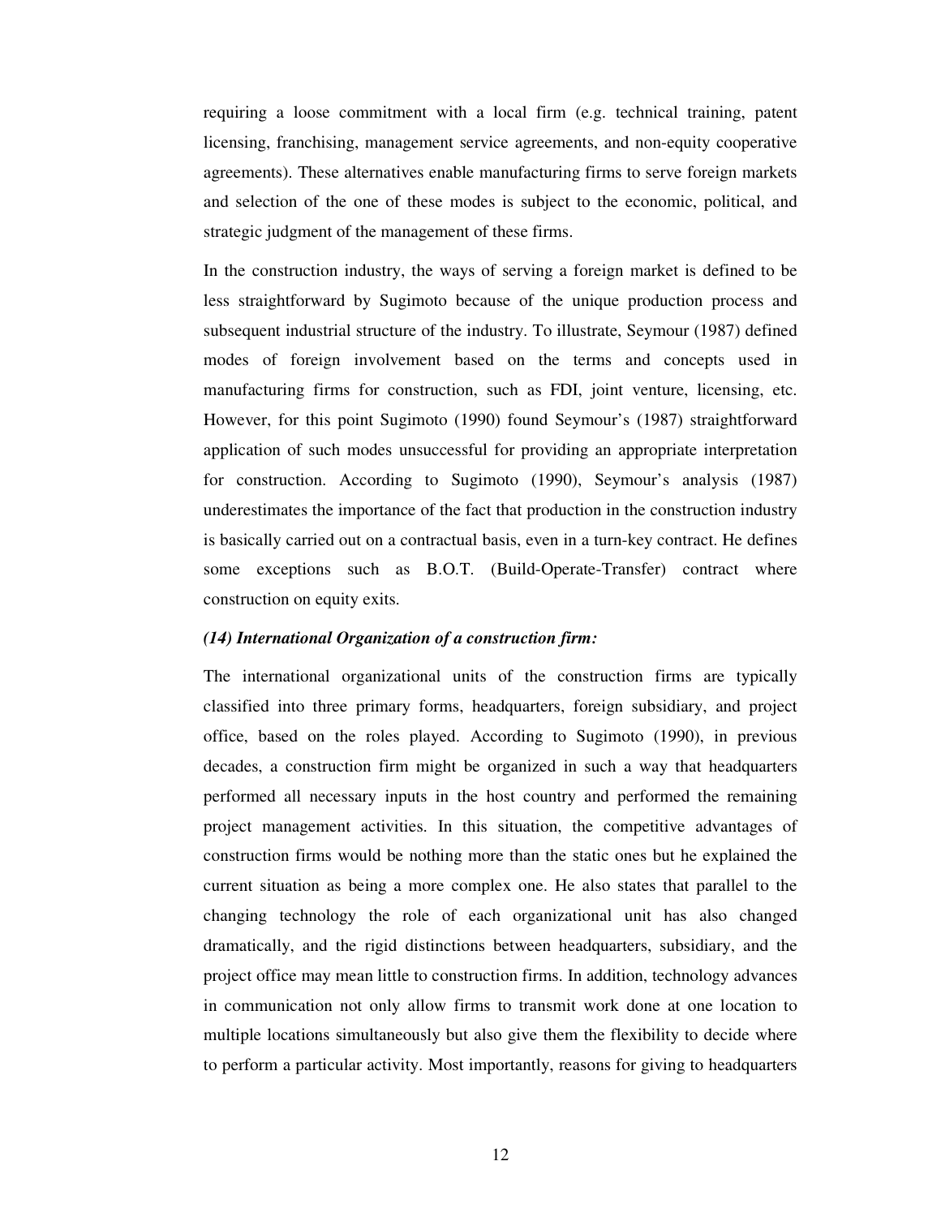requiring a loose commitment with a local firm (e.g. technical training, patent licensing, franchising, management service agreements, and non-equity cooperative agreements). These alternatives enable manufacturing firms to serve foreign markets and selection of the one of these modes is subject to the economic, political, and strategic judgment of the management of these firms.

In the construction industry, the ways of serving a foreign market is defined to be less straightforward by Sugimoto because of the unique production process and subsequent industrial structure of the industry. To illustrate, Seymour (1987) defined modes of foreign involvement based on the terms and concepts used in manufacturing firms for construction, such as FDI, joint venture, licensing, etc. However, for this point Sugimoto (1990) found Seymour's (1987) straightforward application of such modes unsuccessful for providing an appropriate interpretation for construction. According to Sugimoto (1990), Seymour's analysis (1987) underestimates the importance of the fact that production in the construction industry is basically carried out on a contractual basis, even in a turn-key contract. He defines some exceptions such as B.O.T. (Build-Operate-Transfer) contract where construction on equity exits.

***(14) International Organization of a construction firm:***

The international organizational units of the construction firms are typically classified into three primary forms, headquarters, foreign subsidiary, and project office, based on the roles played. According to Sugimoto (1990), in previous decades, a construction firm might be organized in such a way that headquarters performed all necessary inputs in the host country and performed the remaining project management activities. In this situation, the competitive advantages of construction firms would be nothing more than the static ones but he explained the current situation as being a more complex one. He also states that parallel to the changing technology the role of each organizational unit has also changed dramatically, and the rigid distinctions between headquarters, subsidiary, and the project office may mean little to construction firms. In addition, technology advances in communication not only allow firms to transmit work done at one location to multiple locations simultaneously but also give them the flexibility to decide where to perform a particular activity. Most importantly, reasons for giving to headquarters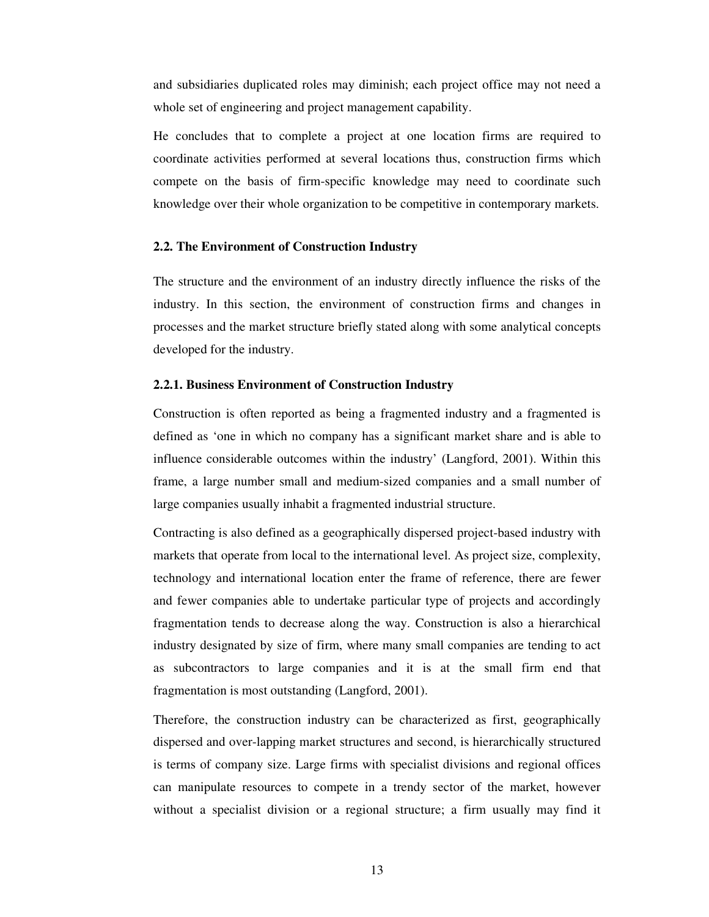and subsidiaries duplicated roles may diminish; each project office may not need a whole set of engineering and project management capability.

He concludes that to complete a project at one location firms are required to coordinate activities performed at several locations thus, construction firms which compete on the basis of firm-specific knowledge may need to coordinate such knowledge over their whole organization to be competitive in contemporary markets.

## 2.2. The Environment of Construction Industry

The structure and the environment of an industry directly influence the risks of the industry. In this section, the environment of construction firms and changes in processes and the market structure briefly stated along with some analytical concepts developed for the industry.

### 2.2.1. Business Environment of Construction Industry

Construction is often reported as being a fragmented industry and a fragmented is defined as 'one in which no company has a significant market share and is able to influence considerable outcomes within the industry' (Langford, 2001). Within this frame, a large number small and medium-sized companies and a small number of large companies usually inhabit a fragmented industrial structure.

Contracting is also defined as a geographically dispersed project-based industry with markets that operate from local to the international level. As project size, complexity, technology and international location enter the frame of reference, there are fewer and fewer companies able to undertake particular type of projects and accordingly fragmentation tends to decrease along the way. Construction is also a hierarchical industry designated by size of firm, where many small companies are tending to act as subcontractors to large companies and it is at the small firm end that fragmentation is most outstanding (Langford, 2001).

Therefore, the construction industry can be characterized as first, geographically dispersed and over-lapping market structures and second, is hierarchically structured is terms of company size. Large firms with specialist divisions and regional offices can manipulate resources to compete in a trendy sector of the market, however without a specialist division or a regional structure; a firm usually may find it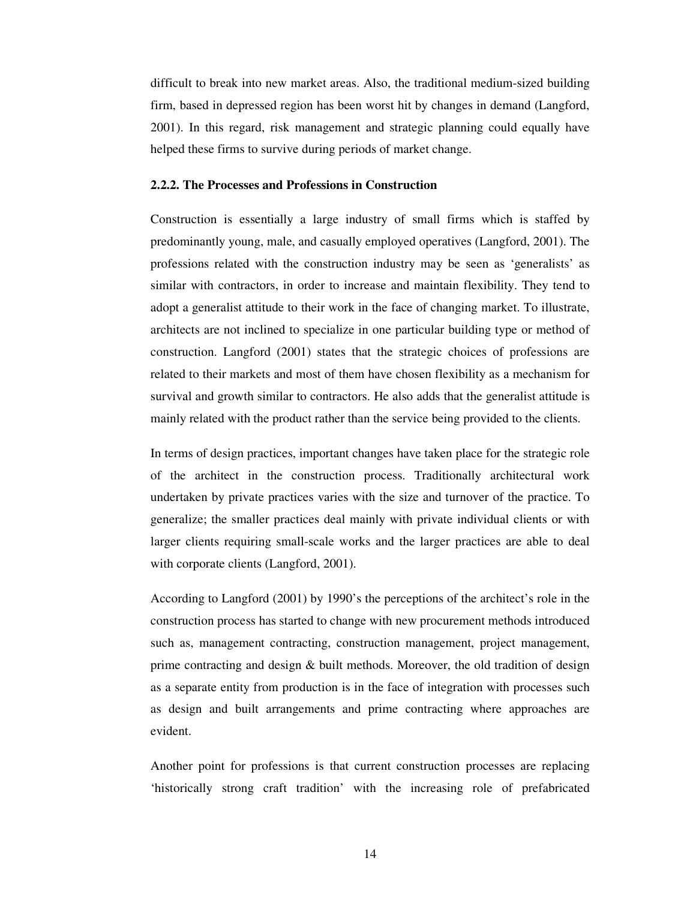difficult to break into new market areas. Also, the traditional medium-sized building firm, based in depressed region has been worst hit by changes in demand (Langford, 2001). In this regard, risk management and strategic planning could equally have helped these firms to survive during periods of market change.

### 2.2.2. The Processes and Professions in Construction

Construction is essentially a large industry of small firms which is staffed by predominantly young, male, and casually employed operatives (Langford, 2001). The professions related with the construction industry may be seen as 'generalists' as similar with contractors, in order to increase and maintain flexibility. They tend to adopt a generalist attitude to their work in the face of changing market. To illustrate, architects are not inclined to specialize in one particular building type or method of construction. Langford (2001) states that the strategic choices of professions are related to their markets and most of them have chosen flexibility as a mechanism for survival and growth similar to contractors. He also adds that the generalist attitude is mainly related with the product rather than the service being provided to the clients.

In terms of design practices, important changes have taken place for the strategic role of the architect in the construction process. Traditionally architectural work undertaken by private practices varies with the size and turnover of the practice. To generalize; the smaller practices deal mainly with private individual clients or with larger clients requiring small-scale works and the larger practices are able to deal with corporate clients (Langford, 2001).

According to Langford (2001) by 1990's the perceptions of the architect's role in the construction process has started to change with new procurement methods introduced such as, management contracting, construction management, project management, prime contracting and design & built methods. Moreover, the old tradition of design as a separate entity from production is in the face of integration with processes such as design and built arrangements and prime contracting where approaches are evident.

Another point for professions is that current construction processes are replacing 'historically strong craft tradition' with the increasing role of prefabricated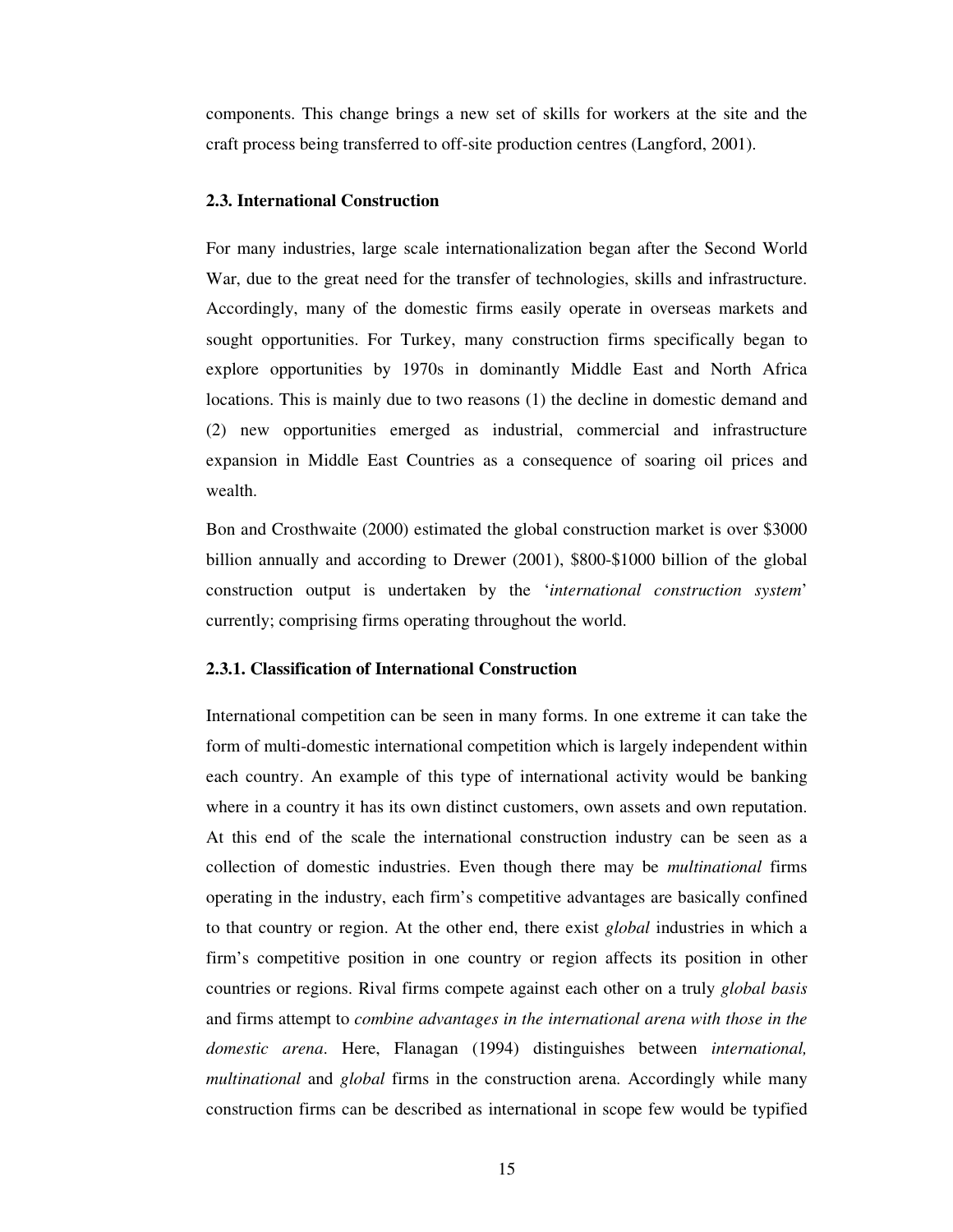components. This change brings a new set of skills for workers at the site and the craft process being transferred to off-site production centres (Langford, 2001).

### 2.3. International Construction

For many industries, large scale internationalization began after the Second World War, due to the great need for the transfer of technologies, skills and infrastructure. Accordingly, many of the domestic firms easily operate in overseas markets and sought opportunities. For Turkey, many construction firms specifically began to explore opportunities by 1970s in dominantly Middle East and North Africa locations. This is mainly due to two reasons (1) the decline in domestic demand and (2) new opportunities emerged as industrial, commercial and infrastructure expansion in Middle East Countries as a consequence of soaring oil prices and wealth.

Bon and Crosthwaite (2000) estimated the global construction market is over $3000 billion annually and according to Drewer (2001), $800-$1000 billion of the global construction output is undertaken by the '*international construction system*' currently; comprising firms operating throughout the world.

#### 2.3.1. Classification of International Construction

International competition can be seen in many forms. In one extreme it can take the form of multi-domestic international competition which is largely independent within each country. An example of this type of international activity would be banking where in a country it has its own distinct customers, own assets and own reputation. At this end of the scale the international construction industry can be seen as a collection of domestic industries. Even though there may be *multinational* firms operating in the industry, each firm's competitive advantages are basically confined to that country or region. At the other end, there exist *global* industries in which a firm's competitive position in one country or region affects its position in other countries or regions. Rival firms compete against each other on a truly *global basis* and firms attempt to *combine advantages in the international arena with those in the domestic arena*. Here, Flanagan (1994) distinguishes between *international, multinational* and *global* firms in the construction arena. Accordingly while many construction firms can be described as international in scope few would be typified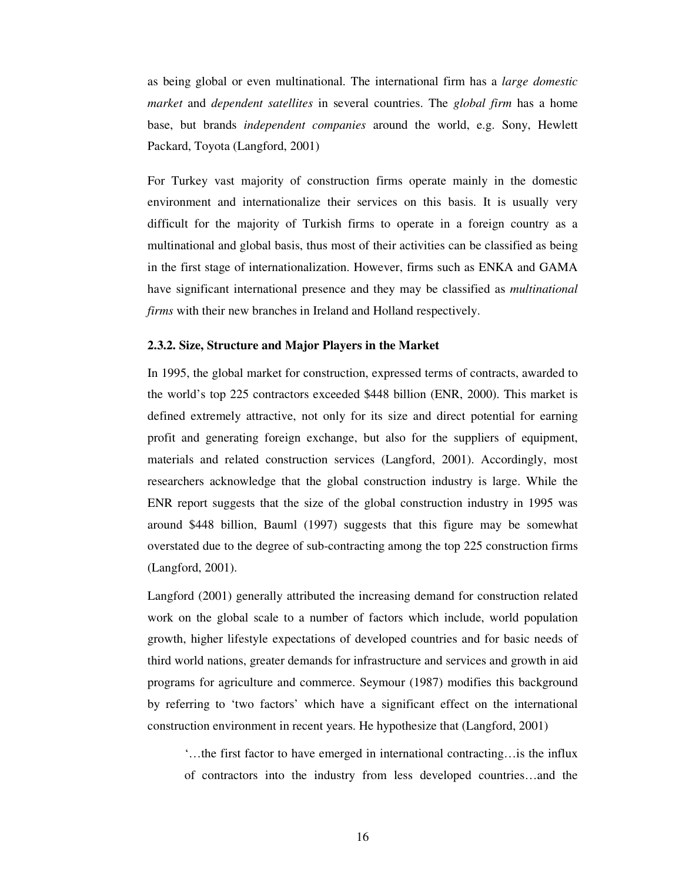as being global or even multinational. The international firm has a *large domestic market* and *dependent satellites* in several countries. The *global firm* has a home base, but brands *independent companies* around the world, e.g. Sony, Hewlett Packard, Toyota (Langford, 2001)

For Turkey vast majority of construction firms operate mainly in the domestic environment and internationalize their services on this basis. It is usually very difficult for the majority of Turkish firms to operate in a foreign country as a multinational and global basis, thus most of their activities can be classified as being in the first stage of internationalization. However, firms such as ENKA and GAMA have significant international presence and they may be classified as *multinational firms* with their new branches in Ireland and Holland respectively.

### 2.3.2. Size, Structure and Major Players in the Market

In 1995, the global market for construction, expressed terms of contracts, awarded to the world's top 225 contractors exceeded $448 billion (ENR, 2000). This market is defined extremely attractive, not only for its size and direct potential for earning profit and generating foreign exchange, but also for the suppliers of equipment, materials and related construction services (Langford, 2001). Accordingly, most researchers acknowledge that the global construction industry is large. While the ENR report suggests that the size of the global construction industry in 1995 was around $448 billion, Bauml (1997) suggests that this figure may be somewhat overstated due to the degree of sub-contracting among the top 225 construction firms (Langford, 2001).

Langford (2001) generally attributed the increasing demand for construction related work on the global scale to a number of factors which include, world population growth, higher lifestyle expectations of developed countries and for basic needs of third world nations, greater demands for infrastructure and services and growth in aid programs for agriculture and commerce. Seymour (1987) modifies this background by referring to 'two factors' which have a significant effect on the international construction environment in recent years. He hypothesize that (Langford, 2001)

> '…the first factor to have emerged in international contracting…is the influx of contractors into the industry from less developed countries…and the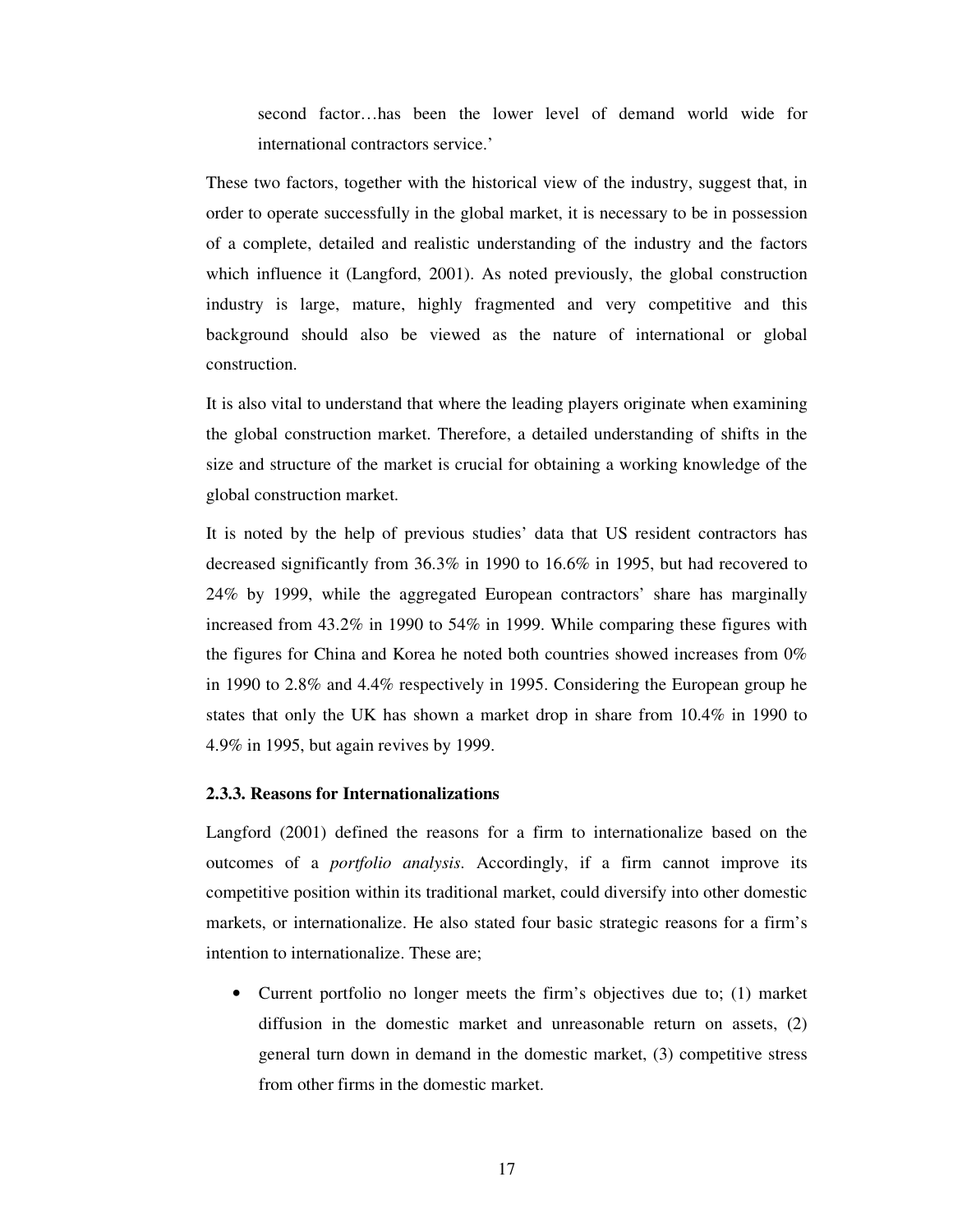second factor…has been the lower level of demand world wide for international contractors service.'

These two factors, together with the historical view of the industry, suggest that, in order to operate successfully in the global market, it is necessary to be in possession of a complete, detailed and realistic understanding of the industry and the factors which influence it (Langford, 2001). As noted previously, the global construction industry is large, mature, highly fragmented and very competitive and this background should also be viewed as the nature of international or global construction.

It is also vital to understand that where the leading players originate when examining the global construction market. Therefore, a detailed understanding of shifts in the size and structure of the market is crucial for obtaining a working knowledge of the global construction market.

It is noted by the help of previous studies' data that US resident contractors has decreased significantly from 36.3% in 1990 to 16.6% in 1995, but had recovered to 24% by 1999, while the aggregated European contractors' share has marginally increased from 43.2% in 1990 to 54% in 1999. While comparing these figures with the figures for China and Korea he noted both countries showed increases from 0% in 1990 to 2.8% and 4.4% respectively in 1995. Considering the European group he states that only the UK has shown a market drop in share from 10.4% in 1990 to 4.9% in 1995, but again revives by 1999.

### 2.3.3. Reasons for Internationalizations

Langford (2001) defined the reasons for a firm to internationalize based on the outcomes of a *portfolio analysis*. Accordingly, if a firm cannot improve its competitive position within its traditional market, could diversify into other domestic markets, or internationalize. He also stated four basic strategic reasons for a firm's intention to internationalize. These are;

- Current portfolio no longer meets the firm's objectives due to; (1) market diffusion in the domestic market and unreasonable return on assets, (2) general turn down in demand in the domestic market, (3) competitive stress from other firms in the domestic market.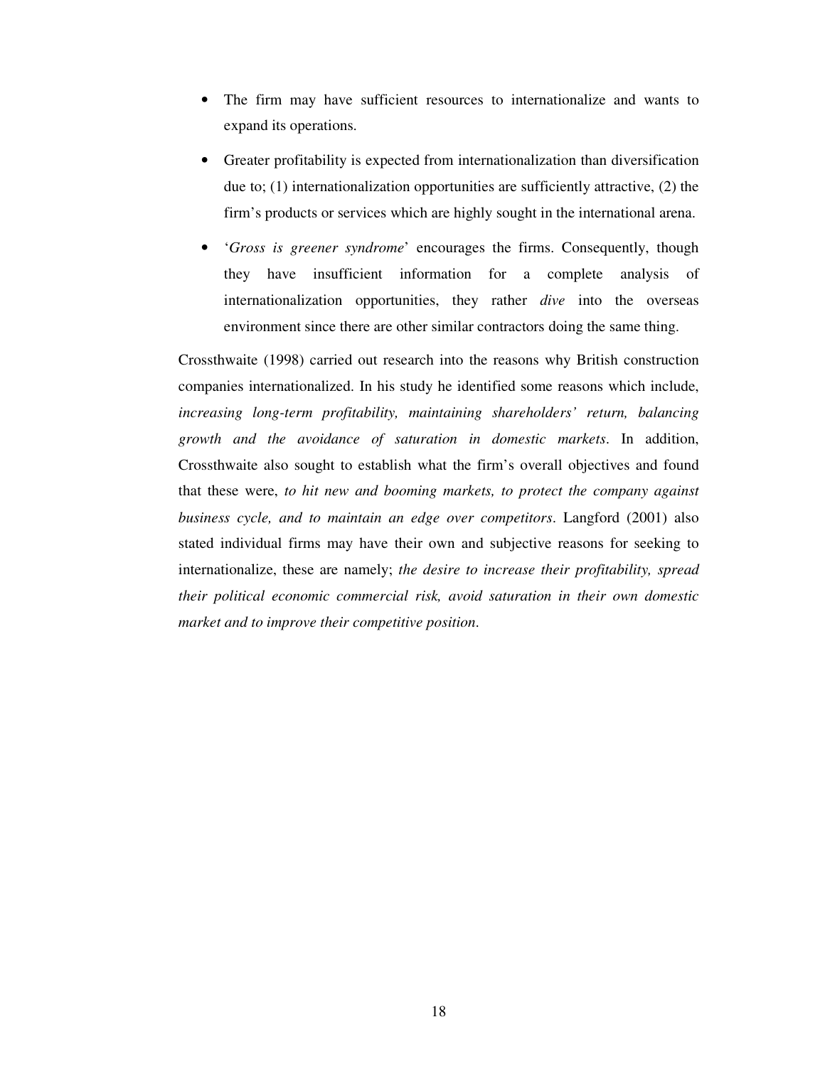- The firm may have sufficient resources to internationalize and wants to expand its operations.
- Greater profitability is expected from internationalization than diversification due to; (1) internationalization opportunities are sufficiently attractive, (2) the firm's products or services which are highly sought in the international arena.
- '*Gross is greener syndrome*' encourages the firms. Consequently, though they have insufficient information for a complete analysis of internationalization opportunities, they rather *dive* into the overseas environment since there are other similar contractors doing the same thing.

Crossthwaite (1998) carried out research into the reasons why British construction companies internationalized. In his study he identified some reasons which include, *increasing long-term profitability, maintaining shareholders' return, balancing growth and the avoidance of saturation in domestic markets*. In addition, Crossthwaite also sought to establish what the firm's overall objectives and found that these were, *to hit new and booming markets, to protect the company against business cycle, and to maintain an edge over competitors*. Langford (2001) also stated individual firms may have their own and subjective reasons for seeking to internationalize, these are namely; *the desire to increase their profitability, spread their political economic commercial risk, avoid saturation in their own domestic market and to improve their competitive position*.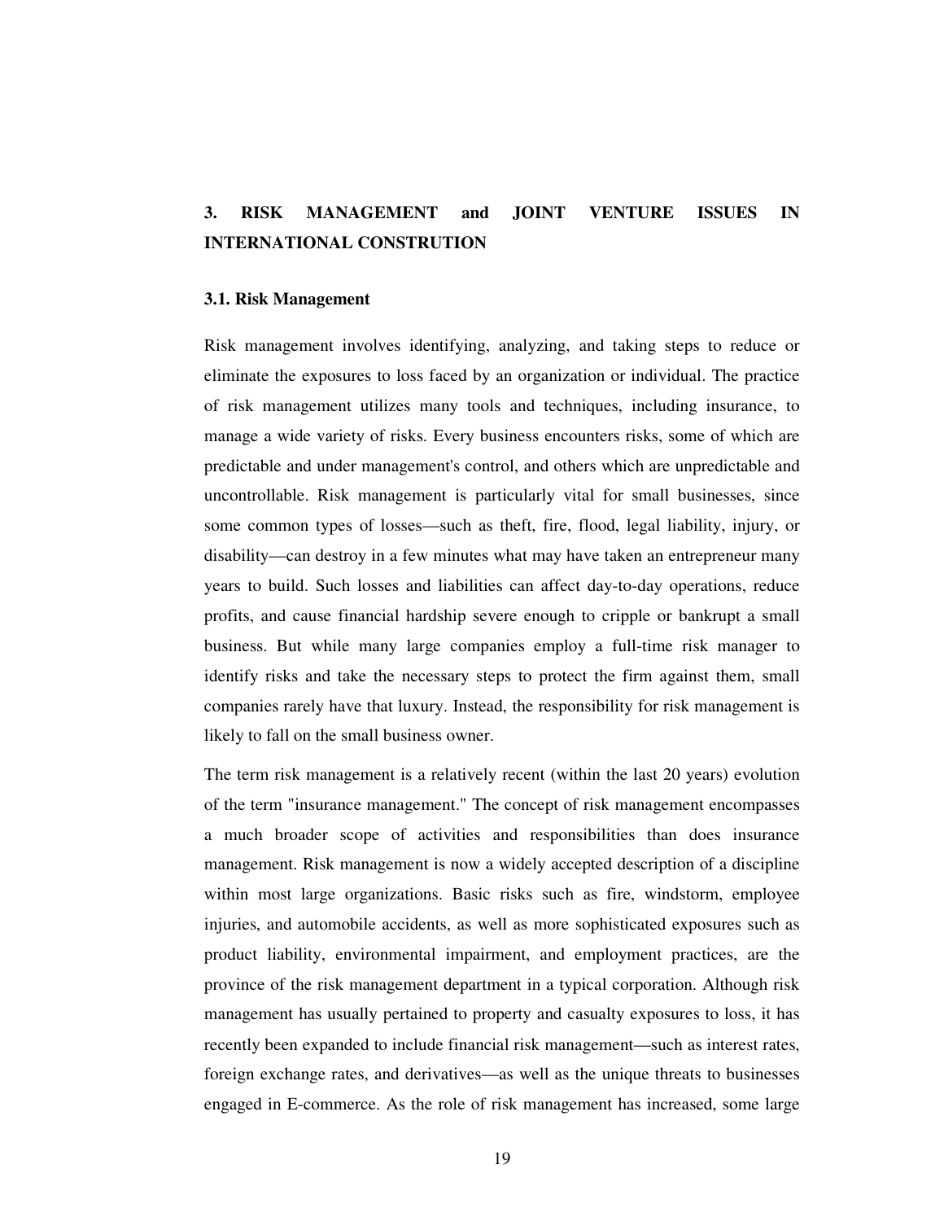# 3. RISK MANAGEMENT and JOINT VENTURE ISSUES IN INTERNATIONAL CONSTRUTION

## 3.1. Risk Management

Risk management involves identifying, analyzing, and taking steps to reduce or eliminate the exposures to loss faced by an organization or individual. The practice of risk management utilizes many tools and techniques, including insurance, to manage a wide variety of risks. Every business encounters risks, some of which are predictable and under management's control, and others which are unpredictable and uncontrollable. Risk management is particularly vital for small businesses, since some common types of losses—such as theft, fire, flood, legal liability, injury, or disability—can destroy in a few minutes what may have taken an entrepreneur many years to build. Such losses and liabilities can affect day-to-day operations, reduce profits, and cause financial hardship severe enough to cripple or bankrupt a small business. But while many large companies employ a full-time risk manager to identify risks and take the necessary steps to protect the firm against them, small companies rarely have that luxury. Instead, the responsibility for risk management is likely to fall on the small business owner.

The term risk management is a relatively recent (within the last 20 years) evolution of the term "insurance management." The concept of risk management encompasses a much broader scope of activities and responsibilities than does insurance management. Risk management is now a widely accepted description of a discipline within most large organizations. Basic risks such as fire, windstorm, employee injuries, and automobile accidents, as well as more sophisticated exposures such as product liability, environmental impairment, and employment practices, are the province of the risk management department in a typical corporation. Although risk management has usually pertained to property and casualty exposures to loss, it has recently been expanded to include financial risk management—such as interest rates, foreign exchange rates, and derivatives—as well as the unique threats to businesses engaged in E-commerce. As the role of risk management has increased, some large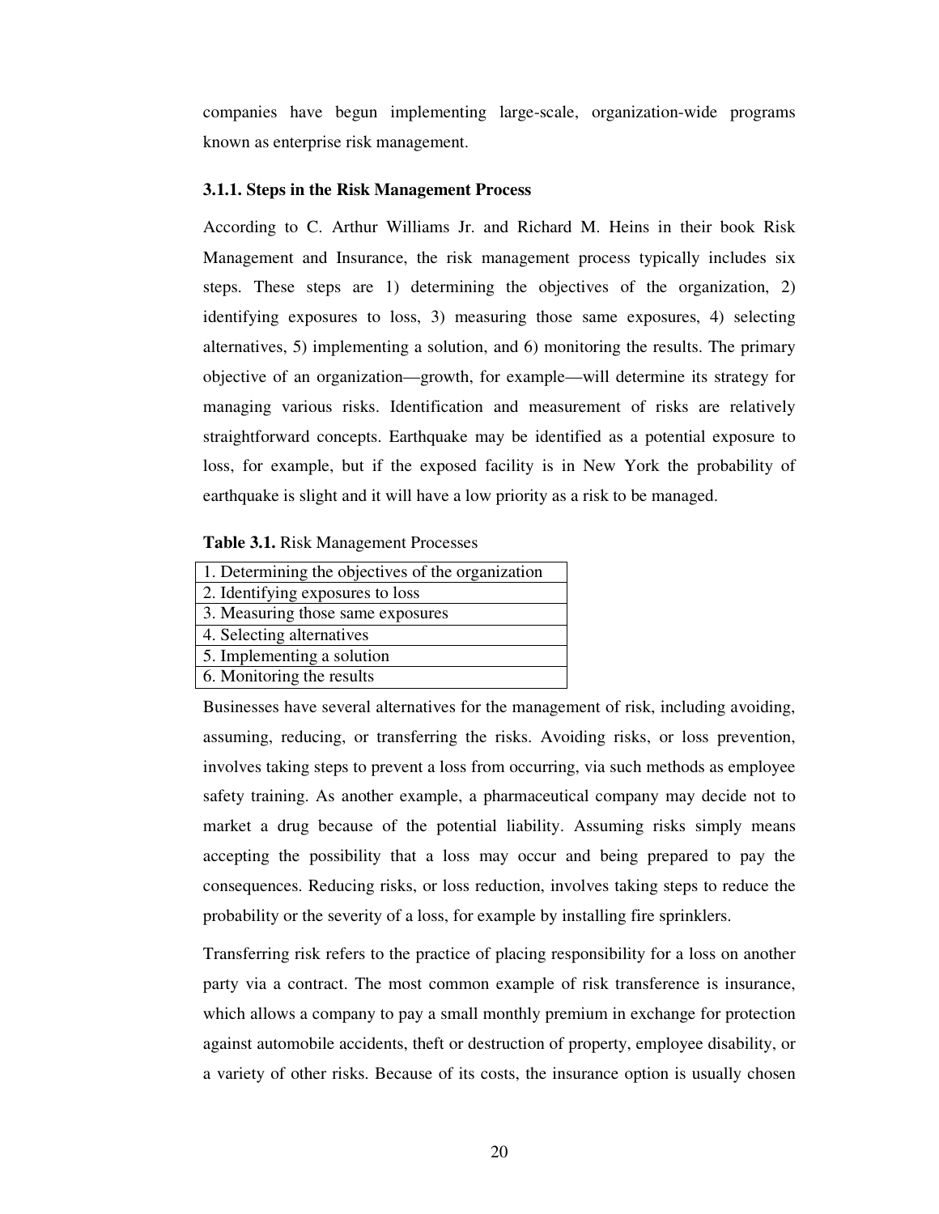companies have begun implementing large-scale, organization-wide programs known as enterprise risk management.

### 3.1.1. Steps in the Risk Management Process

According to C. Arthur Williams Jr. and Richard M. Heins in their book Risk Management and Insurance, the risk management process typically includes six steps. These steps are 1) determining the objectives of the organization, 2) identifying exposures to loss, 3) measuring those same exposures, 4) selecting alternatives, 5) implementing a solution, and 6) monitoring the results. The primary objective of an organization—growth, for example—will determine its strategy for managing various risks. Identification and measurement of risks are relatively straightforward concepts. Earthquake may be identified as a potential exposure to loss, for example, but if the exposed facility is in New York the probability of earthquake is slight and it will have a low priority as a risk to be managed.

**Table 3.1.** Risk Management Processes

| 1. Determining the objectives of the organization |
|---|
| 2. Identifying exposures to loss |
| 3. Measuring those same exposures |
| 4. Selecting alternatives |
| 5. Implementing a solution |
| 6. Monitoring the results |

Businesses have several alternatives for the management of risk, including avoiding, assuming, reducing, or transferring the risks. Avoiding risks, or loss prevention, involves taking steps to prevent a loss from occurring, via such methods as employee safety training. As another example, a pharmaceutical company may decide not to market a drug because of the potential liability. Assuming risks simply means accepting the possibility that a loss may occur and being prepared to pay the consequences. Reducing risks, or loss reduction, involves taking steps to reduce the probability or the severity of a loss, for example by installing fire sprinklers.

Transferring risk refers to the practice of placing responsibility for a loss on another party via a contract. The most common example of risk transference is insurance, which allows a company to pay a small monthly premium in exchange for protection against automobile accidents, theft or destruction of property, employee disability, or a variety of other risks. Because of its costs, the insurance option is usually chosen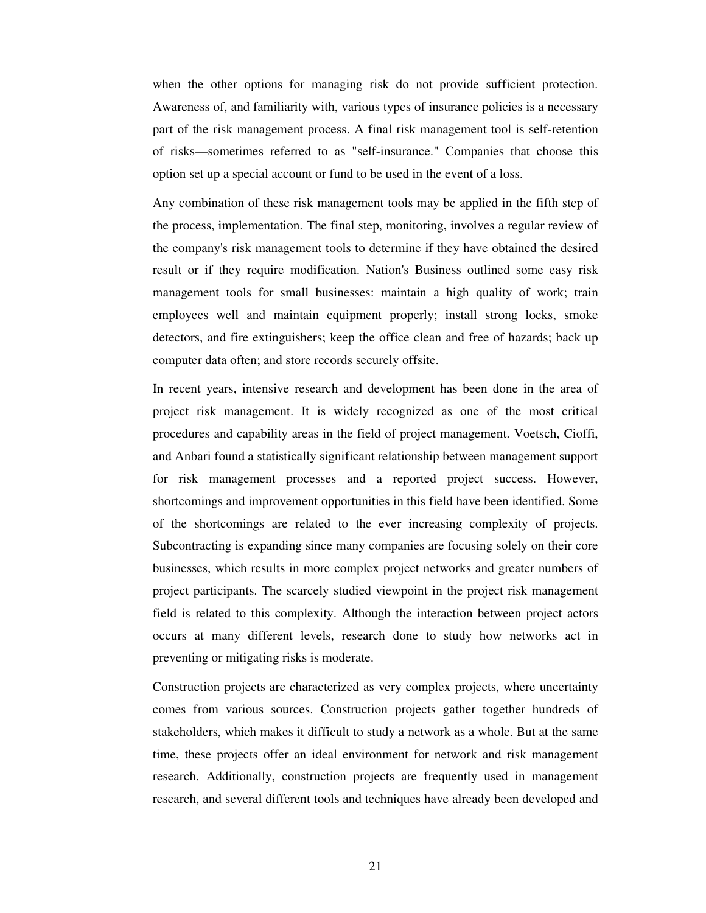when the other options for managing risk do not provide sufficient protection. Awareness of, and familiarity with, various types of insurance policies is a necessary part of the risk management process. A final risk management tool is self-retention of risks—sometimes referred to as "self-insurance." Companies that choose this option set up a special account or fund to be used in the event of a loss.

Any combination of these risk management tools may be applied in the fifth step of the process, implementation. The final step, monitoring, involves a regular review of the company's risk management tools to determine if they have obtained the desired result or if they require modification. Nation's Business outlined some easy risk management tools for small businesses: maintain a high quality of work; train employees well and maintain equipment properly; install strong locks, smoke detectors, and fire extinguishers; keep the office clean and free of hazards; back up computer data often; and store records securely offsite.

In recent years, intensive research and development has been done in the area of project risk management. It is widely recognized as one of the most critical procedures and capability areas in the field of project management. Voetsch, Cioffi, and Anbari found a statistically significant relationship between management support for risk management processes and a reported project success. However, shortcomings and improvement opportunities in this field have been identified. Some of the shortcomings are related to the ever increasing complexity of projects. Subcontracting is expanding since many companies are focusing solely on their core businesses, which results in more complex project networks and greater numbers of project participants. The scarcely studied viewpoint in the project risk management field is related to this complexity. Although the interaction between project actors occurs at many different levels, research done to study how networks act in preventing or mitigating risks is moderate.

Construction projects are characterized as very complex projects, where uncertainty comes from various sources. Construction projects gather together hundreds of stakeholders, which makes it difficult to study a network as a whole. But at the same time, these projects offer an ideal environment for network and risk management research. Additionally, construction projects are frequently used in management research, and several different tools and techniques have already been developed and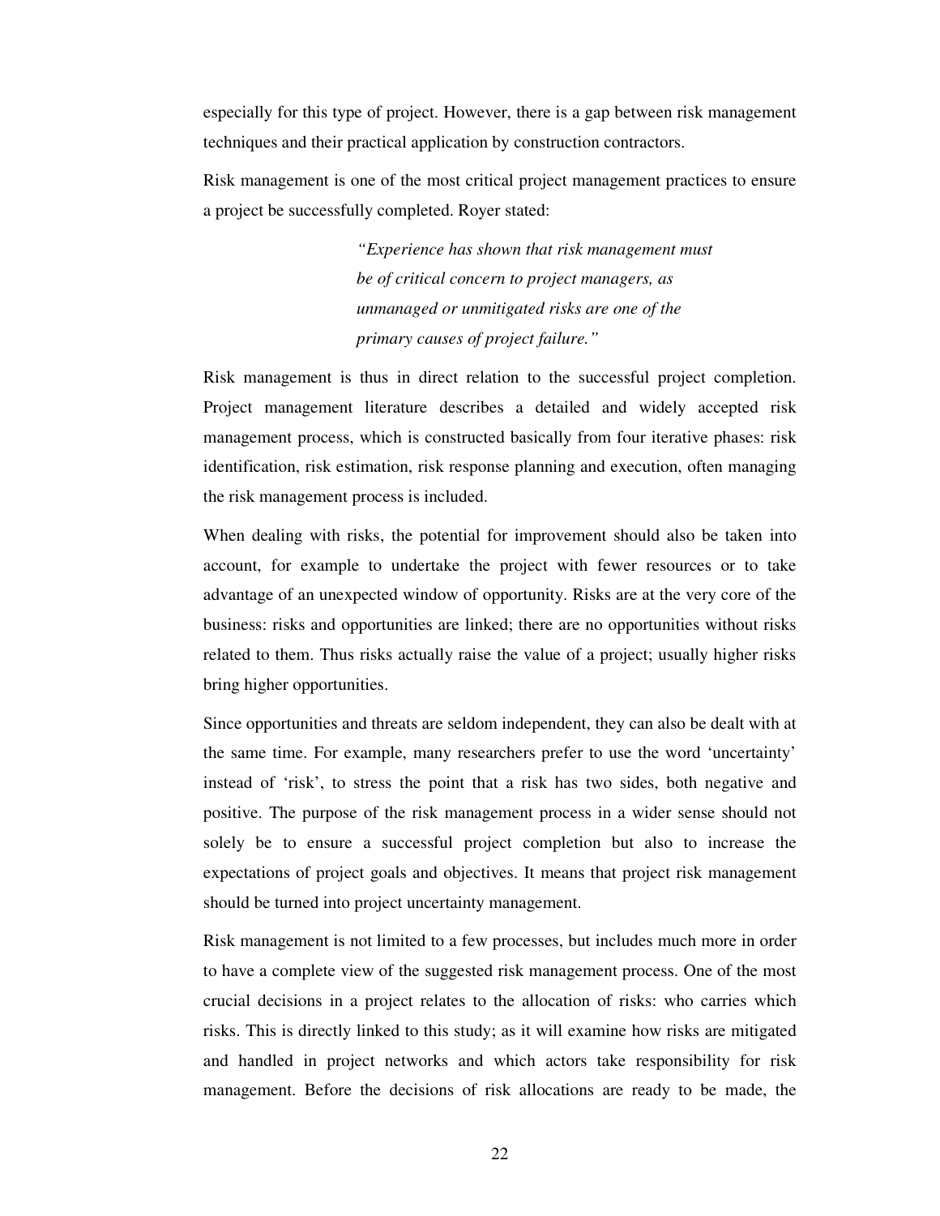especially for this type of project. However, there is a gap between risk management techniques and their practical application by construction contractors.

Risk management is one of the most critical project management practices to ensure a project be successfully completed. Royer stated:

> *"Experience has shown that risk management must be of critical concern to project managers, as unmanaged or unmitigated risks are one of the primary causes of project failure."*

Risk management is thus in direct relation to the successful project completion. Project management literature describes a detailed and widely accepted risk management process, which is constructed basically from four iterative phases: risk identification, risk estimation, risk response planning and execution, often managing the risk management process is included.

When dealing with risks, the potential for improvement should also be taken into account, for example to undertake the project with fewer resources or to take advantage of an unexpected window of opportunity. Risks are at the very core of the business: risks and opportunities are linked; there are no opportunities without risks related to them. Thus risks actually raise the value of a project; usually higher risks bring higher opportunities.

Since opportunities and threats are seldom independent, they can also be dealt with at the same time. For example, many researchers prefer to use the word 'uncertainty' instead of 'risk', to stress the point that a risk has two sides, both negative and positive. The purpose of the risk management process in a wider sense should not solely be to ensure a successful project completion but also to increase the expectations of project goals and objectives. It means that project risk management should be turned into project uncertainty management.

Risk management is not limited to a few processes, but includes much more in order to have a complete view of the suggested risk management process. One of the most crucial decisions in a project relates to the allocation of risks: who carries which risks. This is directly linked to this study; as it will examine how risks are mitigated and handled in project networks and which actors take responsibility for risk management. Before the decisions of risk allocations are ready to be made, the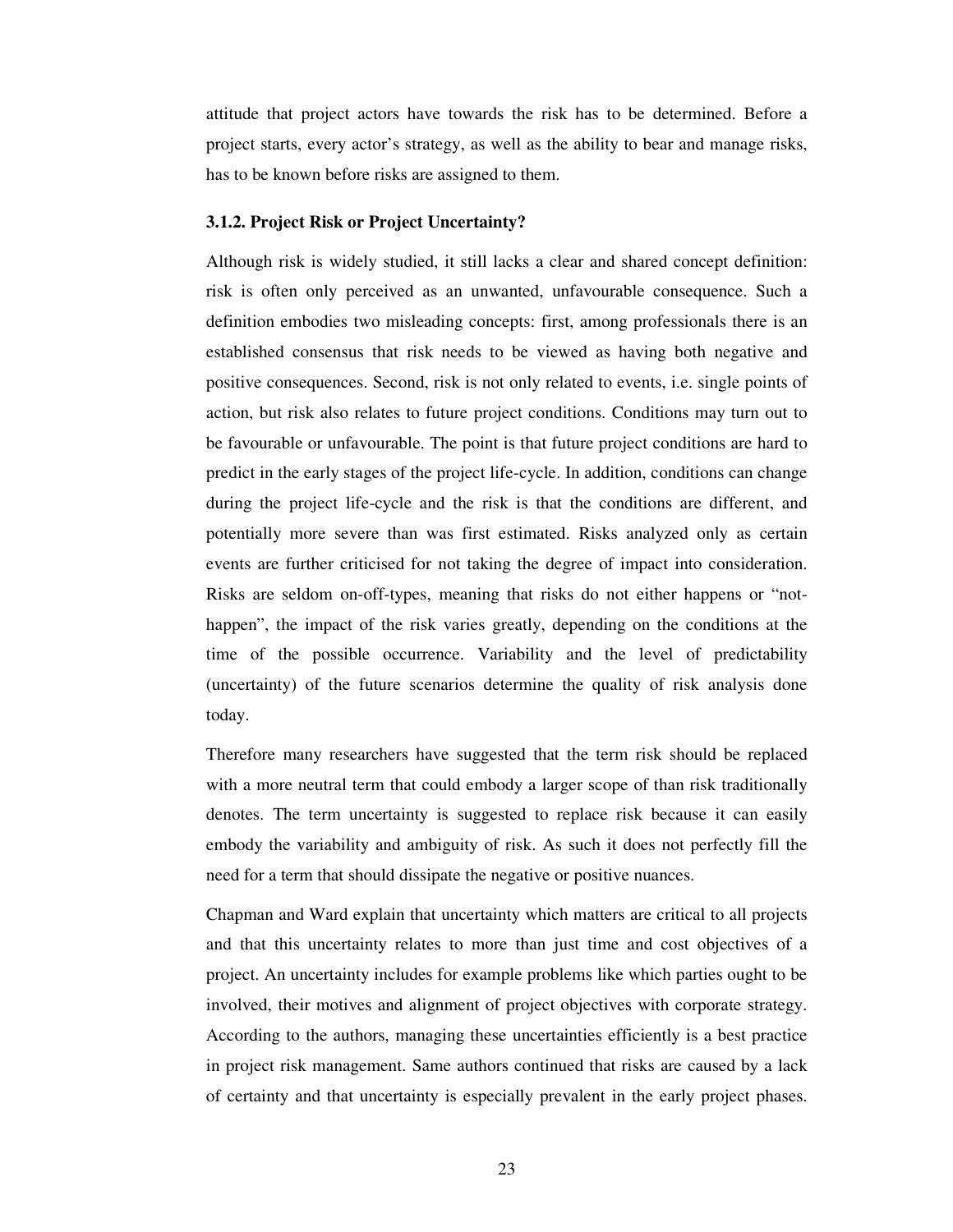attitude that project actors have towards the risk has to be determined. Before a project starts, every actor's strategy, as well as the ability to bear and manage risks, has to be known before risks are assigned to them.

### 3.1.2. Project Risk or Project Uncertainty?

Although risk is widely studied, it still lacks a clear and shared concept definition: risk is often only perceived as an unwanted, unfavourable consequence. Such a definition embodies two misleading concepts: first, among professionals there is an established consensus that risk needs to be viewed as having both negative and positive consequences. Second, risk is not only related to events, i.e. single points of action, but risk also relates to future project conditions. Conditions may turn out to be favourable or unfavourable. The point is that future project conditions are hard to predict in the early stages of the project life-cycle. In addition, conditions can change during the project life-cycle and the risk is that the conditions are different, and potentially more severe than was first estimated. Risks analyzed only as certain events are further criticised for not taking the degree of impact into consideration. Risks are seldom on-off-types, meaning that risks do not either happens or "not-happen", the impact of the risk varies greatly, depending on the conditions at the time of the possible occurrence. Variability and the level of predictability (uncertainty) of the future scenarios determine the quality of risk analysis done today.

Therefore many researchers have suggested that the term risk should be replaced with a more neutral term that could embody a larger scope of than risk traditionally denotes. The term uncertainty is suggested to replace risk because it can easily embody the variability and ambiguity of risk. As such it does not perfectly fill the need for a term that should dissipate the negative or positive nuances.

Chapman and Ward explain that uncertainty which matters are critical to all projects and that this uncertainty relates to more than just time and cost objectives of a project. An uncertainty includes for example problems like which parties ought to be involved, their motives and alignment of project objectives with corporate strategy. According to the authors, managing these uncertainties efficiently is a best practice in project risk management. Same authors continued that risks are caused by a lack of certainty and that uncertainty is especially prevalent in the early project phases.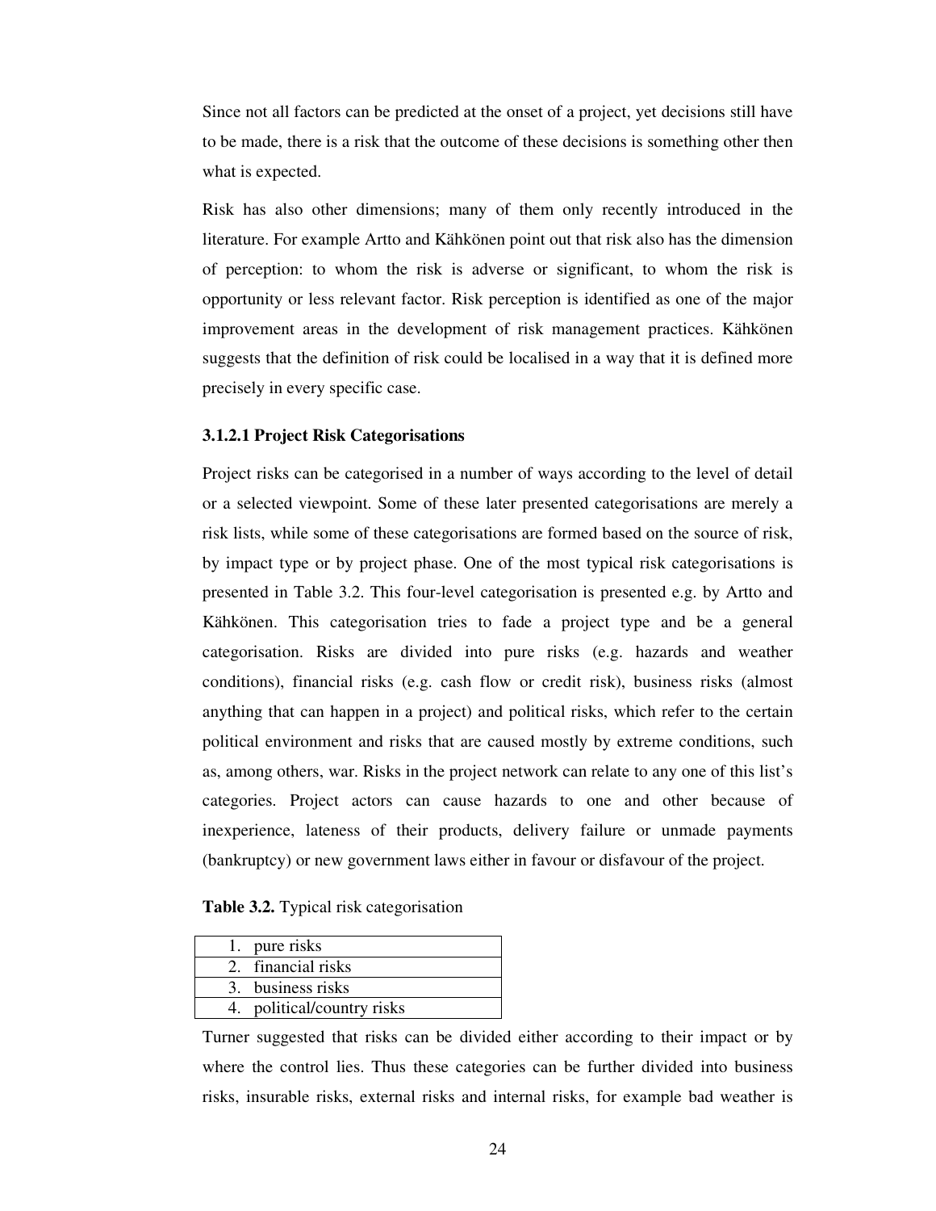Since not all factors can be predicted at the onset of a project, yet decisions still have to be made, there is a risk that the outcome of these decisions is something other then what is expected.

Risk has also other dimensions; many of them only recently introduced in the literature. For example Artto and Kähkönen point out that risk also has the dimension of perception: to whom the risk is adverse or significant, to whom the risk is opportunity or less relevant factor. Risk perception is identified as one of the major improvement areas in the development of risk management practices. Kähkönen suggests that the definition of risk could be localised in a way that it is defined more precisely in every specific case.

#### 3.1.2.1 Project Risk Categorisations

Project risks can be categorised in a number of ways according to the level of detail or a selected viewpoint. Some of these later presented categorisations are merely a risk lists, while some of these categorisations are formed based on the source of risk, by impact type or by project phase. One of the most typical risk categorisations is presented in Table 3.2. This four-level categorisation is presented e.g. by Artto and Kähkönen. This categorisation tries to fade a project type and be a general categorisation. Risks are divided into pure risks (e.g. hazards and weather conditions), financial risks (e.g. cash flow or credit risk), business risks (almost anything that can happen in a project) and political risks, which refer to the certain political environment and risks that are caused mostly by extreme conditions, such as, among others, war. Risks in the project network can relate to any one of this list's categories. Project actors can cause hazards to one and other because of inexperience, lateness of their products, delivery failure or unmade payments (bankruptcy) or new government laws either in favour or disfavour of the project.

**Table 3.2.** Typical risk categorisation

| |
|---|
| 1. pure risks |
| 2. financial risks |
| 3. business risks |
| 4. political/country risks |

Turner suggested that risks can be divided either according to their impact or by where the control lies. Thus these categories can be further divided into business risks, insurable risks, external risks and internal risks, for example bad weather is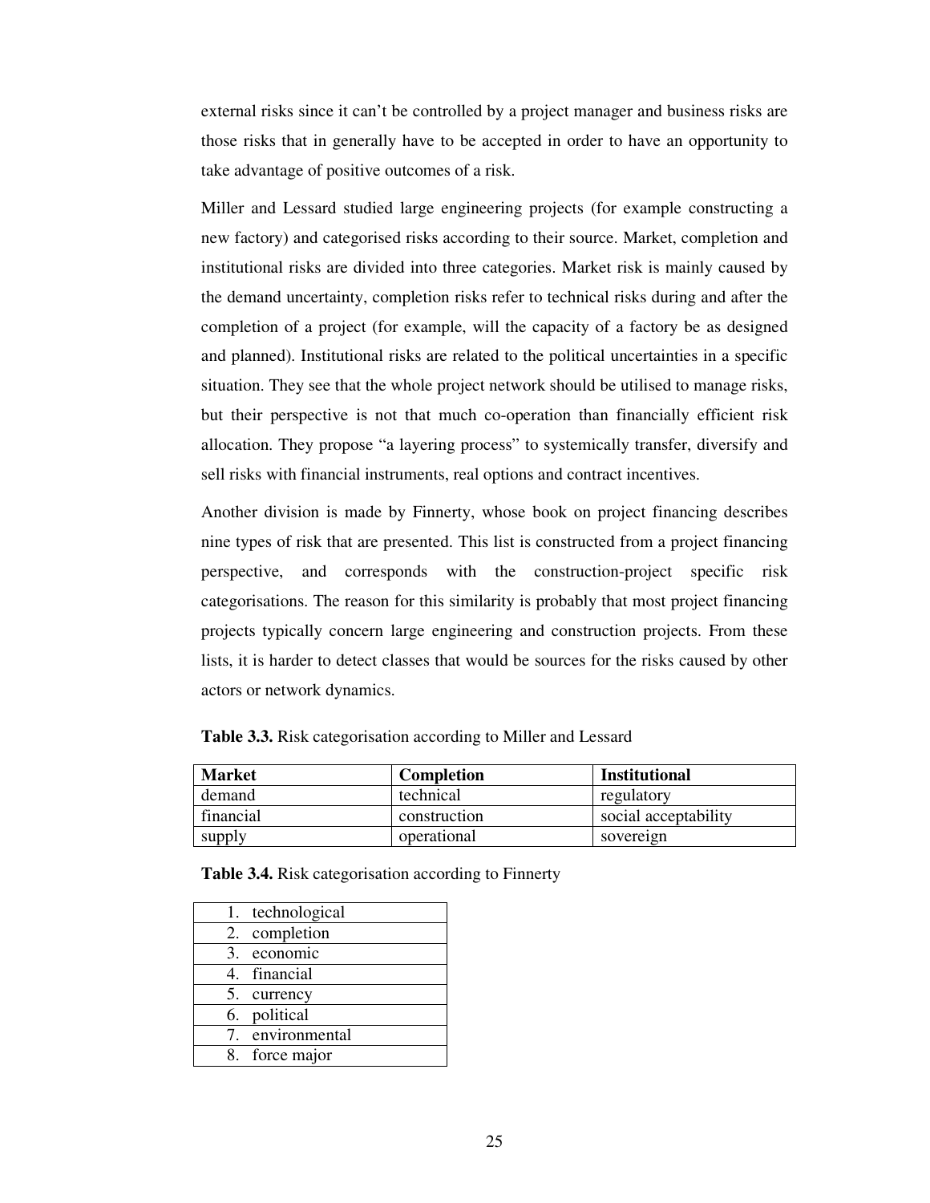external risks since it can't be controlled by a project manager and business risks are those risks that in generally have to be accepted in order to have an opportunity to take advantage of positive outcomes of a risk.

Miller and Lessard studied large engineering projects (for example constructing a new factory) and categorised risks according to their source. Market, completion and institutional risks are divided into three categories. Market risk is mainly caused by the demand uncertainty, completion risks refer to technical risks during and after the completion of a project (for example, will the capacity of a factory be as designed and planned). Institutional risks are related to the political uncertainties in a specific situation. They see that the whole project network should be utilised to manage risks, but their perspective is not that much co-operation than financially efficient risk allocation. They propose "a layering process" to systemically transfer, diversify and sell risks with financial instruments, real options and contract incentives.

Another division is made by Finnerty, whose book on project financing describes nine types of risk that are presented. This list is constructed from a project financing perspective, and corresponds with the construction-project specific risk categorisations. The reason for this similarity is probably that most project financing projects typically concern large engineering and construction projects. From these lists, it is harder to detect classes that would be sources for the risks caused by other actors or network dynamics.

**Table 3.3.** Risk categorisation according to Miller and Lessard

| Market | Completion | Institutional |
|---|---|---|
| demand | technical | regulatory |
| financial | construction | social acceptability |
| supply | operational | sovereign |

**Table 3.4.** Risk categorisation according to Finnerty

| |
|---|
| 1. technological |
| 2. completion |
| 3. economic |
| 4. financial |
| 5. currency |
| 6. political |
| 7. environmental |
| 8. force major |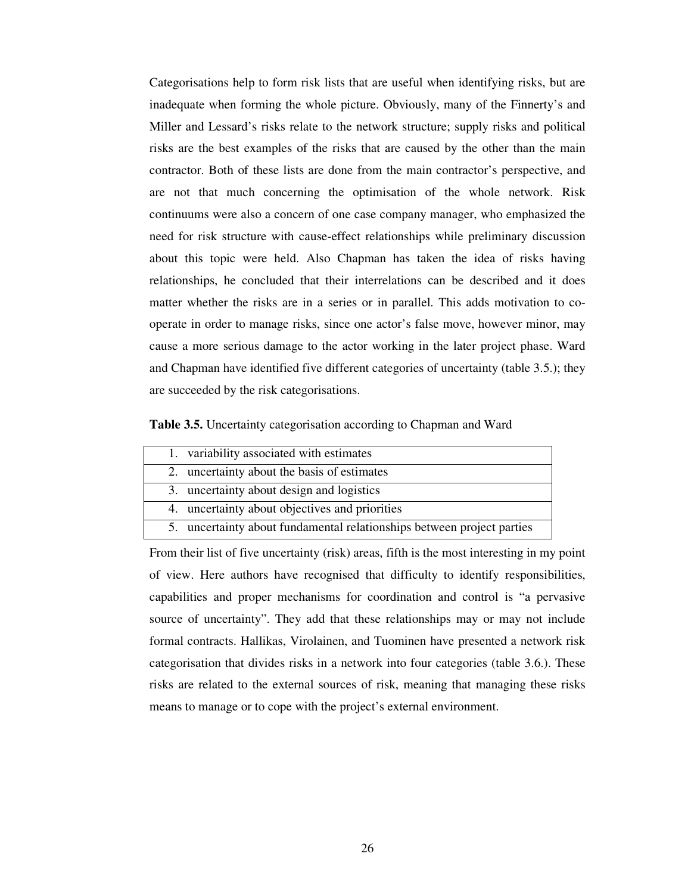Categorisations help to form risk lists that are useful when identifying risks, but are inadequate when forming the whole picture. Obviously, many of the Finnerty's and Miller and Lessard's risks relate to the network structure; supply risks and political risks are the best examples of the risks that are caused by the other than the main contractor. Both of these lists are done from the main contractor's perspective, and are not that much concerning the optimisation of the whole network. Risk continuums were also a concern of one case company manager, who emphasized the need for risk structure with cause-effect relationships while preliminary discussion about this topic were held. Also Chapman has taken the idea of risks having relationships, he concluded that their interrelations can be described and it does matter whether the risks are in a series or in parallel. This adds motivation to co-operate in order to manage risks, since one actor's false move, however minor, may cause a more serious damage to the actor working in the later project phase. Ward and Chapman have identified five different categories of uncertainty (table 3.5.); they are succeeded by the risk categorisations.

**Table 3.5.** Uncertainty categorisation according to Chapman and Ward

| |
|---|
| 1. variability associated with estimates |
| 2. uncertainty about the basis of estimates |
| 3. uncertainty about design and logistics |
| 4. uncertainty about objectives and priorities |
| 5. uncertainty about fundamental relationships between project parties |

From their list of five uncertainty (risk) areas, fifth is the most interesting in my point of view. Here authors have recognised that difficulty to identify responsibilities, capabilities and proper mechanisms for coordination and control is "a pervasive source of uncertainty". They add that these relationships may or may not include formal contracts. Hallikas, Virolainen, and Tuominen have presented a network risk categorisation that divides risks in a network into four categories (table 3.6.). These risks are related to the external sources of risk, meaning that managing these risks means to manage or to cope with the project's external environment.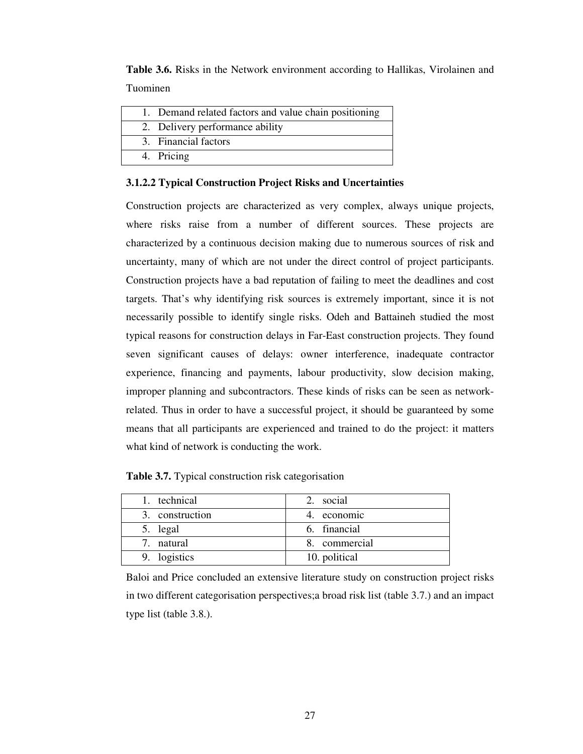**Table 3.6.** Risks in the Network environment according to Hallikas, Virolainen and Tuominen

| 1. Demand related factors and value chain positioning |
|---|
| 2. Delivery performance ability |
| 3. Financial factors |
| 4. Pricing |

### 3.1.2.2 Typical Construction Project Risks and Uncertainties

Construction projects are characterized as very complex, always unique projects, where risks raise from a number of different sources. These projects are characterized by a continuous decision making due to numerous sources of risk and uncertainty, many of which are not under the direct control of project participants. Construction projects have a bad reputation of failing to meet the deadlines and cost targets. That's why identifying risk sources is extremely important, since it is not necessarily possible to identify single risks. Odeh and Battaineh studied the most typical reasons for construction delays in Far-East construction projects. They found seven significant causes of delays: owner interference, inadequate contractor experience, financing and payments, labour productivity, slow decision making, improper planning and subcontractors. These kinds of risks can be seen as network-related. Thus in order to have a successful project, it should be guaranteed by some means that all participants are experienced and trained to do the project: it matters what kind of network is conducting the work.

**Table 3.7.** Typical construction risk categorisation

| 1. technical | 2. social |
|---|---|
| 3. construction | 4. economic |
| 5. legal | 6. financial |
| 7. natural | 8. commercial |
| 9. logistics | 10. political |

Baloi and Price concluded an extensive literature study on construction project risks in two different categorisation perspectives;a broad risk list (table 3.7.) and an impact type list (table 3.8.).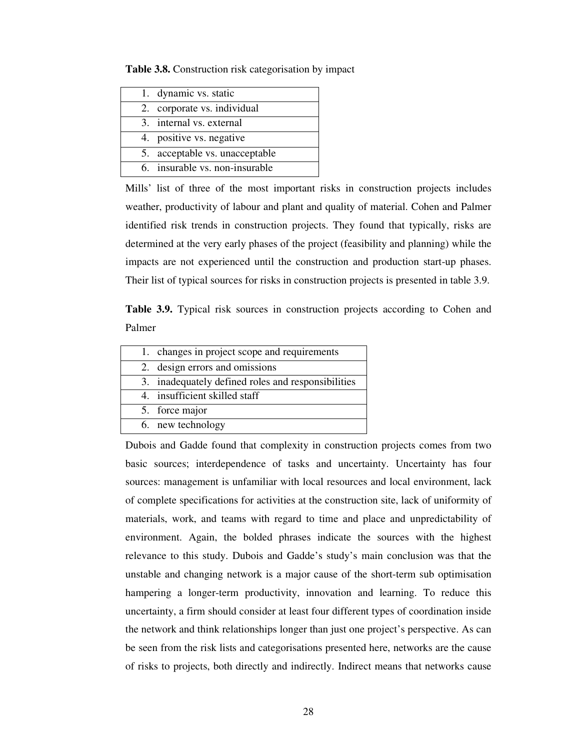**Table 3.8.** Construction risk categorisation by impact

| |
|---|
| 1. dynamic vs. static |
| 2. corporate vs. individual |
| 3. internal vs. external |
| 4. positive vs. negative |
| 5. acceptable vs. unacceptable |
| 6. insurable vs. non-insurable |

Mills' list of three of the most important risks in construction projects includes weather, productivity of labour and plant and quality of material. Cohen and Palmer identified risk trends in construction projects. They found that typically, risks are determined at the very early phases of the project (feasibility and planning) while the impacts are not experienced until the construction and production start-up phases. Their list of typical sources for risks in construction projects is presented in table 3.9.

**Table 3.9.** Typical risk sources in construction projects according to Cohen and Palmer

| |
|---|
| 1. changes in project scope and requirements |
| 2. design errors and omissions |
| 3. inadequately defined roles and responsibilities |
| 4. insufficient skilled staff |
| 5. force major |
| 6. new technology |

Dubois and Gadde found that complexity in construction projects comes from two basic sources; interdependence of tasks and uncertainty. Uncertainty has four sources: management is unfamiliar with local resources and local environment, lack of complete specifications for activities at the construction site, lack of uniformity of materials, work, and teams with regard to time and place and unpredictability of environment. Again, the bolded phrases indicate the sources with the highest relevance to this study. Dubois and Gadde's study's main conclusion was that the unstable and changing network is a major cause of the short-term sub optimisation hampering a longer-term productivity, innovation and learning. To reduce this uncertainty, a firm should consider at least four different types of coordination inside the network and think relationships longer than just one project's perspective. As can be seen from the risk lists and categorisations presented here, networks are the cause of risks to projects, both directly and indirectly. Indirect means that networks cause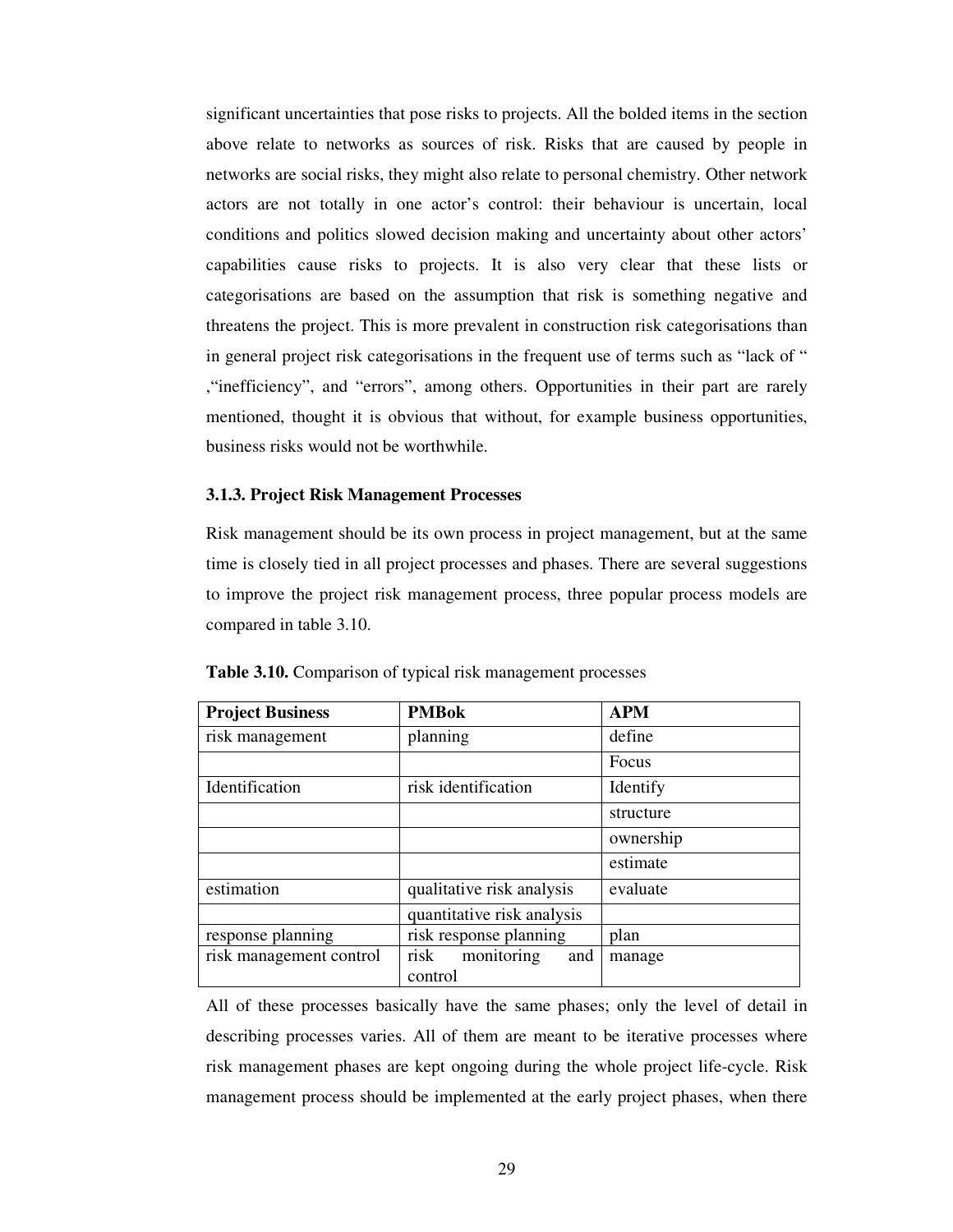significant uncertainties that pose risks to projects. All the bolded items in the section above relate to networks as sources of risk. Risks that are caused by people in networks are social risks, they might also relate to personal chemistry. Other network actors are not totally in one actor's control: their behaviour is uncertain, local conditions and politics slowed decision making and uncertainty about other actors' capabilities cause risks to projects. It is also very clear that these lists or categorisations are based on the assumption that risk is something negative and threatens the project. This is more prevalent in construction risk categorisations than in general project risk categorisations in the frequent use of terms such as "lack of " ,"inefficiency", and "errors", among others. Opportunities in their part are rarely mentioned, thought it is obvious that without, for example business opportunities, business risks would not be worthwhile.

### 3.1.3. Project Risk Management Processes

Risk management should be its own process in project management, but at the same time is closely tied in all project processes and phases. There are several suggestions to improve the project risk management process, three popular process models are compared in table 3.10.

**Table 3.10.** Comparison of typical risk management processes

| Project Business | PMBok | APM |
|---|---|---|
| risk management | planning | define |
| | | Focus |
| Identification | risk identification | Identify |
| | | structure |
| | | ownership |
| | | estimate |
| estimation | qualitative risk analysis | evaluate |
| | quantitative risk analysis | |
| response planning | risk response planning | plan |
| risk management control | risk monitoring and control | manage |

All of these processes basically have the same phases; only the level of detail in describing processes varies. All of them are meant to be iterative processes where risk management phases are kept ongoing during the whole project life-cycle. Risk management process should be implemented at the early project phases, when there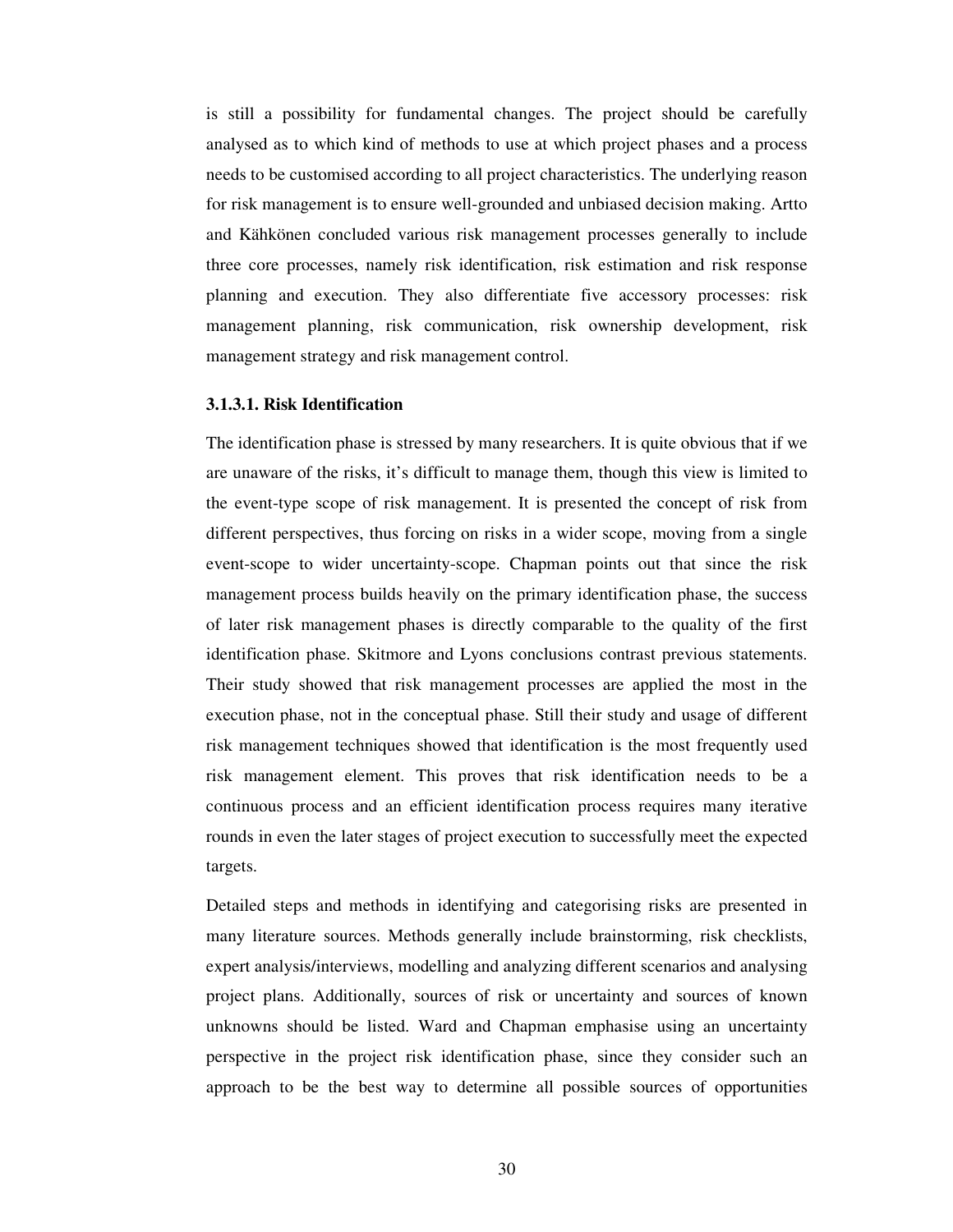is still a possibility for fundamental changes. The project should be carefully analysed as to which kind of methods to use at which project phases and a process needs to be customised according to all project characteristics. The underlying reason for risk management is to ensure well-grounded and unbiased decision making. Artto and Kähkönen concluded various risk management processes generally to include three core processes, namely risk identification, risk estimation and risk response planning and execution. They also differentiate five accessory processes: risk management planning, risk communication, risk ownership development, risk management strategy and risk management control.

#### 3.1.3.1. Risk Identification

The identification phase is stressed by many researchers. It is quite obvious that if we are unaware of the risks, it's difficult to manage them, though this view is limited to the event-type scope of risk management. It is presented the concept of risk from different perspectives, thus forcing on risks in a wider scope, moving from a single event-scope to wider uncertainty-scope. Chapman points out that since the risk management process builds heavily on the primary identification phase, the success of later risk management phases is directly comparable to the quality of the first identification phase. Skitmore and Lyons conclusions contrast previous statements. Their study showed that risk management processes are applied the most in the execution phase, not in the conceptual phase. Still their study and usage of different risk management techniques showed that identification is the most frequently used risk management element. This proves that risk identification needs to be a continuous process and an efficient identification process requires many iterative rounds in even the later stages of project execution to successfully meet the expected targets.

Detailed steps and methods in identifying and categorising risks are presented in many literature sources. Methods generally include brainstorming, risk checklists, expert analysis/interviews, modelling and analyzing different scenarios and analysing project plans. Additionally, sources of risk or uncertainty and sources of known unknowns should be listed. Ward and Chapman emphasise using an uncertainty perspective in the project risk identification phase, since they consider such an approach to be the best way to determine all possible sources of opportunities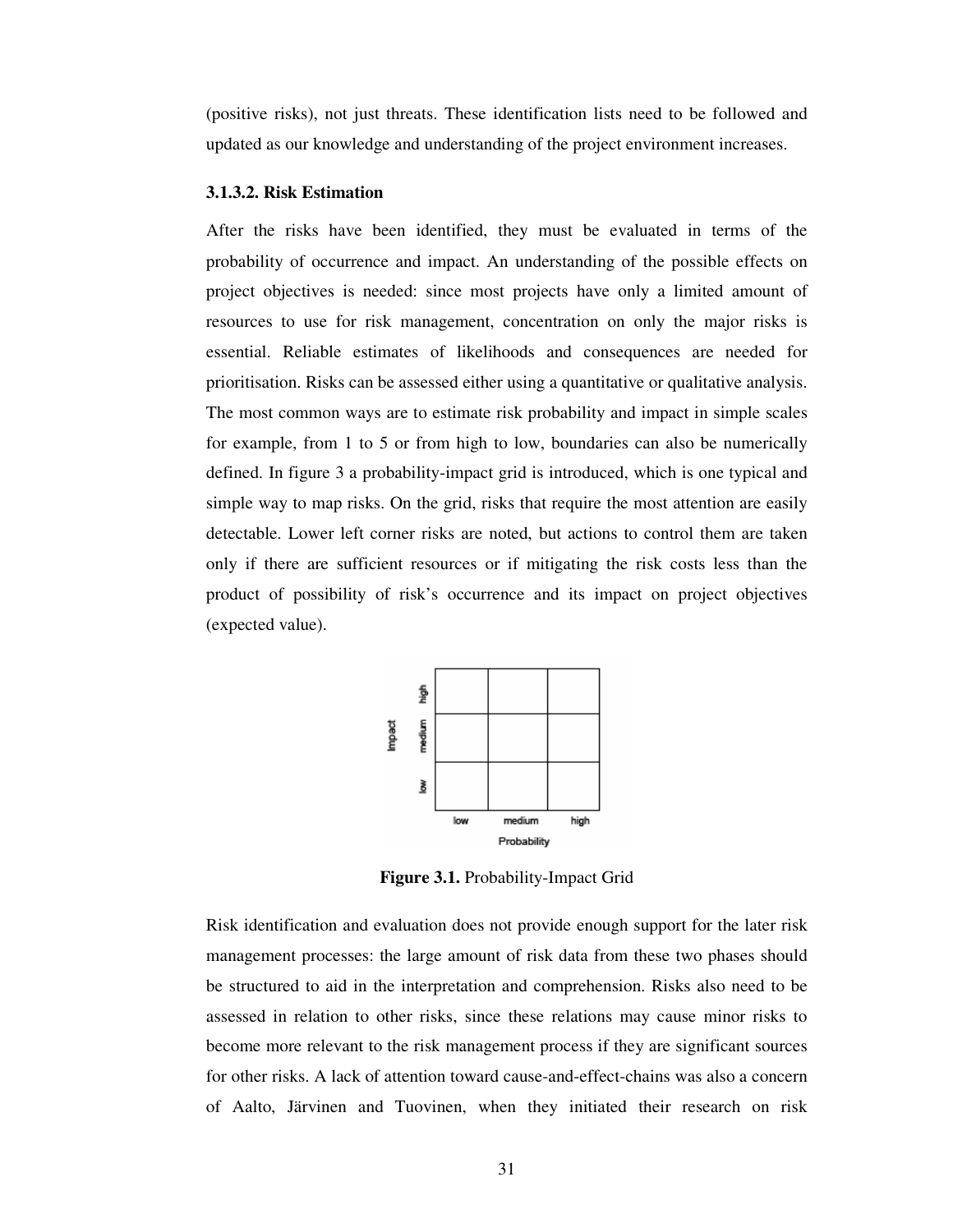(positive risks), not just threats. These identification lists need to be followed and updated as our knowledge and understanding of the project environment increases.

#### 3.1.3.2. Risk Estimation

After the risks have been identified, they must be evaluated in terms of the probability of occurrence and impact. An understanding of the possible effects on project objectives is needed: since most projects have only a limited amount of resources to use for risk management, concentration on only the major risks is essential. Reliable estimates of likelihoods and consequences are needed for prioritisation. Risks can be assessed either using a quantitative or qualitative analysis. The most common ways are to estimate risk probability and impact in simple scales for example, from 1 to 5 or from high to low, boundaries can also be numerically defined. In figure 3 a probability-impact grid is introduced, which is one typical and simple way to map risks. On the grid, risks that require the most attention are easily detectable. Lower left corner risks are noted, but actions to control them are taken only if there are sufficient resources or if mitigating the risk costs less than the product of possibility of risk's occurrence and its impact on project objectives (expected value).

| Impact | | | |
|---|---|---|---|
| high | | | |
| medium | | | |
| low | | | |
| | low | medium | high |
| | | Probability | |

**Figure 3.1.** Probability-Impact Grid

Risk identification and evaluation does not provide enough support for the later risk management processes: the large amount of risk data from these two phases should be structured to aid in the interpretation and comprehension. Risks also need to be assessed in relation to other risks, since these relations may cause minor risks to become more relevant to the risk management process if they are significant sources for other risks. A lack of attention toward cause-and-effect-chains was also a concern of Aalto, Järvinen and Tuovinen, when they initiated their research on risk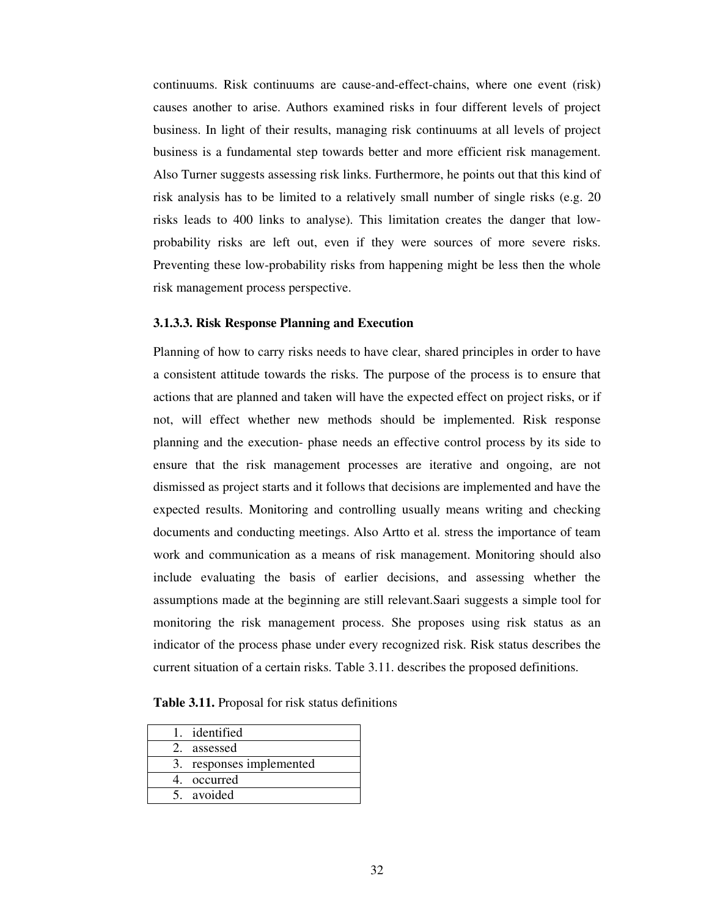continuums. Risk continuums are cause-and-effect-chains, where one event (risk) causes another to arise. Authors examined risks in four different levels of project business. In light of their results, managing risk continuums at all levels of project business is a fundamental step towards better and more efficient risk management. Also Turner suggests assessing risk links. Furthermore, he points out that this kind of risk analysis has to be limited to a relatively small number of single risks (e.g. 20 risks leads to 400 links to analyse). This limitation creates the danger that low-probability risks are left out, even if they were sources of more severe risks. Preventing these low-probability risks from happening might be less then the whole risk management process perspective.

#### 3.1.3.3. Risk Response Planning and Execution

Planning of how to carry risks needs to have clear, shared principles in order to have a consistent attitude towards the risks. The purpose of the process is to ensure that actions that are planned and taken will have the expected effect on project risks, or if not, will effect whether new methods should be implemented. Risk response planning and the execution- phase needs an effective control process by its side to ensure that the risk management processes are iterative and ongoing, are not dismissed as project starts and it follows that decisions are implemented and have the expected results. Monitoring and controlling usually means writing and checking documents and conducting meetings. Also Artto et al. stress the importance of team work and communication as a means of risk management. Monitoring should also include evaluating the basis of earlier decisions, and assessing whether the assumptions made at the beginning are still relevant.Saari suggests a simple tool for monitoring the risk management process. She proposes using risk status as an indicator of the process phase under every recognized risk. Risk status describes the current situation of a certain risks. Table 3.11. describes the proposed definitions.

**Table 3.11.** Proposal for risk status definitions

| |
|---|
| 1. identified |
| 2. assessed |
| 3. responses implemented |
| 4. occurred |
| 5. avoided |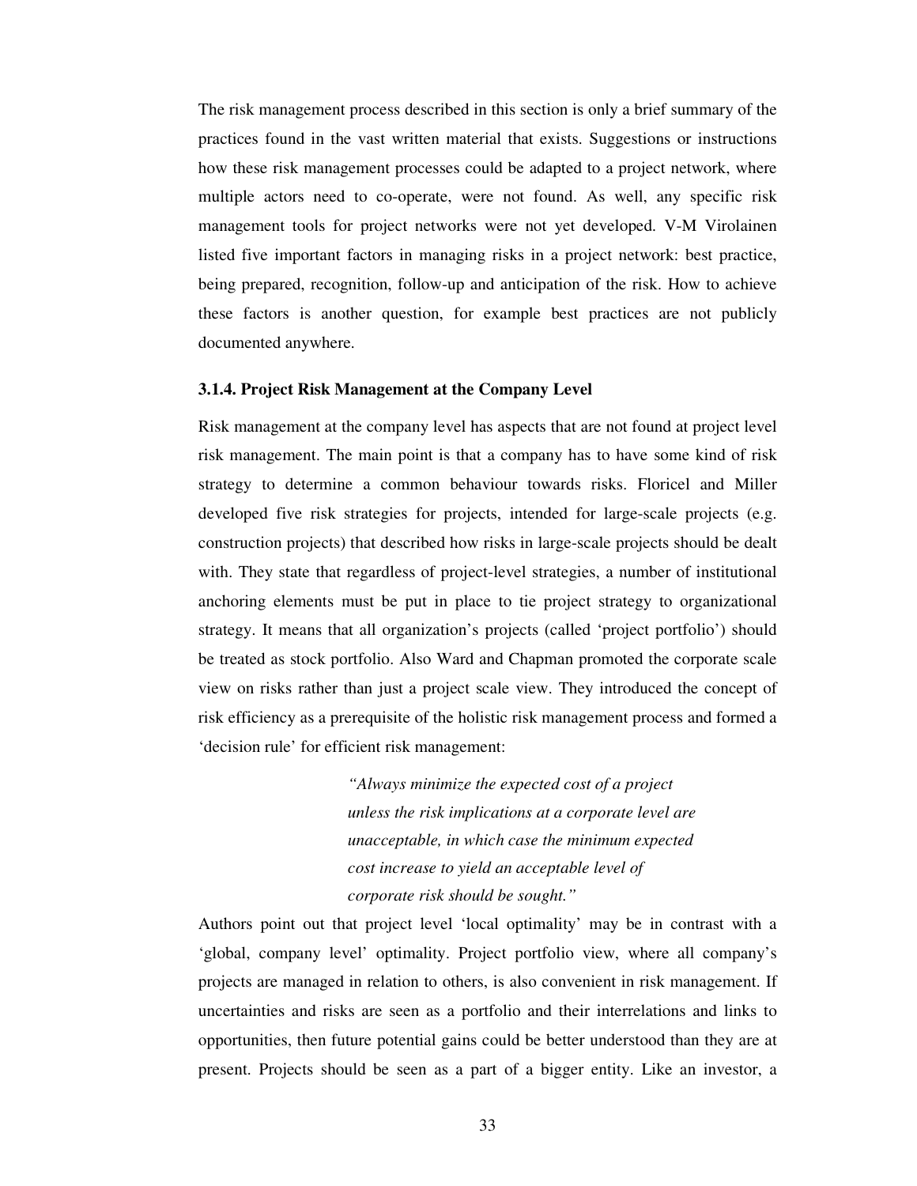The risk management process described in this section is only a brief summary of the practices found in the vast written material that exists. Suggestions or instructions how these risk management processes could be adapted to a project network, where multiple actors need to co-operate, were not found. As well, any specific risk management tools for project networks were not yet developed. V-M Virolainen listed five important factors in managing risks in a project network: best practice, being prepared, recognition, follow-up and anticipation of the risk. How to achieve these factors is another question, for example best practices are not publicly documented anywhere.

### 3.1.4. Project Risk Management at the Company Level

Risk management at the company level has aspects that are not found at project level risk management. The main point is that a company has to have some kind of risk strategy to determine a common behaviour towards risks. Floricel and Miller developed five risk strategies for projects, intended for large-scale projects (e.g. construction projects) that described how risks in large-scale projects should be dealt with. They state that regardless of project-level strategies, a number of institutional anchoring elements must be put in place to tie project strategy to organizational strategy. It means that all organization's projects (called 'project portfolio') should be treated as stock portfolio. Also Ward and Chapman promoted the corporate scale view on risks rather than just a project scale view. They introduced the concept of risk efficiency as a prerequisite of the holistic risk management process and formed a 'decision rule' for efficient risk management:

> *"Always minimize the expected cost of a project unless the risk implications at a corporate level are unacceptable, in which case the minimum expected cost increase to yield an acceptable level of corporate risk should be sought."*

Authors point out that project level 'local optimality' may be in contrast with a 'global, company level' optimality. Project portfolio view, where all company's projects are managed in relation to others, is also convenient in risk management. If uncertainties and risks are seen as a portfolio and their interrelations and links to opportunities, then future potential gains could be better understood than they are at present. Projects should be seen as a part of a bigger entity. Like an investor, a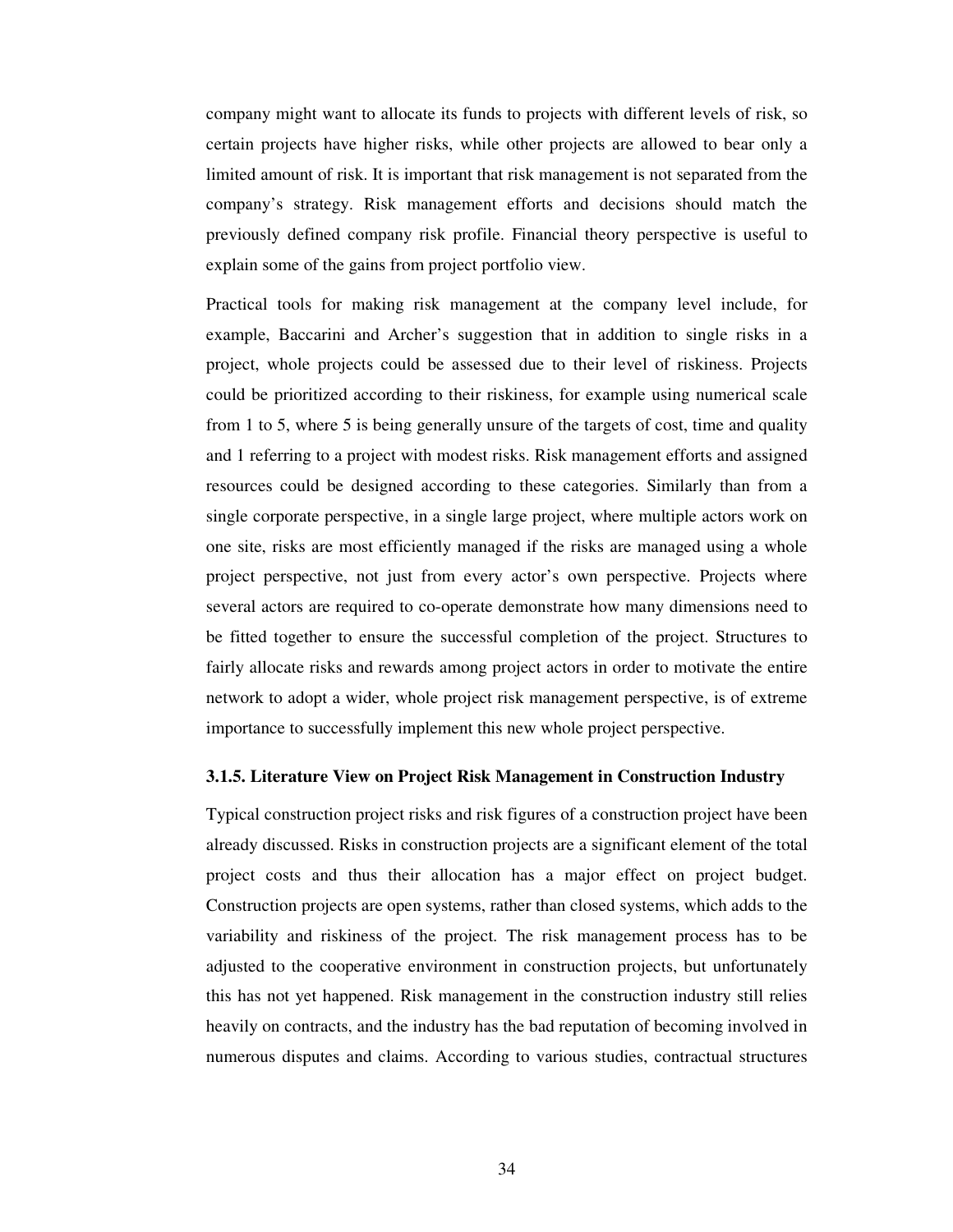company might want to allocate its funds to projects with different levels of risk, so certain projects have higher risks, while other projects are allowed to bear only a limited amount of risk. It is important that risk management is not separated from the company's strategy. Risk management efforts and decisions should match the previously defined company risk profile. Financial theory perspective is useful to explain some of the gains from project portfolio view.

Practical tools for making risk management at the company level include, for example, Baccarini and Archer's suggestion that in addition to single risks in a project, whole projects could be assessed due to their level of riskiness. Projects could be prioritized according to their riskiness, for example using numerical scale from 1 to 5, where 5 is being generally unsure of the targets of cost, time and quality and 1 referring to a project with modest risks. Risk management efforts and assigned resources could be designed according to these categories. Similarly than from a single corporate perspective, in a single large project, where multiple actors work on one site, risks are most efficiently managed if the risks are managed using a whole project perspective, not just from every actor's own perspective. Projects where several actors are required to co-operate demonstrate how many dimensions need to be fitted together to ensure the successful completion of the project. Structures to fairly allocate risks and rewards among project actors in order to motivate the entire network to adopt a wider, whole project risk management perspective, is of extreme importance to successfully implement this new whole project perspective.

### 3.1.5. Literature View on Project Risk Management in Construction Industry

Typical construction project risks and risk figures of a construction project have been already discussed. Risks in construction projects are a significant element of the total project costs and thus their allocation has a major effect on project budget. Construction projects are open systems, rather than closed systems, which adds to the variability and riskiness of the project. The risk management process has to be adjusted to the cooperative environment in construction projects, but unfortunately this has not yet happened. Risk management in the construction industry still relies heavily on contracts, and the industry has the bad reputation of becoming involved in numerous disputes and claims. According to various studies, contractual structures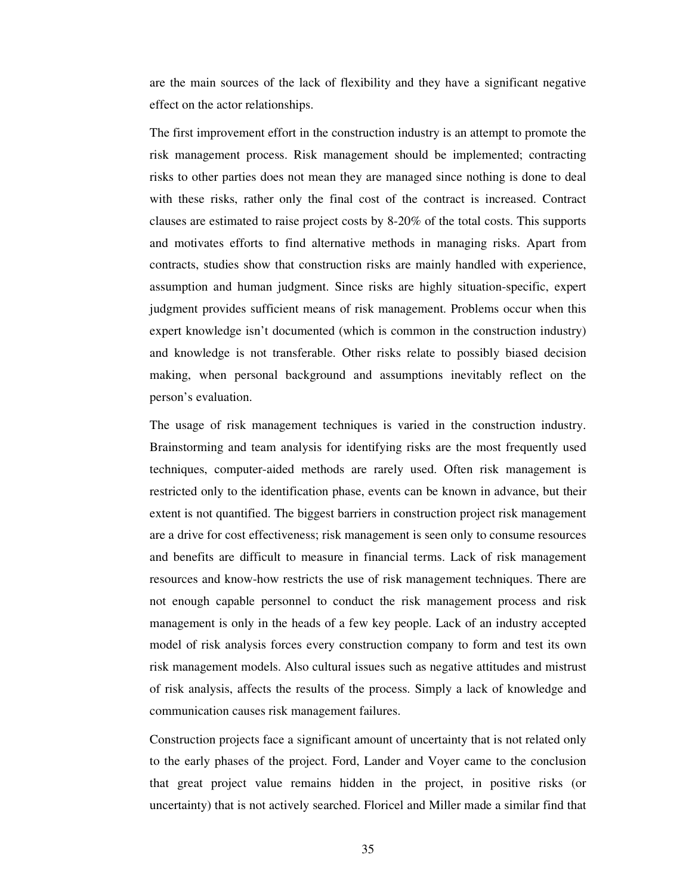are the main sources of the lack of flexibility and they have a significant negative effect on the actor relationships.

The first improvement effort in the construction industry is an attempt to promote the risk management process. Risk management should be implemented; contracting risks to other parties does not mean they are managed since nothing is done to deal with these risks, rather only the final cost of the contract is increased. Contract clauses are estimated to raise project costs by 8-20% of the total costs. This supports and motivates efforts to find alternative methods in managing risks. Apart from contracts, studies show that construction risks are mainly handled with experience, assumption and human judgment. Since risks are highly situation-specific, expert judgment provides sufficient means of risk management. Problems occur when this expert knowledge isn't documented (which is common in the construction industry) and knowledge is not transferable. Other risks relate to possibly biased decision making, when personal background and assumptions inevitably reflect on the person's evaluation.

The usage of risk management techniques is varied in the construction industry. Brainstorming and team analysis for identifying risks are the most frequently used techniques, computer-aided methods are rarely used. Often risk management is restricted only to the identification phase, events can be known in advance, but their extent is not quantified. The biggest barriers in construction project risk management are a drive for cost effectiveness; risk management is seen only to consume resources and benefits are difficult to measure in financial terms. Lack of risk management resources and know-how restricts the use of risk management techniques. There are not enough capable personnel to conduct the risk management process and risk management is only in the heads of a few key people. Lack of an industry accepted model of risk analysis forces every construction company to form and test its own risk management models. Also cultural issues such as negative attitudes and mistrust of risk analysis, affects the results of the process. Simply a lack of knowledge and communication causes risk management failures.

Construction projects face a significant amount of uncertainty that is not related only to the early phases of the project. Ford, Lander and Voyer came to the conclusion that great project value remains hidden in the project, in positive risks (or uncertainty) that is not actively searched. Floricel and Miller made a similar find that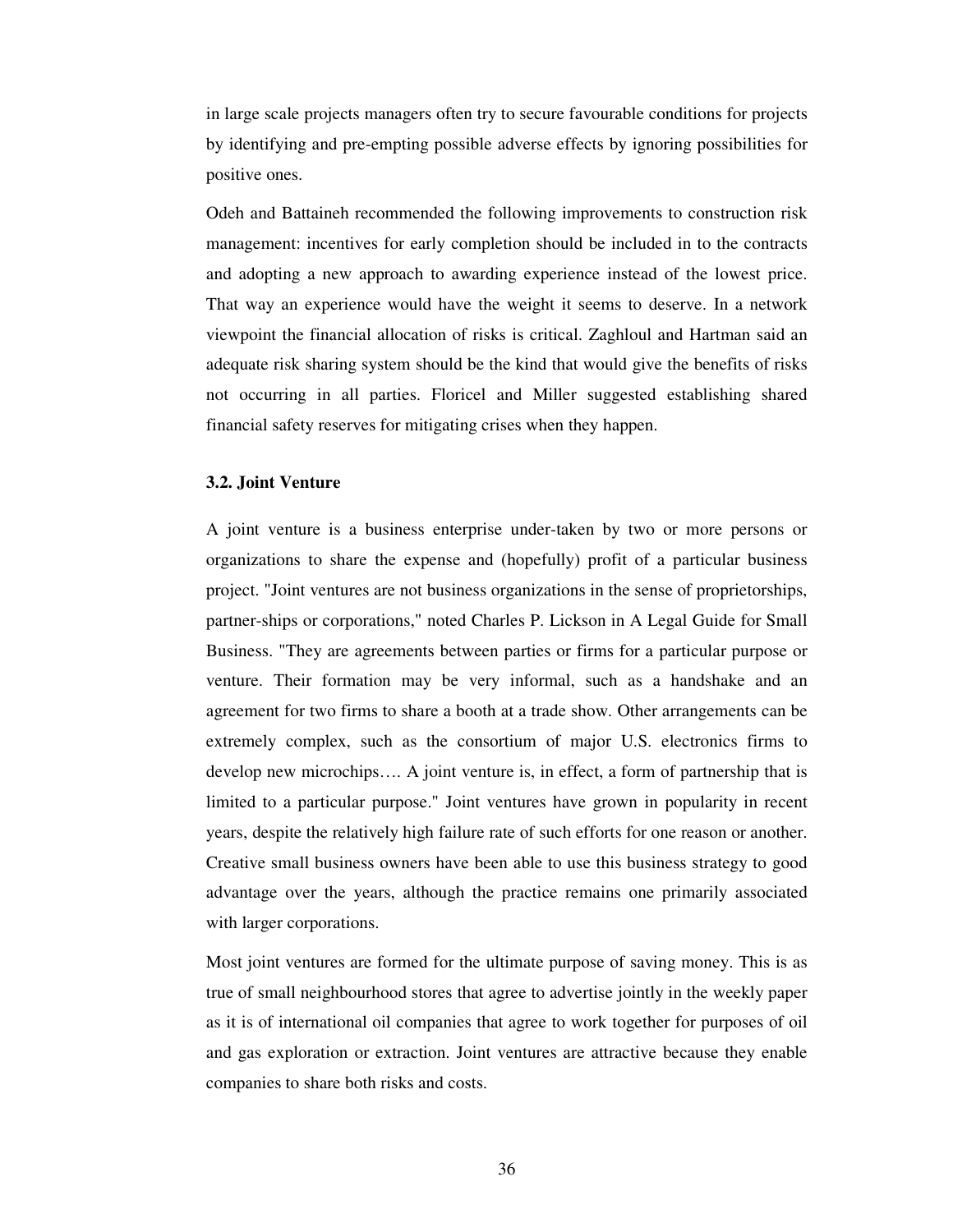in large scale projects managers often try to secure favourable conditions for projects by identifying and pre-empting possible adverse effects by ignoring possibilities for positive ones.

Odeh and Battaineh recommended the following improvements to construction risk management: incentives for early completion should be included in to the contracts and adopting a new approach to awarding experience instead of the lowest price. That way an experience would have the weight it seems to deserve. In a network viewpoint the financial allocation of risks is critical. Zaghloul and Hartman said an adequate risk sharing system should be the kind that would give the benefits of risks not occurring in all parties. Floricel and Miller suggested establishing shared financial safety reserves for mitigating crises when they happen.

### 3.2. Joint Venture

A joint venture is a business enterprise under-taken by two or more persons or organizations to share the expense and (hopefully) profit of a particular business project. "Joint ventures are not business organizations in the sense of proprietorships, partner-ships or corporations," noted Charles P. Lickson in A Legal Guide for Small Business. "They are agreements between parties or firms for a particular purpose or venture. Their formation may be very informal, such as a handshake and an agreement for two firms to share a booth at a trade show. Other arrangements can be extremely complex, such as the consortium of major U.S. electronics firms to develop new microchips…. A joint venture is, in effect, a form of partnership that is limited to a particular purpose." Joint ventures have grown in popularity in recent years, despite the relatively high failure rate of such efforts for one reason or another. Creative small business owners have been able to use this business strategy to good advantage over the years, although the practice remains one primarily associated with larger corporations.

Most joint ventures are formed for the ultimate purpose of saving money. This is as true of small neighbourhood stores that agree to advertise jointly in the weekly paper as it is of international oil companies that agree to work together for purposes of oil and gas exploration or extraction. Joint ventures are attractive because they enable companies to share both risks and costs.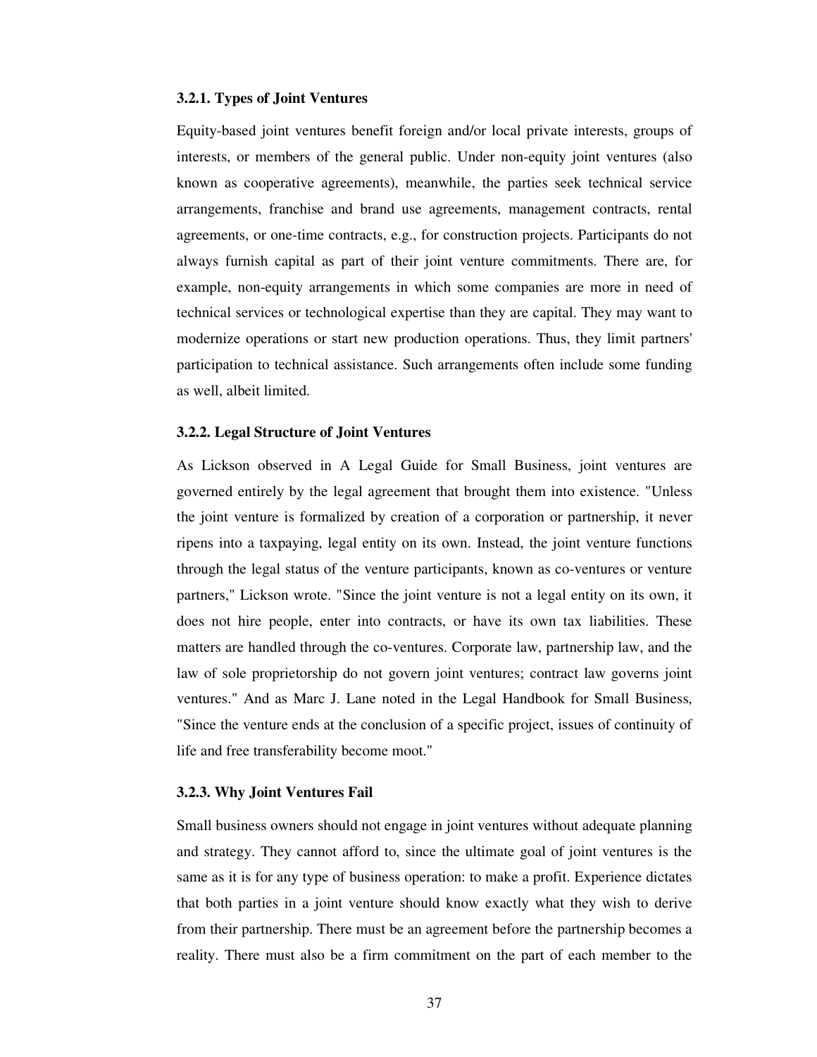### 3.2.1. Types of Joint Ventures

Equity-based joint ventures benefit foreign and/or local private interests, groups of interests, or members of the general public. Under non-equity joint ventures (also known as cooperative agreements), meanwhile, the parties seek technical service arrangements, franchise and brand use agreements, management contracts, rental agreements, or one-time contracts, e.g., for construction projects. Participants do not always furnish capital as part of their joint venture commitments. There are, for example, non-equity arrangements in which some companies are more in need of technical services or technological expertise than they are capital. They may want to modernize operations or start new production operations. Thus, they limit partners' participation to technical assistance. Such arrangements often include some funding as well, albeit limited.

### 3.2.2. Legal Structure of Joint Ventures

As Lickson observed in A Legal Guide for Small Business, joint ventures are governed entirely by the legal agreement that brought them into existence. "Unless the joint venture is formalized by creation of a corporation or partnership, it never ripens into a taxpaying, legal entity on its own. Instead, the joint venture functions through the legal status of the venture participants, known as co-ventures or venture partners," Lickson wrote. "Since the joint venture is not a legal entity on its own, it does not hire people, enter into contracts, or have its own tax liabilities. These matters are handled through the co-ventures. Corporate law, partnership law, and the law of sole proprietorship do not govern joint ventures; contract law governs joint ventures." And as Marc J. Lane noted in the Legal Handbook for Small Business, "Since the venture ends at the conclusion of a specific project, issues of continuity of life and free transferability become moot."

### 3.2.3. Why Joint Ventures Fail

Small business owners should not engage in joint ventures without adequate planning and strategy. They cannot afford to, since the ultimate goal of joint ventures is the same as it is for any type of business operation: to make a profit. Experience dictates that both parties in a joint venture should know exactly what they wish to derive from their partnership. There must be an agreement before the partnership becomes a reality. There must also be a firm commitment on the part of each member to the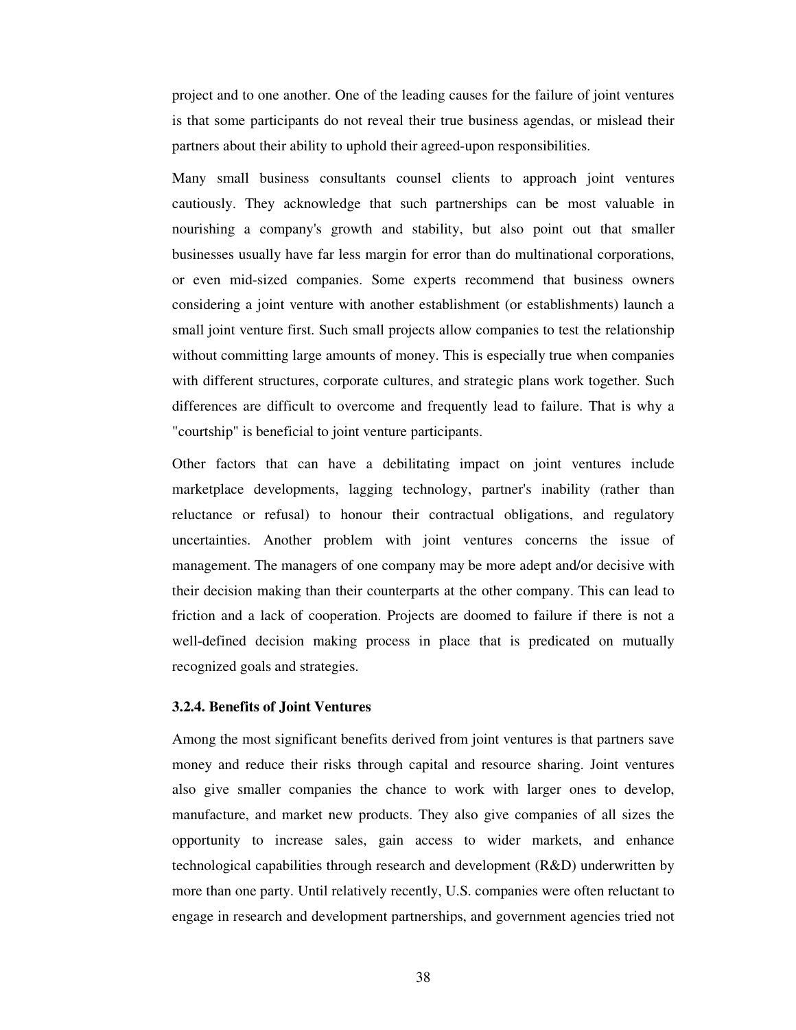project and to one another. One of the leading causes for the failure of joint ventures is that some participants do not reveal their true business agendas, or mislead their partners about their ability to uphold their agreed-upon responsibilities.

Many small business consultants counsel clients to approach joint ventures cautiously. They acknowledge that such partnerships can be most valuable in nourishing a company's growth and stability, but also point out that smaller businesses usually have far less margin for error than do multinational corporations, or even mid-sized companies. Some experts recommend that business owners considering a joint venture with another establishment (or establishments) launch a small joint venture first. Such small projects allow companies to test the relationship without committing large amounts of money. This is especially true when companies with different structures, corporate cultures, and strategic plans work together. Such differences are difficult to overcome and frequently lead to failure. That is why a "courtship" is beneficial to joint venture participants.

Other factors that can have a debilitating impact on joint ventures include marketplace developments, lagging technology, partner's inability (rather than reluctance or refusal) to honour their contractual obligations, and regulatory uncertainties. Another problem with joint ventures concerns the issue of management. The managers of one company may be more adept and/or decisive with their decision making than their counterparts at the other company. This can lead to friction and a lack of cooperation. Projects are doomed to failure if there is not a well-defined decision making process in place that is predicated on mutually recognized goals and strategies.

### 3.2.4. Benefits of Joint Ventures

Among the most significant benefits derived from joint ventures is that partners save money and reduce their risks through capital and resource sharing. Joint ventures also give smaller companies the chance to work with larger ones to develop, manufacture, and market new products. They also give companies of all sizes the opportunity to increase sales, gain access to wider markets, and enhance technological capabilities through research and development (R&D) underwritten by more than one party. Until relatively recently, U.S. companies were often reluctant to engage in research and development partnerships, and government agencies tried not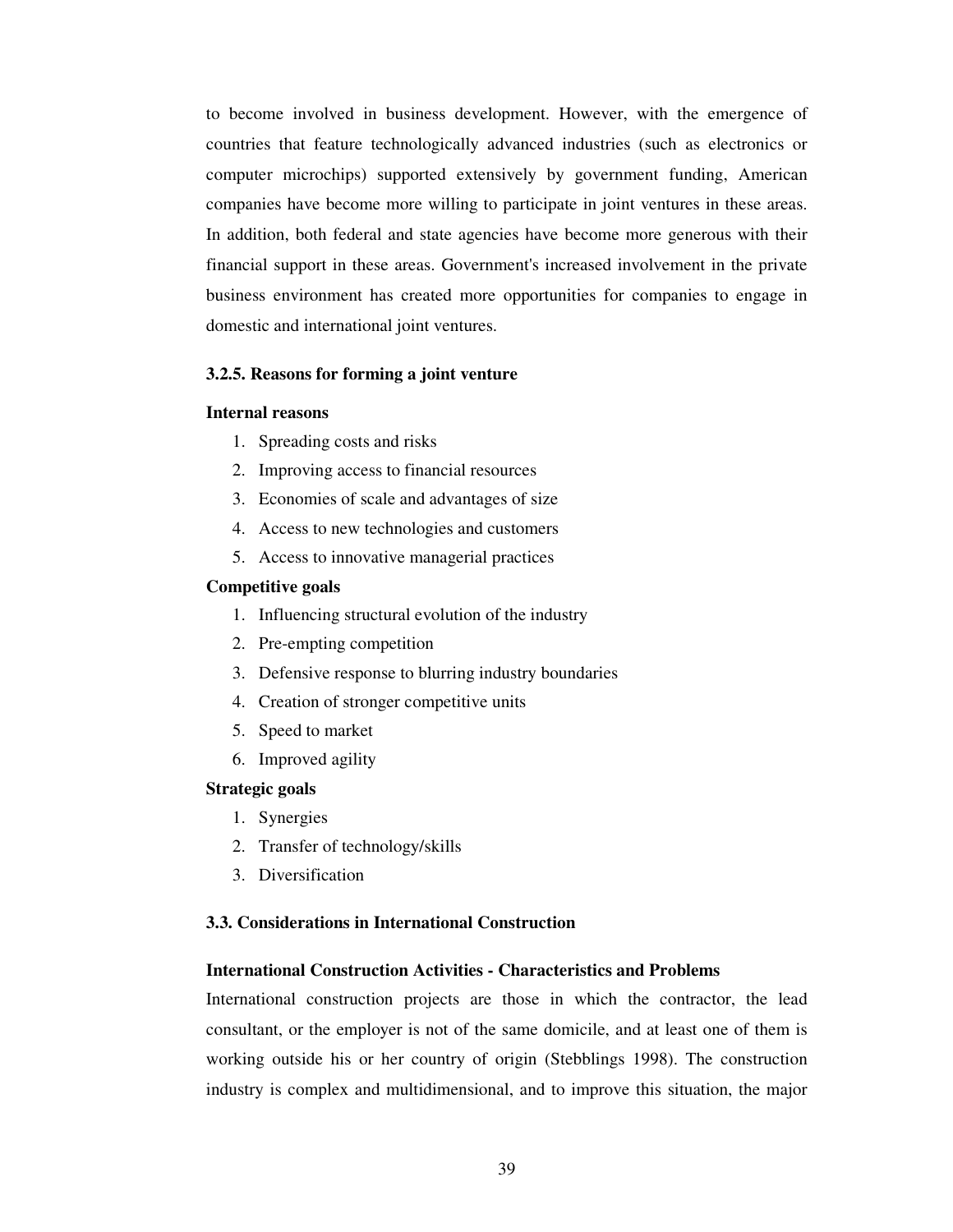to become involved in business development. However, with the emergence of countries that feature technologically advanced industries (such as electronics or computer microchips) supported extensively by government funding, American companies have become more willing to participate in joint ventures in these areas. In addition, both federal and state agencies have become more generous with their financial support in these areas. Government's increased involvement in the private business environment has created more opportunities for companies to engage in domestic and international joint ventures.

### 3.2.5. Reasons for forming a joint venture

**Internal reasons**

1. Spreading costs and risks
2. Improving access to financial resources
3. Economies of scale and advantages of size
4. Access to new technologies and customers
5. Access to innovative managerial practices

**Competitive goals**

1. Influencing structural evolution of the industry
2. Pre-empting competition
3. Defensive response to blurring industry boundaries
4. Creation of stronger competitive units
5. Speed to market
6. Improved agility

**Strategic goals**

1. Synergies
2. Transfer of technology/skills
3. Diversification

## 3.3. Considerations in International Construction

**International Construction Activities - Characteristics and Problems**

International construction projects are those in which the contractor, the lead consultant, or the employer is not of the same domicile, and at least one of them is working outside his or her country of origin (Stebblings 1998). The construction industry is complex and multidimensional, and to improve this situation, the major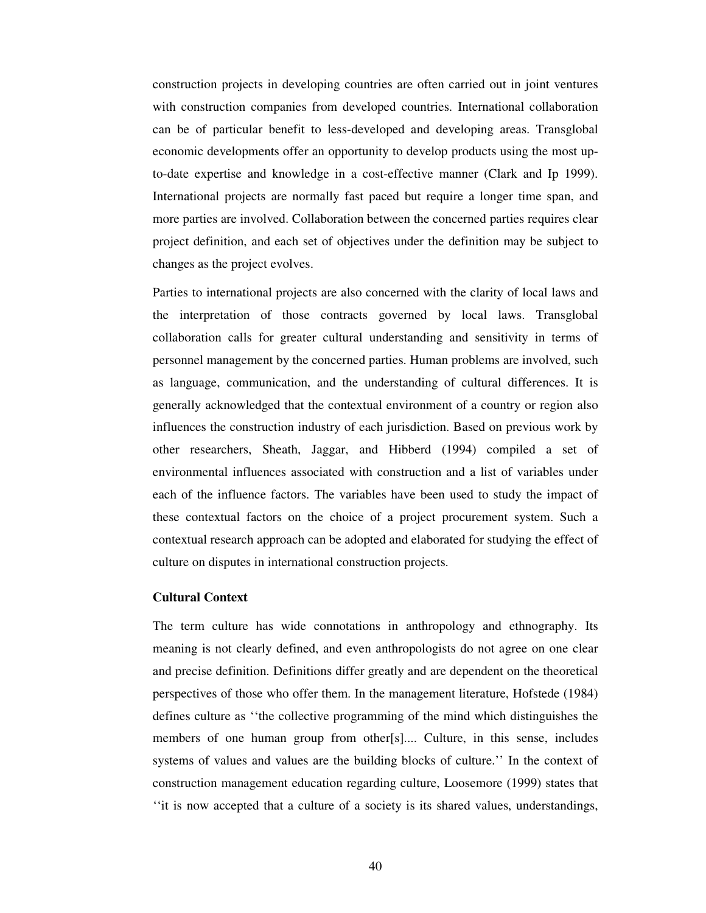construction projects in developing countries are often carried out in joint ventures with construction companies from developed countries. International collaboration can be of particular benefit to less-developed and developing areas. Transglobal economic developments offer an opportunity to develop products using the most up-to-date expertise and knowledge in a cost-effective manner (Clark and Ip 1999). International projects are normally fast paced but require a longer time span, and more parties are involved. Collaboration between the concerned parties requires clear project definition, and each set of objectives under the definition may be subject to changes as the project evolves.

Parties to international projects are also concerned with the clarity of local laws and the interpretation of those contracts governed by local laws. Transglobal collaboration calls for greater cultural understanding and sensitivity in terms of personnel management by the concerned parties. Human problems are involved, such as language, communication, and the understanding of cultural differences. It is generally acknowledged that the contextual environment of a country or region also influences the construction industry of each jurisdiction. Based on previous work by other researchers, Sheath, Jaggar, and Hibberd (1994) compiled a set of environmental influences associated with construction and a list of variables under each of the influence factors. The variables have been used to study the impact of these contextual factors on the choice of a project procurement system. Such a contextual research approach can be adopted and elaborated for studying the effect of culture on disputes in international construction projects.

### Cultural Context

The term culture has wide connotations in anthropology and ethnography. Its meaning is not clearly defined, and even anthropologists do not agree on one clear and precise definition. Definitions differ greatly and are dependent on the theoretical perspectives of those who offer them. In the management literature, Hofstede (1984) defines culture as ''the collective programming of the mind which distinguishes the members of one human group from other[s].... Culture, in this sense, includes systems of values and values are the building blocks of culture.'' In the context of construction management education regarding culture, Loosemore (1999) states that ''it is now accepted that a culture of a society is its shared values, understandings,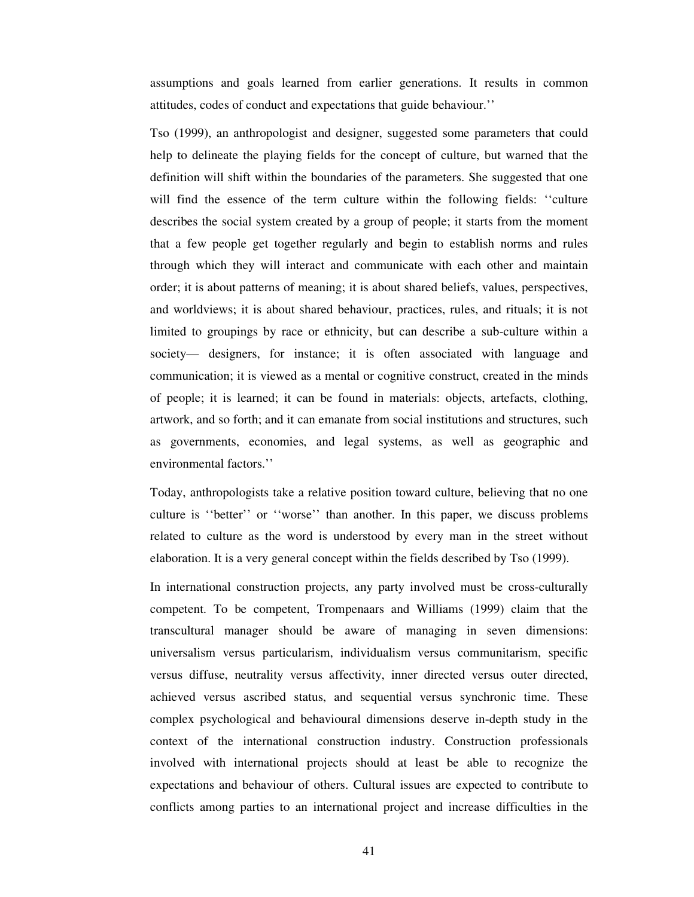assumptions and goals learned from earlier generations. It results in common attitudes, codes of conduct and expectations that guide behaviour.''

Tso (1999), an anthropologist and designer, suggested some parameters that could help to delineate the playing fields for the concept of culture, but warned that the definition will shift within the boundaries of the parameters. She suggested that one will find the essence of the term culture within the following fields: ''culture describes the social system created by a group of people; it starts from the moment that a few people get together regularly and begin to establish norms and rules through which they will interact and communicate with each other and maintain order; it is about patterns of meaning; it is about shared beliefs, values, perspectives, and worldviews; it is about shared behaviour, practices, rules, and rituals; it is not limited to groupings by race or ethnicity, but can describe a sub-culture within a society— designers, for instance; it is often associated with language and communication; it is viewed as a mental or cognitive construct, created in the minds of people; it is learned; it can be found in materials: objects, artefacts, clothing, artwork, and so forth; and it can emanate from social institutions and structures, such as governments, economies, and legal systems, as well as geographic and environmental factors.''

Today, anthropologists take a relative position toward culture, believing that no one culture is ''better'' or ''worse'' than another. In this paper, we discuss problems related to culture as the word is understood by every man in the street without elaboration. It is a very general concept within the fields described by Tso (1999).

In international construction projects, any party involved must be cross-culturally competent. To be competent, Trompenaars and Williams (1999) claim that the transcultural manager should be aware of managing in seven dimensions: universalism versus particularism, individualism versus communitarism, specific versus diffuse, neutrality versus affectivity, inner directed versus outer directed, achieved versus ascribed status, and sequential versus synchronic time. These complex psychological and behavioural dimensions deserve in-depth study in the context of the international construction industry. Construction professionals involved with international projects should at least be able to recognize the expectations and behaviour of others. Cultural issues are expected to contribute to conflicts among parties to an international project and increase difficulties in the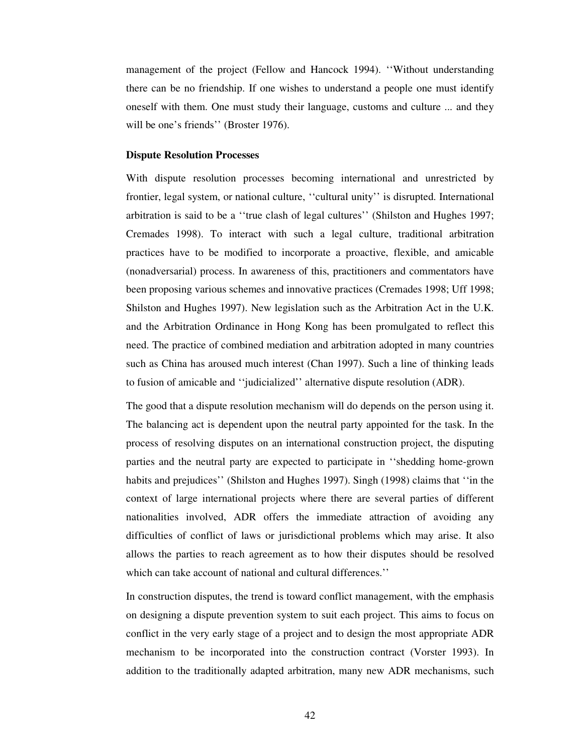management of the project (Fellow and Hancock 1994). ''Without understanding there can be no friendship. If one wishes to understand a people one must identify oneself with them. One must study their language, customs and culture ... and they will be one's friends'' (Broster 1976).

**Dispute Resolution Processes**

With dispute resolution processes becoming international and unrestricted by frontier, legal system, or national culture, ''cultural unity'' is disrupted. International arbitration is said to be a ''true clash of legal cultures'' (Shilston and Hughes 1997; Cremades 1998). To interact with such a legal culture, traditional arbitration practices have to be modified to incorporate a proactive, flexible, and amicable (nonadversarial) process. In awareness of this, practitioners and commentators have been proposing various schemes and innovative practices (Cremades 1998; Uff 1998; Shilston and Hughes 1997). New legislation such as the Arbitration Act in the U.K. and the Arbitration Ordinance in Hong Kong has been promulgated to reflect this need. The practice of combined mediation and arbitration adopted in many countries such as China has aroused much interest (Chan 1997). Such a line of thinking leads to fusion of amicable and ''judicialized'' alternative dispute resolution (ADR).

The good that a dispute resolution mechanism will do depends on the person using it. The balancing act is dependent upon the neutral party appointed for the task. In the process of resolving disputes on an international construction project, the disputing parties and the neutral party are expected to participate in ''shedding home-grown habits and prejudices'' (Shilston and Hughes 1997). Singh (1998) claims that ''in the context of large international projects where there are several parties of different nationalities involved, ADR offers the immediate attraction of avoiding any difficulties of conflict of laws or jurisdictional problems which may arise. It also allows the parties to reach agreement as to how their disputes should be resolved which can take account of national and cultural differences.''

In construction disputes, the trend is toward conflict management, with the emphasis on designing a dispute prevention system to suit each project. This aims to focus on conflict in the very early stage of a project and to design the most appropriate ADR mechanism to be incorporated into the construction contract (Vorster 1993). In addition to the traditionally adapted arbitration, many new ADR mechanisms, such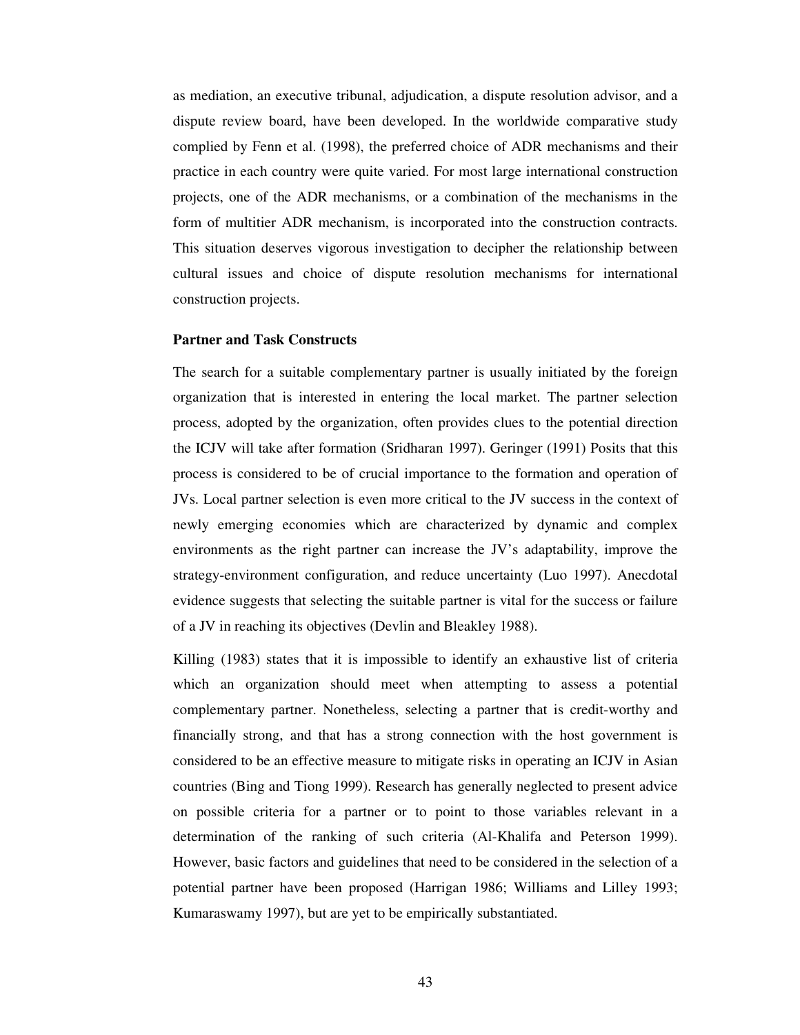as mediation, an executive tribunal, adjudication, a dispute resolution advisor, and a dispute review board, have been developed. In the worldwide comparative study complied by Fenn et al. (1998), the preferred choice of ADR mechanisms and their practice in each country were quite varied. For most large international construction projects, one of the ADR mechanisms, or a combination of the mechanisms in the form of multitier ADR mechanism, is incorporated into the construction contracts. This situation deserves vigorous investigation to decipher the relationship between cultural issues and choice of dispute resolution mechanisms for international construction projects.

### Partner and Task Constructs

The search for a suitable complementary partner is usually initiated by the foreign organization that is interested in entering the local market. The partner selection process, adopted by the organization, often provides clues to the potential direction the ICJV will take after formation (Sridharan 1997). Geringer (1991) Posits that this process is considered to be of crucial importance to the formation and operation of JVs. Local partner selection is even more critical to the JV success in the context of newly emerging economies which are characterized by dynamic and complex environments as the right partner can increase the JV's adaptability, improve the strategy-environment configuration, and reduce uncertainty (Luo 1997). Anecdotal evidence suggests that selecting the suitable partner is vital for the success or failure of a JV in reaching its objectives (Devlin and Bleakley 1988).

Killing (1983) states that it is impossible to identify an exhaustive list of criteria which an organization should meet when attempting to assess a potential complementary partner. Nonetheless, selecting a partner that is credit-worthy and financially strong, and that has a strong connection with the host government is considered to be an effective measure to mitigate risks in operating an ICJV in Asian countries (Bing and Tiong 1999). Research has generally neglected to present advice on possible criteria for a partner or to point to those variables relevant in a determination of the ranking of such criteria (Al-Khalifa and Peterson 1999). However, basic factors and guidelines that need to be considered in the selection of a potential partner have been proposed (Harrigan 1986; Williams and Lilley 1993; Kumaraswamy 1997), but are yet to be empirically substantiated.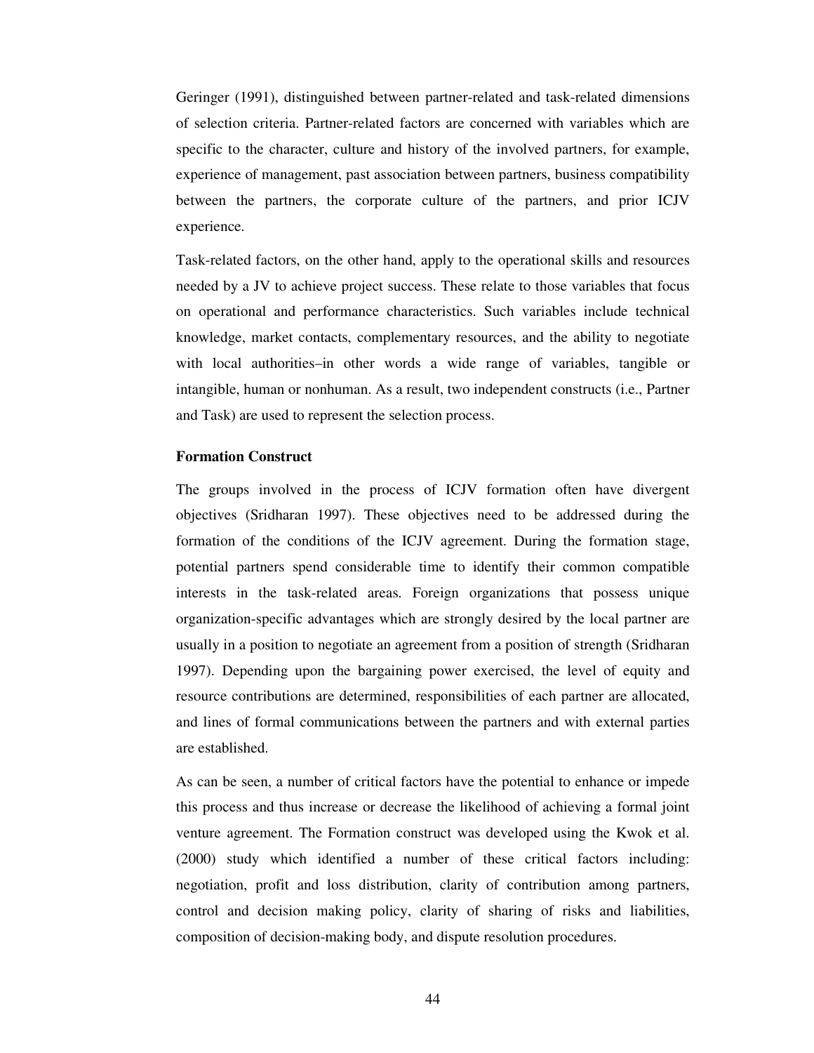Geringer (1991), distinguished between partner-related and task-related dimensions of selection criteria. Partner-related factors are concerned with variables which are specific to the character, culture and history of the involved partners, for example, experience of management, past association between partners, business compatibility between the partners, the corporate culture of the partners, and prior ICJV experience.

Task-related factors, on the other hand, apply to the operational skills and resources needed by a JV to achieve project success. These relate to those variables that focus on operational and performance characteristics. Such variables include technical knowledge, market contacts, complementary resources, and the ability to negotiate with local authorities–in other words a wide range of variables, tangible or intangible, human or nonhuman. As a result, two independent constructs (i.e., Partner and Task) are used to represent the selection process.

**Formation Construct**

The groups involved in the process of ICJV formation often have divergent objectives (Sridharan 1997). These objectives need to be addressed during the formation of the conditions of the ICJV agreement. During the formation stage, potential partners spend considerable time to identify their common compatible interests in the task-related areas. Foreign organizations that possess unique organization-specific advantages which are strongly desired by the local partner are usually in a position to negotiate an agreement from a position of strength (Sridharan 1997). Depending upon the bargaining power exercised, the level of equity and resource contributions are determined, responsibilities of each partner are allocated, and lines of formal communications between the partners and with external parties are established.

As can be seen, a number of critical factors have the potential to enhance or impede this process and thus increase or decrease the likelihood of achieving a formal joint venture agreement. The Formation construct was developed using the Kwok et al. (2000) study which identified a number of these critical factors including: negotiation, profit and loss distribution, clarity of contribution among partners, control and decision making policy, clarity of sharing of risks and liabilities, composition of decision-making body, and dispute resolution procedures.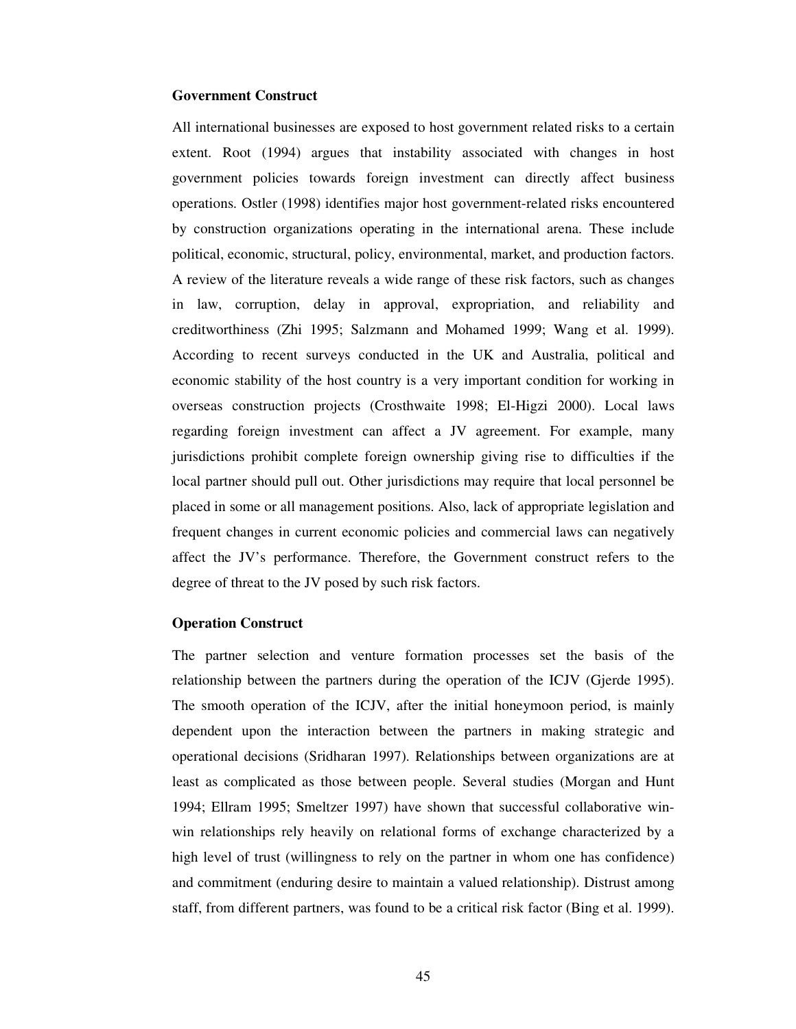**Government Construct**

All international businesses are exposed to host government related risks to a certain extent. Root (1994) argues that instability associated with changes in host government policies towards foreign investment can directly affect business operations. Ostler (1998) identifies major host government-related risks encountered by construction organizations operating in the international arena. These include political, economic, structural, policy, environmental, market, and production factors. A review of the literature reveals a wide range of these risk factors, such as changes in law, corruption, delay in approval, expropriation, and reliability and creditworthiness (Zhi 1995; Salzmann and Mohamed 1999; Wang et al. 1999). According to recent surveys conducted in the UK and Australia, political and economic stability of the host country is a very important condition for working in overseas construction projects (Crosthwaite 1998; El-Higzi 2000). Local laws regarding foreign investment can affect a JV agreement. For example, many jurisdictions prohibit complete foreign ownership giving rise to difficulties if the local partner should pull out. Other jurisdictions may require that local personnel be placed in some or all management positions. Also, lack of appropriate legislation and frequent changes in current economic policies and commercial laws can negatively affect the JV's performance. Therefore, the Government construct refers to the degree of threat to the JV posed by such risk factors.

**Operation Construct**

The partner selection and venture formation processes set the basis of the relationship between the partners during the operation of the ICJV (Gjerde 1995). The smooth operation of the ICJV, after the initial honeymoon period, is mainly dependent upon the interaction between the partners in making strategic and operational decisions (Sridharan 1997). Relationships between organizations are at least as complicated as those between people. Several studies (Morgan and Hunt 1994; Ellram 1995; Smeltzer 1997) have shown that successful collaborative win-win relationships rely heavily on relational forms of exchange characterized by a high level of trust (willingness to rely on the partner in whom one has confidence) and commitment (enduring desire to maintain a valued relationship). Distrust among staff, from different partners, was found to be a critical risk factor (Bing et al. 1999).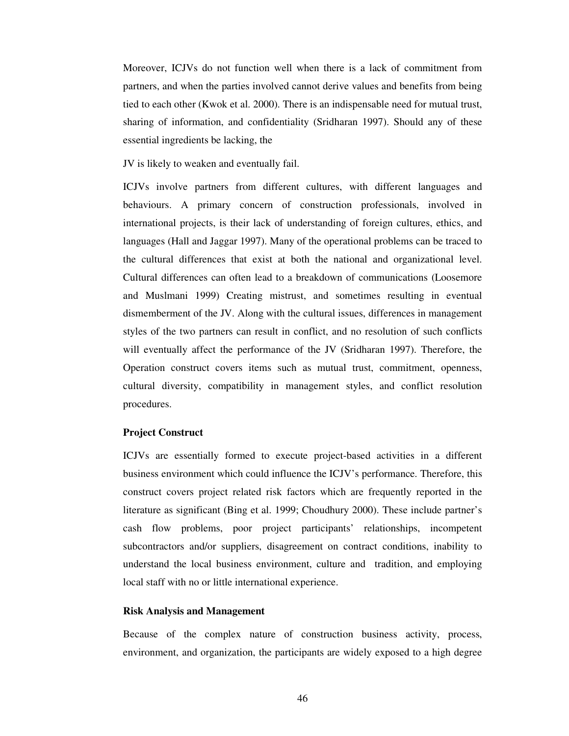Moreover, ICJVs do not function well when there is a lack of commitment from partners, and when the parties involved cannot derive values and benefits from being tied to each other (Kwok et al. 2000). There is an indispensable need for mutual trust, sharing of information, and confidentiality (Sridharan 1997). Should any of these essential ingredients be lacking, the

JV is likely to weaken and eventually fail.

ICJVs involve partners from different cultures, with different languages and behaviours. A primary concern of construction professionals, involved in international projects, is their lack of understanding of foreign cultures, ethics, and languages (Hall and Jaggar 1997). Many of the operational problems can be traced to the cultural differences that exist at both the national and organizational level. Cultural differences can often lead to a breakdown of communications (Loosemore and Muslmani 1999) Creating mistrust, and sometimes resulting in eventual dismemberment of the JV. Along with the cultural issues, differences in management styles of the two partners can result in conflict, and no resolution of such conflicts will eventually affect the performance of the JV (Sridharan 1997). Therefore, the Operation construct covers items such as mutual trust, commitment, openness, cultural diversity, compatibility in management styles, and conflict resolution procedures.

**Project Construct**

ICJVs are essentially formed to execute project-based activities in a different business environment which could influence the ICJV's performance. Therefore, this construct covers project related risk factors which are frequently reported in the literature as significant (Bing et al. 1999; Choudhury 2000). These include partner's cash flow problems, poor project participants' relationships, incompetent subcontractors and/or suppliers, disagreement on contract conditions, inability to understand the local business environment, culture and tradition, and employing local staff with no or little international experience.

**Risk Analysis and Management**

Because of the complex nature of construction business activity, process, environment, and organization, the participants are widely exposed to a high degree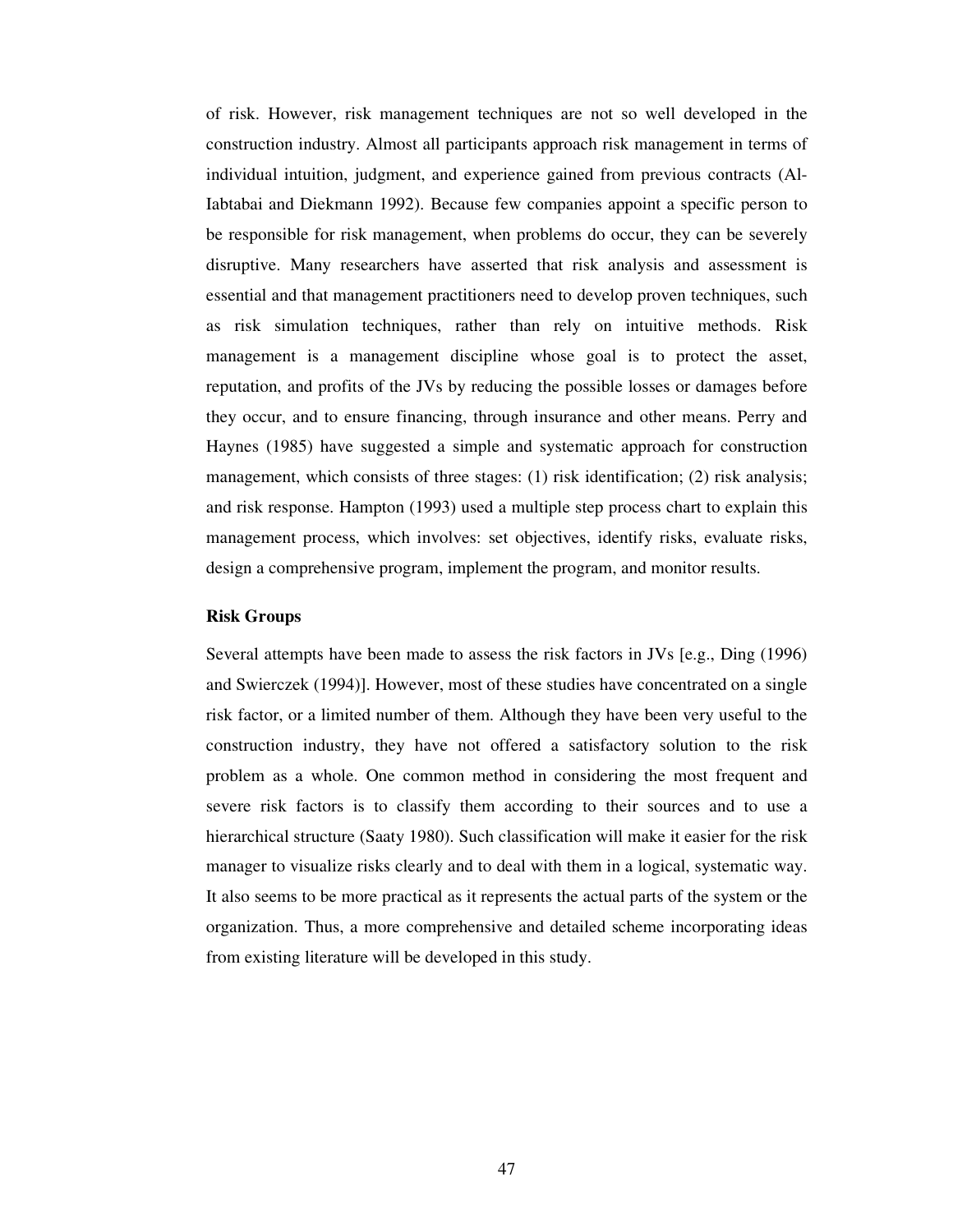of risk. However, risk management techniques are not so well developed in the construction industry. Almost all participants approach risk management in terms of individual intuition, judgment, and experience gained from previous contracts (Al-Iabtabai and Diekmann 1992). Because few companies appoint a specific person to be responsible for risk management, when problems do occur, they can be severely disruptive. Many researchers have asserted that risk analysis and assessment is essential and that management practitioners need to develop proven techniques, such as risk simulation techniques, rather than rely on intuitive methods. Risk management is a management discipline whose goal is to protect the asset, reputation, and profits of the JVs by reducing the possible losses or damages before they occur, and to ensure financing, through insurance and other means. Perry and Haynes (1985) have suggested a simple and systematic approach for construction management, which consists of three stages: (1) risk identification; (2) risk analysis; and risk response. Hampton (1993) used a multiple step process chart to explain this management process, which involves: set objectives, identify risks, evaluate risks, design a comprehensive program, implement the program, and monitor results.

**Risk Groups**

Several attempts have been made to assess the risk factors in JVs [e.g., Ding (1996) and Swierczek (1994)]. However, most of these studies have concentrated on a single risk factor, or a limited number of them. Although they have been very useful to the construction industry, they have not offered a satisfactory solution to the risk problem as a whole. One common method in considering the most frequent and severe risk factors is to classify them according to their sources and to use a hierarchical structure (Saaty 1980). Such classification will make it easier for the risk manager to visualize risks clearly and to deal with them in a logical, systematic way. It also seems to be more practical as it represents the actual parts of the system or the organization. Thus, a more comprehensive and detailed scheme incorporating ideas from existing literature will be developed in this study.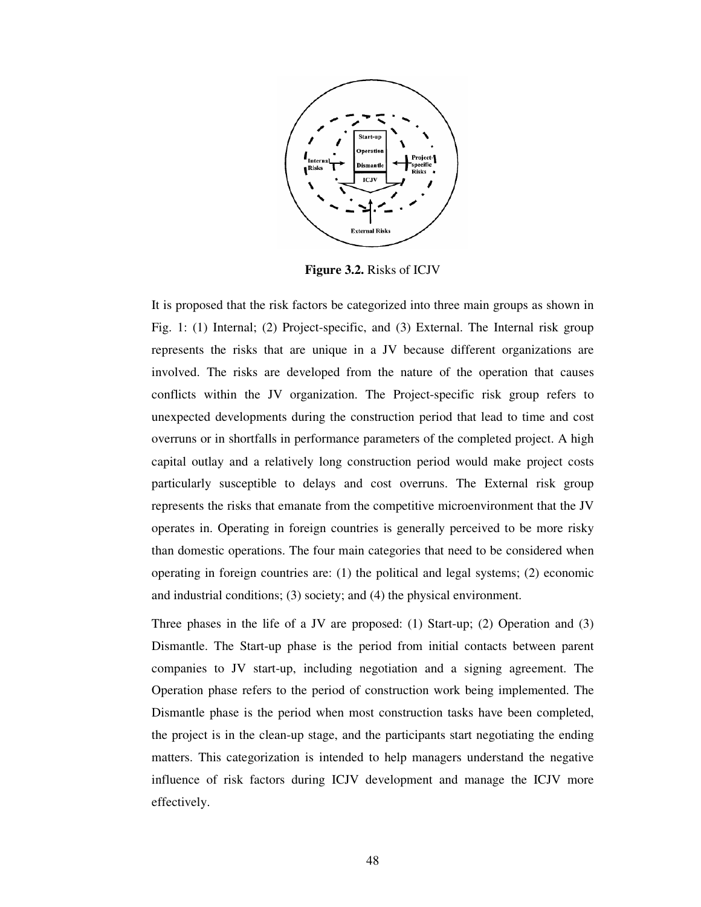**Figure 3.2.** Risks of ICJV

It is proposed that the risk factors be categorized into three main groups as shown in Fig. 1: (1) Internal; (2) Project-specific, and (3) External. The Internal risk group represents the risks that are unique in a JV because different organizations are involved. The risks are developed from the nature of the operation that causes conflicts within the JV organization. The Project-specific risk group refers to unexpected developments during the construction period that lead to time and cost overruns or in shortfalls in performance parameters of the completed project. A high capital outlay and a relatively long construction period would make project costs particularly susceptible to delays and cost overruns. The External risk group represents the risks that emanate from the competitive microenvironment that the JV operates in. Operating in foreign countries is generally perceived to be more risky than domestic operations. The four main categories that need to be considered when operating in foreign countries are: (1) the political and legal systems; (2) economic and industrial conditions; (3) society; and (4) the physical environment.

Three phases in the life of a JV are proposed: (1) Start-up; (2) Operation and (3) Dismantle. The Start-up phase is the period from initial contacts between parent companies to JV start-up, including negotiation and a signing agreement. The Operation phase refers to the period of construction work being implemented. The Dismantle phase is the period when most construction tasks have been completed, the project is in the clean-up stage, and the participants start negotiating the ending matters. This categorization is intended to help managers understand the negative influence of risk factors during ICJV development and manage the ICJV more effectively.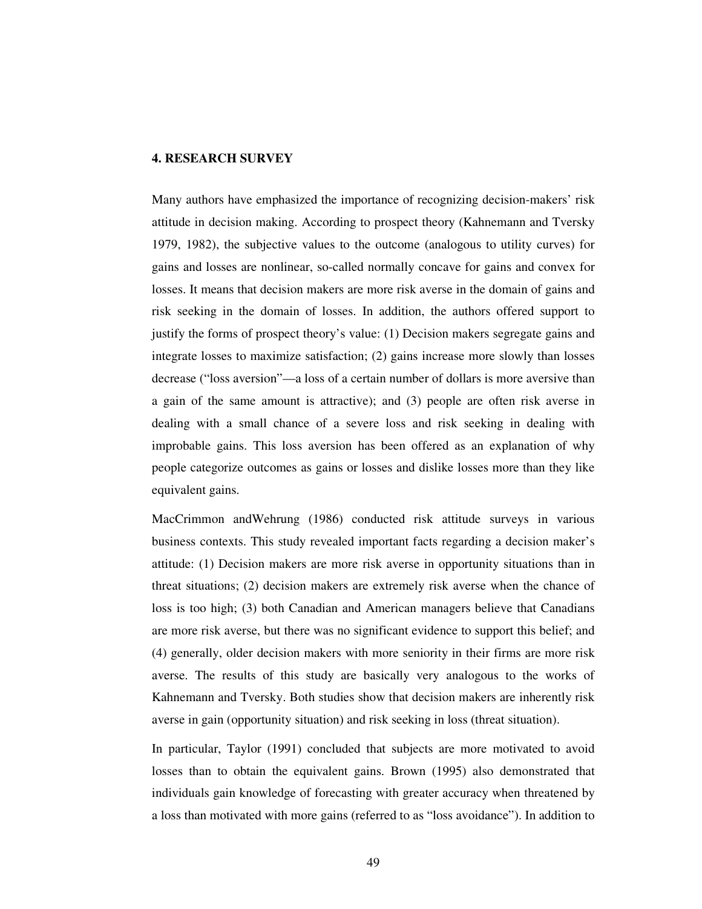## 4. RESEARCH SURVEY

Many authors have emphasized the importance of recognizing decision-makers' risk attitude in decision making. According to prospect theory (Kahnemann and Tversky 1979, 1982), the subjective values to the outcome (analogous to utility curves) for gains and losses are nonlinear, so-called normally concave for gains and convex for losses. It means that decision makers are more risk averse in the domain of gains and risk seeking in the domain of losses. In addition, the authors offered support to justify the forms of prospect theory's value: (1) Decision makers segregate gains and integrate losses to maximize satisfaction; (2) gains increase more slowly than losses decrease ("loss aversion"—a loss of a certain number of dollars is more aversive than a gain of the same amount is attractive); and (3) people are often risk averse in dealing with a small chance of a severe loss and risk seeking in dealing with improbable gains. This loss aversion has been offered as an explanation of why people categorize outcomes as gains or losses and dislike losses more than they like equivalent gains.

MacCrimmon andWehrung (1986) conducted risk attitude surveys in various business contexts. This study revealed important facts regarding a decision maker's attitude: (1) Decision makers are more risk averse in opportunity situations than in threat situations; (2) decision makers are extremely risk averse when the chance of loss is too high; (3) both Canadian and American managers believe that Canadians are more risk averse, but there was no significant evidence to support this belief; and (4) generally, older decision makers with more seniority in their firms are more risk averse. The results of this study are basically very analogous to the works of Kahnemann and Tversky. Both studies show that decision makers are inherently risk averse in gain (opportunity situation) and risk seeking in loss (threat situation).

In particular, Taylor (1991) concluded that subjects are more motivated to avoid losses than to obtain the equivalent gains. Brown (1995) also demonstrated that individuals gain knowledge of forecasting with greater accuracy when threatened by a loss than motivated with more gains (referred to as "loss avoidance"). In addition to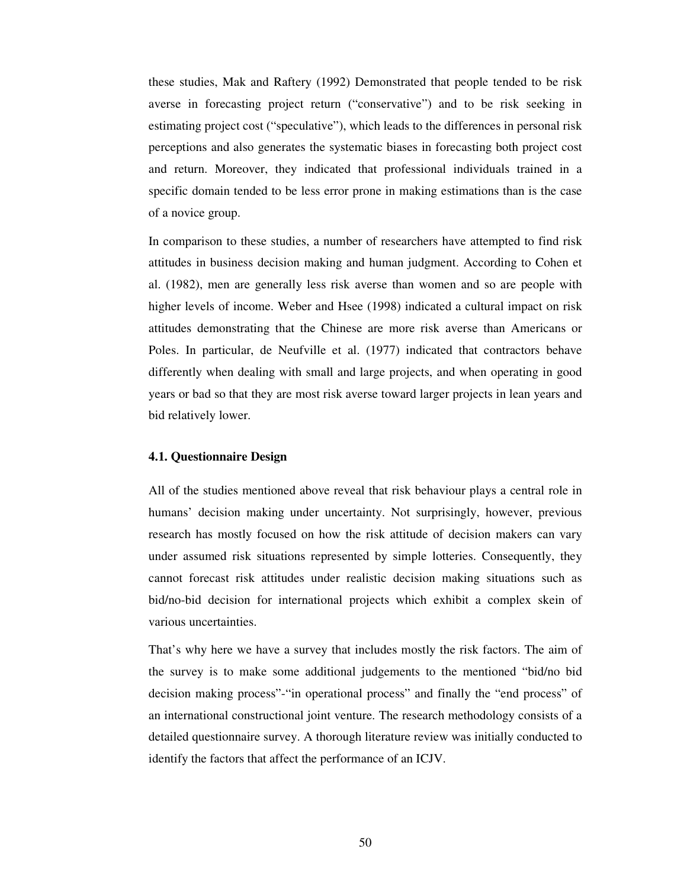these studies, Mak and Raftery (1992) Demonstrated that people tended to be risk averse in forecasting project return ("conservative") and to be risk seeking in estimating project cost ("speculative"), which leads to the differences in personal risk perceptions and also generates the systematic biases in forecasting both project cost and return. Moreover, they indicated that professional individuals trained in a specific domain tended to be less error prone in making estimations than is the case of a novice group.

In comparison to these studies, a number of researchers have attempted to find risk attitudes in business decision making and human judgment. According to Cohen et al. (1982), men are generally less risk averse than women and so are people with higher levels of income. Weber and Hsee (1998) indicated a cultural impact on risk attitudes demonstrating that the Chinese are more risk averse than Americans or Poles. In particular, de Neufville et al. (1977) indicated that contractors behave differently when dealing with small and large projects, and when operating in good years or bad so that they are most risk averse toward larger projects in lean years and bid relatively lower.

### 4.1. Questionnaire Design

All of the studies mentioned above reveal that risk behaviour plays a central role in humans' decision making under uncertainty. Not surprisingly, however, previous research has mostly focused on how the risk attitude of decision makers can vary under assumed risk situations represented by simple lotteries. Consequently, they cannot forecast risk attitudes under realistic decision making situations such as bid/no-bid decision for international projects which exhibit a complex skein of various uncertainties.

That's why here we have a survey that includes mostly the risk factors. The aim of the survey is to make some additional judgements to the mentioned "bid/no bid decision making process"-"in operational process" and finally the "end process" of an international constructional joint venture. The research methodology consists of a detailed questionnaire survey. A thorough literature review was initially conducted to identify the factors that affect the performance of an ICJV.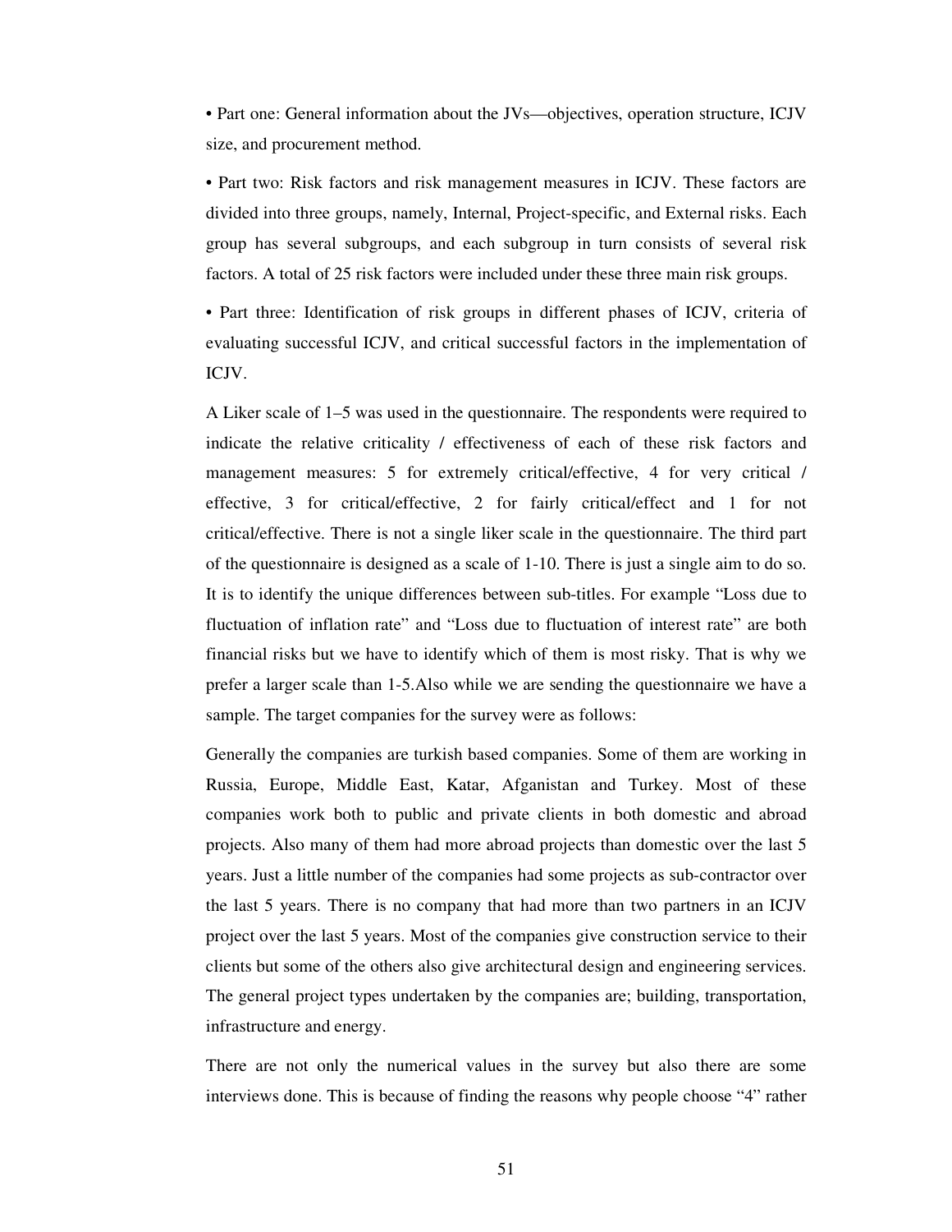• Part one: General information about the JVs—objectives, operation structure, ICJV size, and procurement method.

• Part two: Risk factors and risk management measures in ICJV. These factors are divided into three groups, namely, Internal, Project-specific, and External risks. Each group has several subgroups, and each subgroup in turn consists of several risk factors. A total of 25 risk factors were included under these three main risk groups.

• Part three: Identification of risk groups in different phases of ICJV, criteria of evaluating successful ICJV, and critical successful factors in the implementation of ICJV.

A Liker scale of 1–5 was used in the questionnaire. The respondents were required to indicate the relative criticality / effectiveness of each of these risk factors and management measures: 5 for extremely critical/effective, 4 for very critical / effective, 3 for critical/effective, 2 for fairly critical/effect and 1 for not critical/effective. There is not a single liker scale in the questionnaire. The third part of the questionnaire is designed as a scale of 1-10. There is just a single aim to do so. It is to identify the unique differences between sub-titles. For example "Loss due to fluctuation of inflation rate" and "Loss due to fluctuation of interest rate" are both financial risks but we have to identify which of them is most risky. That is why we prefer a larger scale than 1-5.Also while we are sending the questionnaire we have a sample. The target companies for the survey were as follows:

Generally the companies are turkish based companies. Some of them are working in Russia, Europe, Middle East, Katar, Afganistan and Turkey. Most of these companies work both to public and private clients in both domestic and abroad projects. Also many of them had more abroad projects than domestic over the last 5 years. Just a little number of the companies had some projects as sub-contractor over the last 5 years. There is no company that had more than two partners in an ICJV project over the last 5 years. Most of the companies give construction service to their clients but some of the others also give architectural design and engineering services. The general project types undertaken by the companies are; building, transportation, infrastructure and energy.

There are not only the numerical values in the survey but also there are some interviews done. This is because of finding the reasons why people choose "4" rather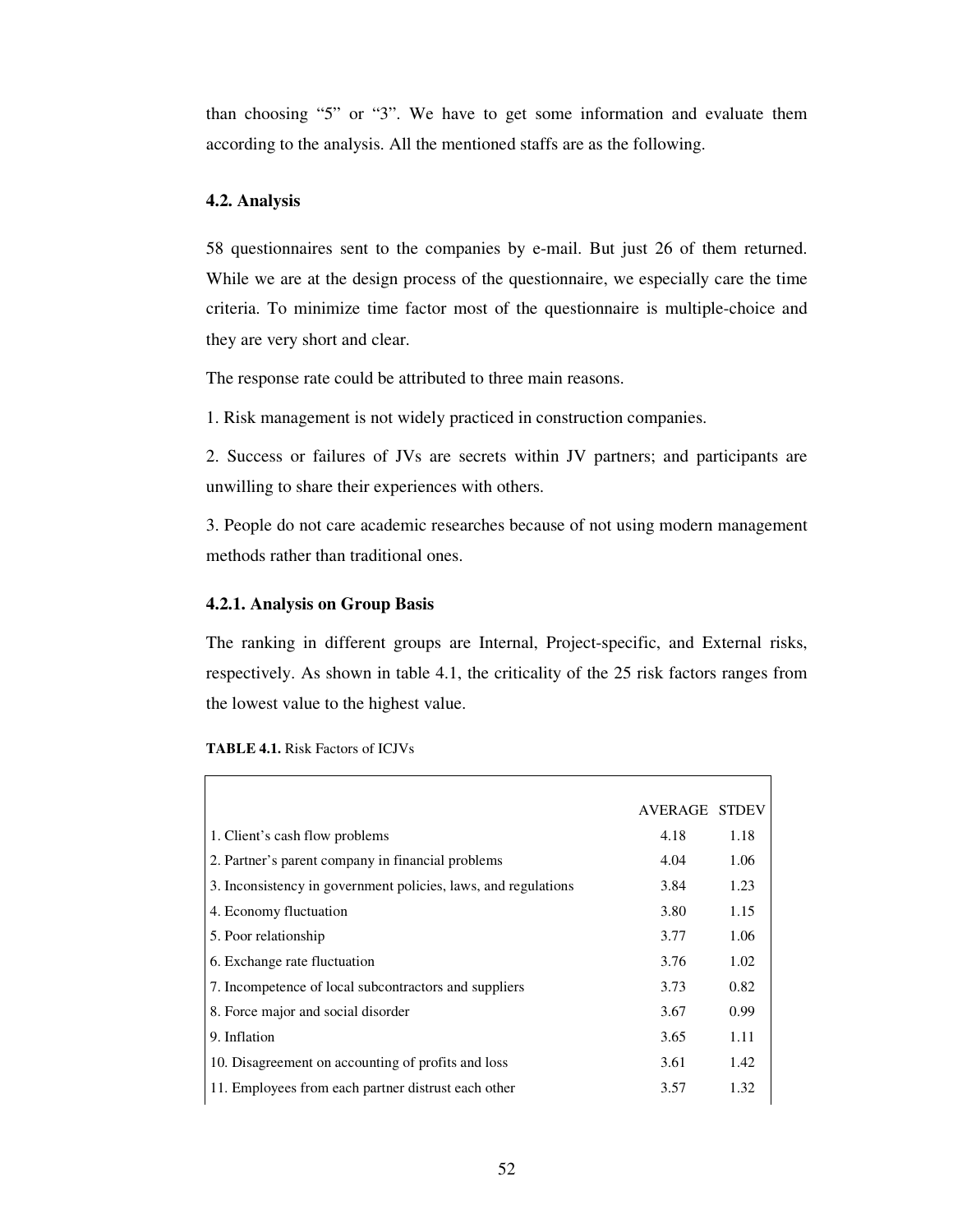than choosing "5" or "3". We have to get some information and evaluate them according to the analysis. All the mentioned staffs are as the following.

### 4.2. Analysis

58 questionnaires sent to the companies by e-mail. But just 26 of them returned. While we are at the design process of the questionnaire, we especially care the time criteria. To minimize time factor most of the questionnaire is multiple-choice and they are very short and clear.

The response rate could be attributed to three main reasons.

1. Risk management is not widely practiced in construction companies.

2. Success or failures of JVs are secrets within JV partners; and participants are unwilling to share their experiences with others.

3. People do not care academic researches because of not using modern management methods rather than traditional ones.

#### 4.2.1. Analysis on Group Basis

The ranking in different groups are Internal, Project-specific, and External risks, respectively. As shown in table 4.1, the criticality of the 25 risk factors ranges from the lowest value to the highest value.

**TABLE 4.1.** Risk Factors of ICJVs

| | AVERAGE | STDEV |
|---|---|---|
| 1. Client's cash flow problems | 4.18 | 1.18 |
| 2. Partner's parent company in financial problems | 4.04 | 1.06 |
| 3. Inconsistency in government policies, laws, and regulations | 3.84 | 1.23 |
| 4. Economy fluctuation | 3.80 | 1.15 |
| 5. Poor relationship | 3.77 | 1.06 |
| 6. Exchange rate fluctuation | 3.76 | 1.02 |
| 7. Incompetence of local subcontractors and suppliers | 3.73 | 0.82 |
| 8. Force major and social disorder | 3.67 | 0.99 |
| 9. Inflation | 3.65 | 1.11 |
| 10. Disagreement on accounting of profits and loss | 3.61 | 1.42 |
| 11. Employees from each partner distrust each other | 3.57 | 1.32 |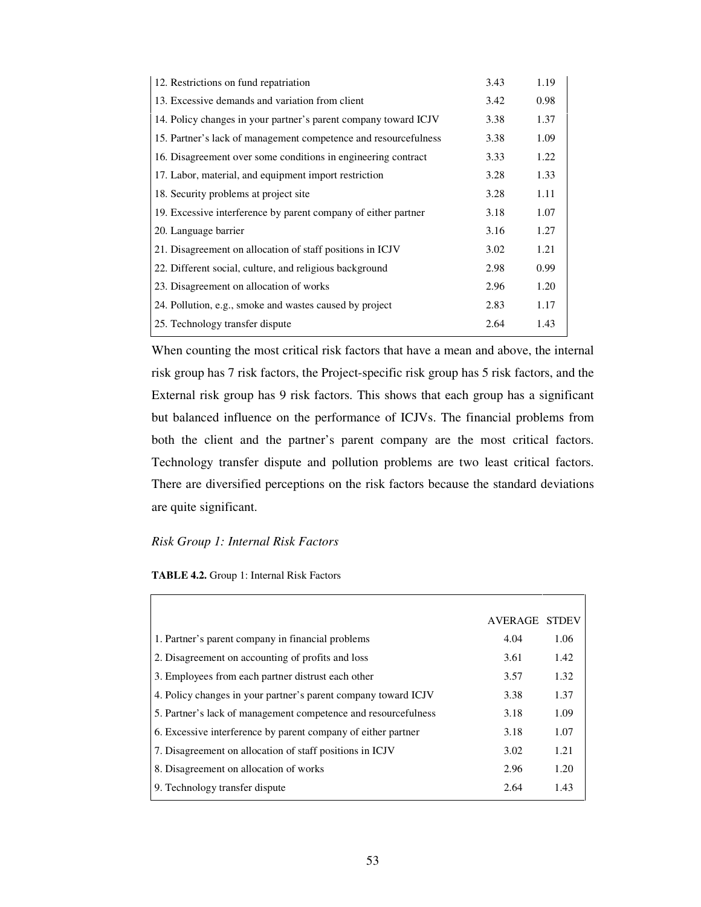| | | |
|---|---|---|
| 12. Restrictions on fund repatriation | 3.43 | 1.19 |
| 13. Excessive demands and variation from client | 3.42 | 0.98 |
| 14. Policy changes in your partner's parent company toward ICJV | 3.38 | 1.37 |
| 15. Partner's lack of management competence and resourcefulness | 3.38 | 1.09 |
| 16. Disagreement over some conditions in engineering contract | 3.33 | 1.22 |
| 17. Labor, material, and equipment import restriction | 3.28 | 1.33 |
| 18. Security problems at project site | 3.28 | 1.11 |
| 19. Excessive interference by parent company of either partner | 3.18 | 1.07 |
| 20. Language barrier | 3.16 | 1.27 |
| 21. Disagreement on allocation of staff positions in ICJV | 3.02 | 1.21 |
| 22. Different social, culture, and religious background | 2.98 | 0.99 |
| 23. Disagreement on allocation of works | 2.96 | 1.20 |
| 24. Pollution, e.g., smoke and wastes caused by project | 2.83 | 1.17 |
| 25. Technology transfer dispute | 2.64 | 1.43 |

When counting the most critical risk factors that have a mean and above, the internal risk group has 7 risk factors, the Project-specific risk group has 5 risk factors, and the External risk group has 9 risk factors. This shows that each group has a significant but balanced influence on the performance of ICJVs. The financial problems from both the client and the partner's parent company are the most critical factors. Technology transfer dispute and pollution problems are two least critical factors. There are diversified perceptions on the risk factors because the standard deviations are quite significant.

*Risk Group 1: Internal Risk Factors*

**TABLE 4.2.** Group 1: Internal Risk Factors

| | AVERAGE | STDEV |
|---|---|---|
| 1. Partner's parent company in financial problems | 4.04 | 1.06 |
| 2. Disagreement on accounting of profits and loss | 3.61 | 1.42 |
| 3. Employees from each partner distrust each other | 3.57 | 1.32 |
| 4. Policy changes in your partner's parent company toward ICJV | 3.38 | 1.37 |
| 5. Partner's lack of management competence and resourcefulness | 3.18 | 1.09 |
| 6. Excessive interference by parent company of either partner | 3.18 | 1.07 |
| 7. Disagreement on allocation of staff positions in ICJV | 3.02 | 1.21 |
| 8. Disagreement on allocation of works | 2.96 | 1.20 |
| 9. Technology transfer dispute | 2.64 | 1.43 |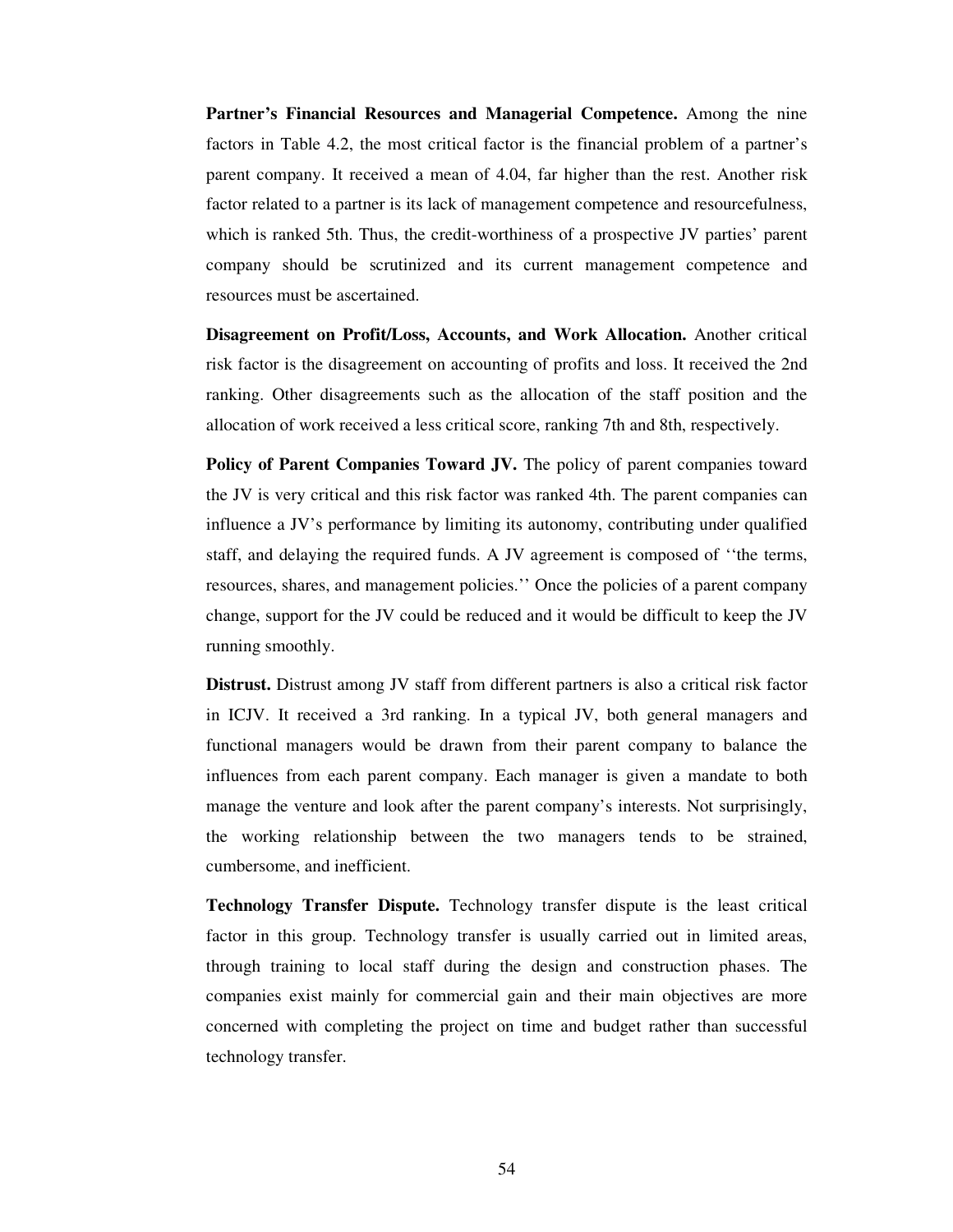**Partner's Financial Resources and Managerial Competence.** Among the nine factors in Table 4.2, the most critical factor is the financial problem of a partner's parent company. It received a mean of 4.04, far higher than the rest. Another risk factor related to a partner is its lack of management competence and resourcefulness, which is ranked 5th. Thus, the credit-worthiness of a prospective JV parties' parent company should be scrutinized and its current management competence and resources must be ascertained.

**Disagreement on Profit/Loss, Accounts, and Work Allocation.** Another critical risk factor is the disagreement on accounting of profits and loss. It received the 2nd ranking. Other disagreements such as the allocation of the staff position and the allocation of work received a less critical score, ranking 7th and 8th, respectively.

**Policy of Parent Companies Toward JV.** The policy of parent companies toward the JV is very critical and this risk factor was ranked 4th. The parent companies can influence a JV's performance by limiting its autonomy, contributing under qualified staff, and delaying the required funds. A JV agreement is composed of ''the terms, resources, shares, and management policies.'' Once the policies of a parent company change, support for the JV could be reduced and it would be difficult to keep the JV running smoothly.

**Distrust.** Distrust among JV staff from different partners is also a critical risk factor in ICJV. It received a 3rd ranking. In a typical JV, both general managers and functional managers would be drawn from their parent company to balance the influences from each parent company. Each manager is given a mandate to both manage the venture and look after the parent company's interests. Not surprisingly, the working relationship between the two managers tends to be strained, cumbersome, and inefficient.

**Technology Transfer Dispute.** Technology transfer dispute is the least critical factor in this group. Technology transfer is usually carried out in limited areas, through training to local staff during the design and construction phases. The companies exist mainly for commercial gain and their main objectives are more concerned with completing the project on time and budget rather than successful technology transfer.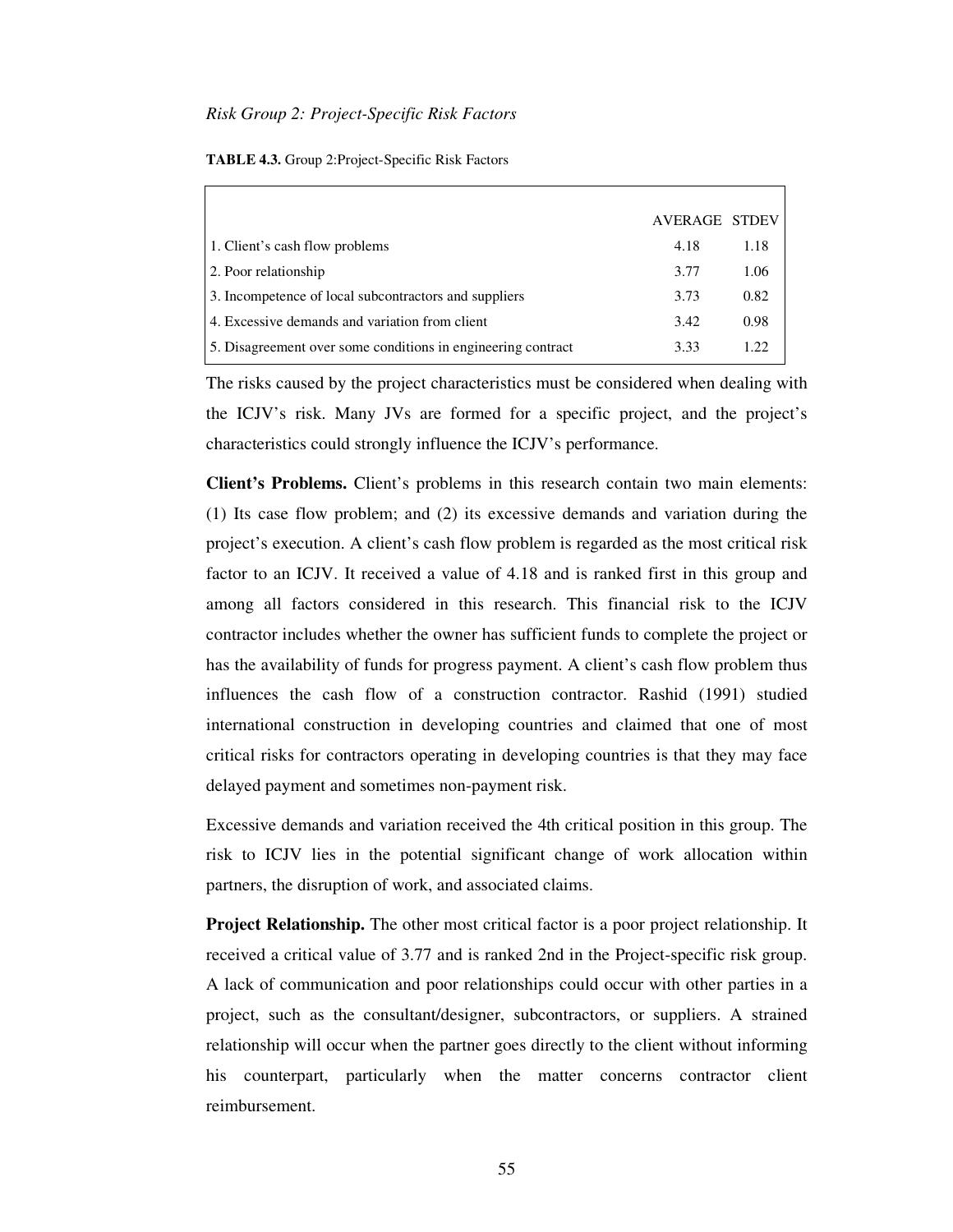*Risk Group 2: Project-Specific Risk Factors*

**TABLE 4.3.** Group 2:Project-Specific Risk Factors

| | AVERAGE | STDEV |
|---|---|---|
| 1. Client's cash flow problems | 4.18 | 1.18 |
| 2. Poor relationship | 3.77 | 1.06 |
| 3. Incompetence of local subcontractors and suppliers | 3.73 | 0.82 |
| 4. Excessive demands and variation from client | 3.42 | 0.98 |
| 5. Disagreement over some conditions in engineering contract | 3.33 | 1.22 |

The risks caused by the project characteristics must be considered when dealing with the ICJV's risk. Many JVs are formed for a specific project, and the project's characteristics could strongly influence the ICJV's performance.

**Client's Problems.** Client's problems in this research contain two main elements: (1) Its case flow problem; and (2) its excessive demands and variation during the project's execution. A client's cash flow problem is regarded as the most critical risk factor to an ICJV. It received a value of 4.18 and is ranked first in this group and among all factors considered in this research. This financial risk to the ICJV contractor includes whether the owner has sufficient funds to complete the project or has the availability of funds for progress payment. A client's cash flow problem thus influences the cash flow of a construction contractor. Rashid (1991) studied international construction in developing countries and claimed that one of most critical risks for contractors operating in developing countries is that they may face delayed payment and sometimes non-payment risk.

Excessive demands and variation received the 4th critical position in this group. The risk to ICJV lies in the potential significant change of work allocation within partners, the disruption of work, and associated claims.

**Project Relationship.** The other most critical factor is a poor project relationship. It received a critical value of 3.77 and is ranked 2nd in the Project-specific risk group. A lack of communication and poor relationships could occur with other parties in a project, such as the consultant/designer, subcontractors, or suppliers. A strained relationship will occur when the partner goes directly to the client without informing his counterpart, particularly when the matter concerns contractor client reimbursement.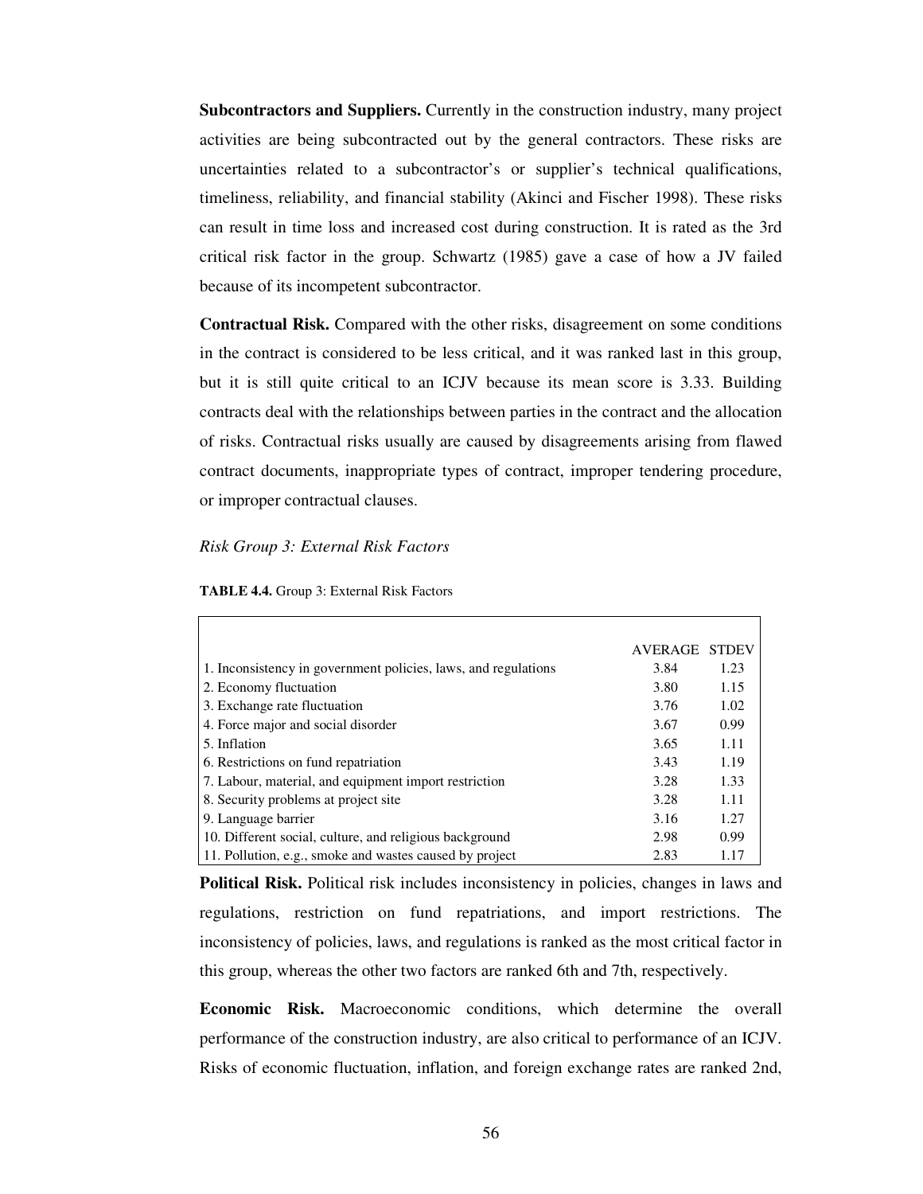**Subcontractors and Suppliers.** Currently in the construction industry, many project activities are being subcontracted out by the general contractors. These risks are uncertainties related to a subcontractor's or supplier's technical qualifications, timeliness, reliability, and financial stability (Akinci and Fischer 1998). These risks can result in time loss and increased cost during construction. It is rated as the 3rd critical risk factor in the group. Schwartz (1985) gave a case of how a JV failed because of its incompetent subcontractor.

**Contractual Risk.** Compared with the other risks, disagreement on some conditions in the contract is considered to be less critical, and it was ranked last in this group, but it is still quite critical to an ICJV because its mean score is 3.33. Building contracts deal with the relationships between parties in the contract and the allocation of risks. Contractual risks usually are caused by disagreements arising from flawed contract documents, inappropriate types of contract, improper tendering procedure, or improper contractual clauses.

*Risk Group 3: External Risk Factors*

**TABLE 4.4.** Group 3: External Risk Factors

| | AVERAGE | STDEV |
|---|---|---|
| 1. Inconsistency in government policies, laws, and regulations | 3.84 | 1.23 |
| 2. Economy fluctuation | 3.80 | 1.15 |
| 3. Exchange rate fluctuation | 3.76 | 1.02 |
| 4. Force major and social disorder | 3.67 | 0.99 |
| 5. Inflation | 3.65 | 1.11 |
| 6. Restrictions on fund repatriation | 3.43 | 1.19 |
| 7. Labour, material, and equipment import restriction | 3.28 | 1.33 |
| 8. Security problems at project site | 3.28 | 1.11 |
| 9. Language barrier | 3.16 | 1.27 |
| 10. Different social, culture, and religious background | 2.98 | 0.99 |
| 11. Pollution, e.g., smoke and wastes caused by project | 2.83 | 1.17 |

**Political Risk.** Political risk includes inconsistency in policies, changes in laws and regulations, restriction on fund repatriations, and import restrictions. The inconsistency of policies, laws, and regulations is ranked as the most critical factor in this group, whereas the other two factors are ranked 6th and 7th, respectively.

**Economic Risk.** Macroeconomic conditions, which determine the overall performance of the construction industry, are also critical to performance of an ICJV. Risks of economic fluctuation, inflation, and foreign exchange rates are ranked 2nd,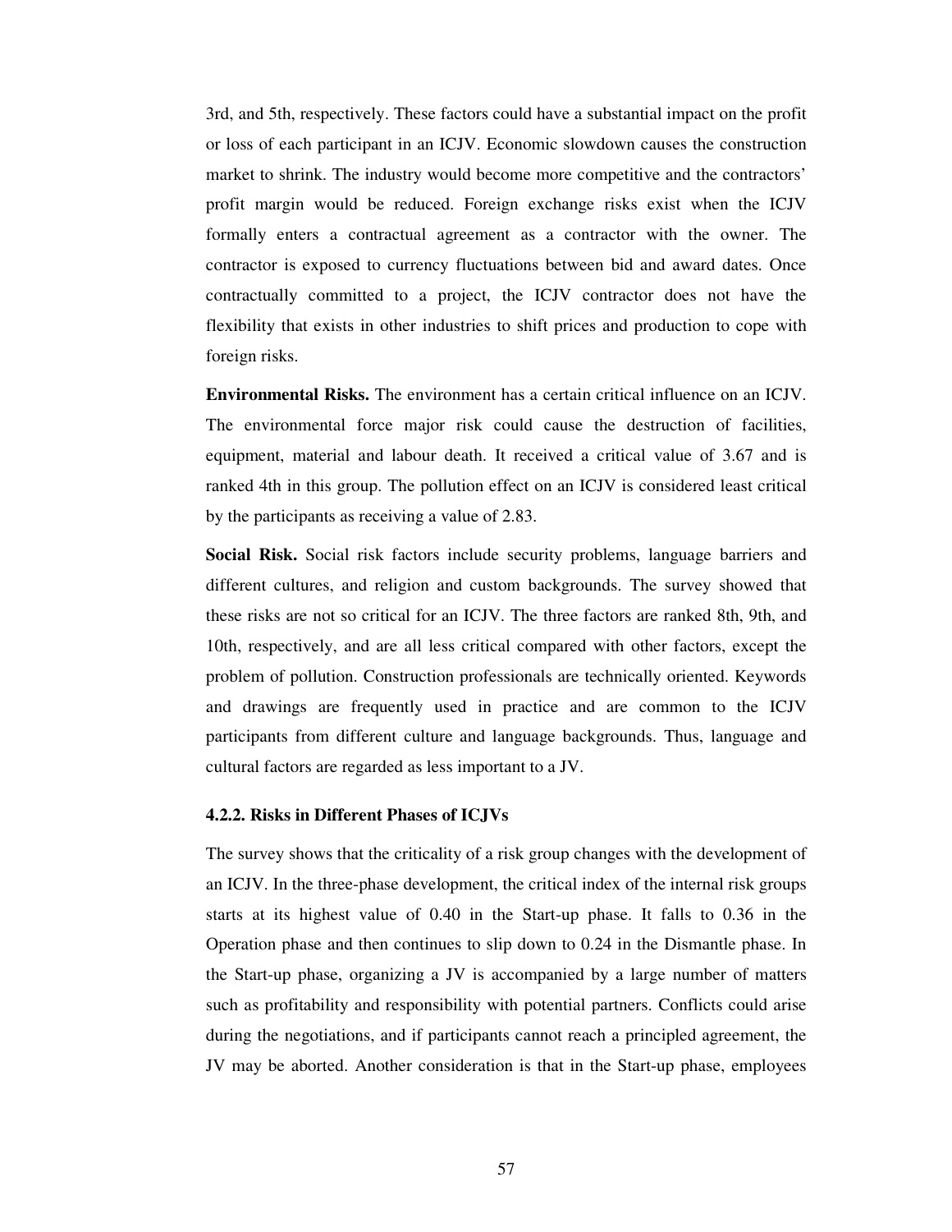3rd, and 5th, respectively. These factors could have a substantial impact on the profit or loss of each participant in an ICJV. Economic slowdown causes the construction market to shrink. The industry would become more competitive and the contractors' profit margin would be reduced. Foreign exchange risks exist when the ICJV formally enters a contractual agreement as a contractor with the owner. The contractor is exposed to currency fluctuations between bid and award dates. Once contractually committed to a project, the ICJV contractor does not have the flexibility that exists in other industries to shift prices and production to cope with foreign risks.

**Environmental Risks.** The environment has a certain critical influence on an ICJV. The environmental force major risk could cause the destruction of facilities, equipment, material and labour death. It received a critical value of 3.67 and is ranked 4th in this group. The pollution effect on an ICJV is considered least critical by the participants as receiving a value of 2.83.

**Social Risk.** Social risk factors include security problems, language barriers and different cultures, and religion and custom backgrounds. The survey showed that these risks are not so critical for an ICJV. The three factors are ranked 8th, 9th, and 10th, respectively, and are all less critical compared with other factors, except the problem of pollution. Construction professionals are technically oriented. Keywords and drawings are frequently used in practice and are common to the ICJV participants from different culture and language backgrounds. Thus, language and cultural factors are regarded as less important to a JV.

#### 4.2.2. Risks in Different Phases of ICJVs

The survey shows that the criticality of a risk group changes with the development of an ICJV. In the three-phase development, the critical index of the internal risk groups starts at its highest value of 0.40 in the Start-up phase. It falls to 0.36 in the Operation phase and then continues to slip down to 0.24 in the Dismantle phase. In the Start-up phase, organizing a JV is accompanied by a large number of matters such as profitability and responsibility with potential partners. Conflicts could arise during the negotiations, and if participants cannot reach a principled agreement, the JV may be aborted. Another consideration is that in the Start-up phase, employees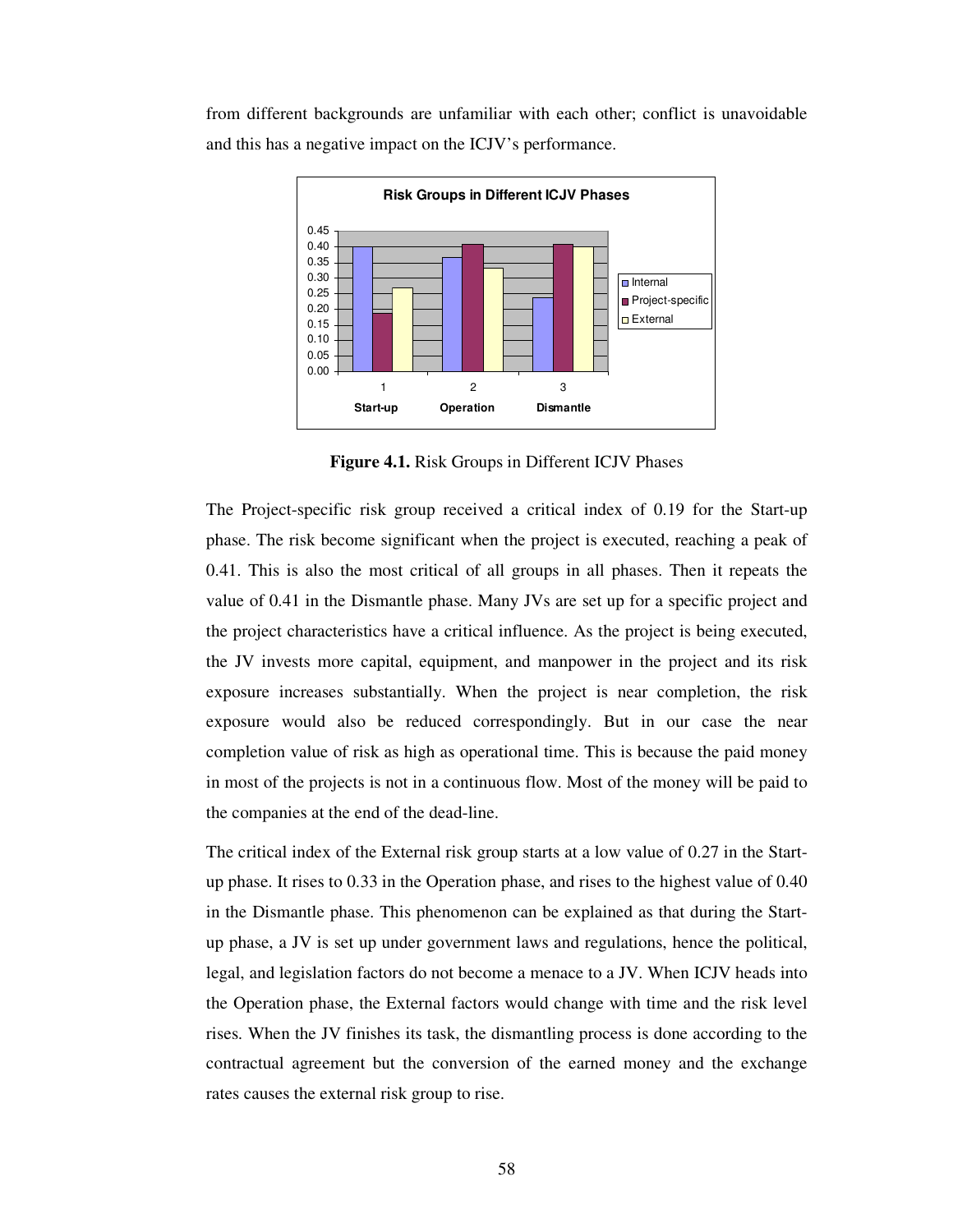from different backgrounds are unfamiliar with each other; conflict is unavoidable and this has a negative impact on the ICJV's performance.

**Figure 4.1.** Risk Groups in Different ICJV Phases

The Project-specific risk group received a critical index of 0.19 for the Start-up phase. The risk become significant when the project is executed, reaching a peak of 0.41. This is also the most critical of all groups in all phases. Then it repeats the value of 0.41 in the Dismantle phase. Many JVs are set up for a specific project and the project characteristics have a critical influence. As the project is being executed, the JV invests more capital, equipment, and manpower in the project and its risk exposure increases substantially. When the project is near completion, the risk exposure would also be reduced correspondingly. But in our case the near completion value of risk as high as operational time. This is because the paid money in most of the projects is not in a continuous flow. Most of the money will be paid to the companies at the end of the dead-line.

The critical index of the External risk group starts at a low value of 0.27 in the Start-up phase. It rises to 0.33 in the Operation phase, and rises to the highest value of 0.40 in the Dismantle phase. This phenomenon can be explained as that during the Start-up phase, a JV is set up under government laws and regulations, hence the political, legal, and legislation factors do not become a menace to a JV. When ICJV heads into the Operation phase, the External factors would change with time and the risk level rises. When the JV finishes its task, the dismantling process is done according to the contractual agreement but the conversion of the earned money and the exchange rates causes the external risk group to rise.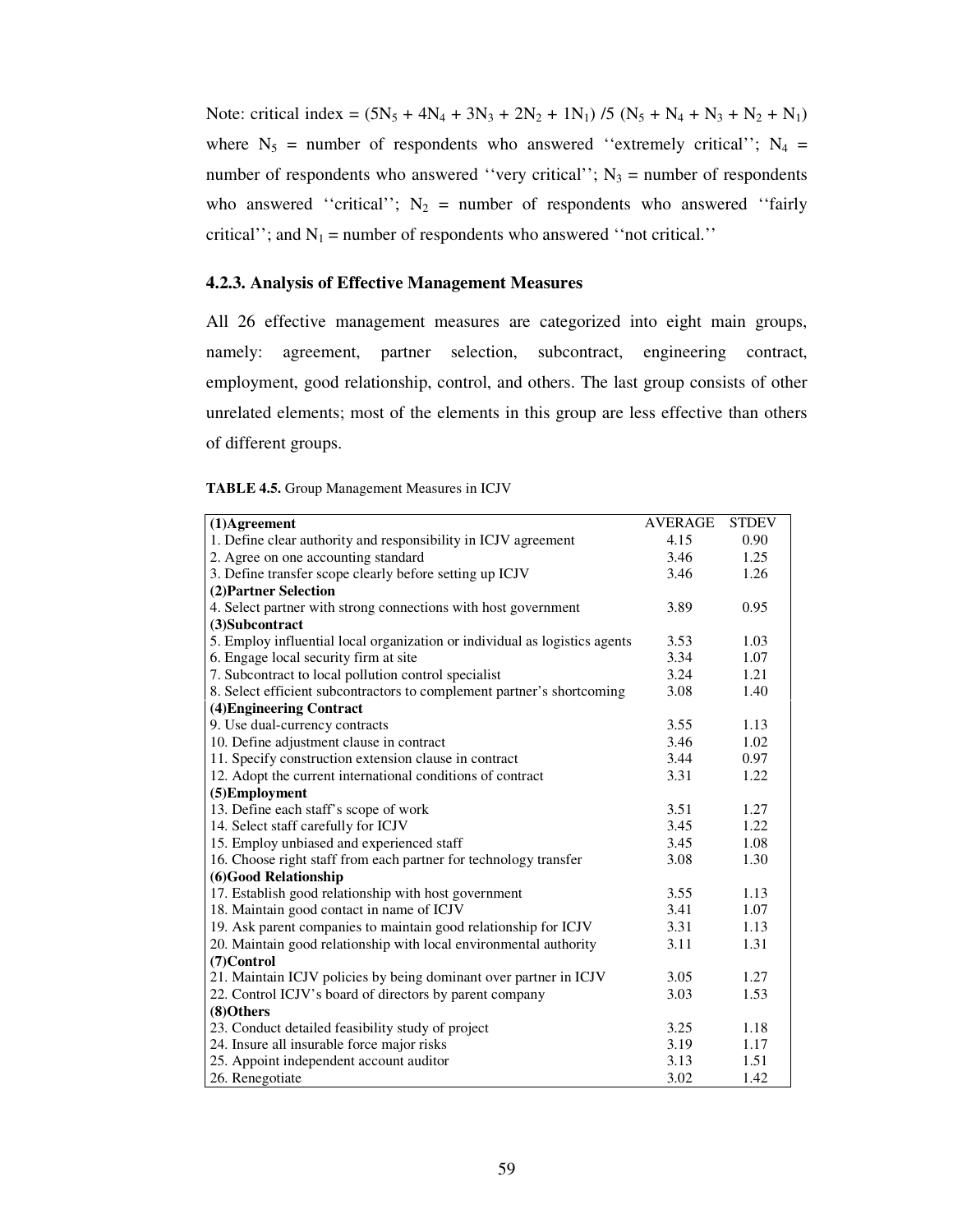Note: critical index = $(5N_5 + 4N_4 + 3N_3 + 2N_2 + 1N_1) / 5 (N_5 + N_4 + N_3 + N_2 + N_1)$ where $N_5$ = number of respondents who answered ''extremely critical''; $N_4$ = number of respondents who answered ''very critical''; $N_3$ = number of respondents who answered ''critical''; $N_2$ = number of respondents who answered ''fairly critical''; and $N_1$ = number of respondents who answered ''not critical.''

### 4.2.3. Analysis of Effective Management Measures

All 26 effective management measures are categorized into eight main groups, namely: agreement, partner selection, subcontract, engineering contract, employment, good relationship, control, and others. The last group consists of other unrelated elements; most of the elements in this group are less effective than others of different groups.

**TABLE 4.5.** Group Management Measures in ICJV

| **(1)Agreement** | AVERAGE | STDEV |
|---|---|---|
| 1. Define clear authority and responsibility in ICJV agreement | 4.15 | 0.90 |
| 2. Agree on one accounting standard | 3.46 | 1.25 |
| 3. Define transfer scope clearly before setting up ICJV | 3.46 | 1.26 |
| **(2)Partner Selection** | | |
| 4. Select partner with strong connections with host government | 3.89 | 0.95 |
| **(3)Subcontract** | | |
| 5. Employ influential local organization or individual as logistics agents | 3.53 | 1.03 |
| 6. Engage local security firm at site | 3.34 | 1.07 |
| 7. Subcontract to local pollution control specialist | 3.24 | 1.21 |
| 8. Select efficient subcontractors to complement partner's shortcoming | 3.08 | 1.40 |
| **(4)Engineering Contract** | | |
| 9. Use dual-currency contracts | 3.55 | 1.13 |
| 10. Define adjustment clause in contract | 3.46 | 1.02 |
| 11. Specify construction extension clause in contract | 3.44 | 0.97 |
| 12. Adopt the current international conditions of contract | 3.31 | 1.22 |
| **(5)Employment** | | |
| 13. Define each staff's scope of work | 3.51 | 1.27 |
| 14. Select staff carefully for ICJV | 3.45 | 1.22 |
| 15. Employ unbiased and experienced staff | 3.45 | 1.08 |
| 16. Choose right staff from each partner for technology transfer | 3.08 | 1.30 |
| **(6)Good Relationship** | | |
| 17. Establish good relationship with host government | 3.55 | 1.13 |
| 18. Maintain good contact in name of ICJV | 3.41 | 1.07 |
| 19. Ask parent companies to maintain good relationship for ICJV | 3.31 | 1.13 |
| 20. Maintain good relationship with local environmental authority | 3.11 | 1.31 |
| **(7)Control** | | |
| 21. Maintain ICJV policies by being dominant over partner in ICJV | 3.05 | 1.27 |
| 22. Control ICJV's board of directors by parent company | 3.03 | 1.53 |
| **(8)Others** | | |
| 23. Conduct detailed feasibility study of project | 3.25 | 1.18 |
| 24. Insure all insurable force major risks | 3.19 | 1.17 |
| 25. Appoint independent account auditor | 3.13 | 1.51 |
| 26. Renegotiate | 3.02 | 1.42 |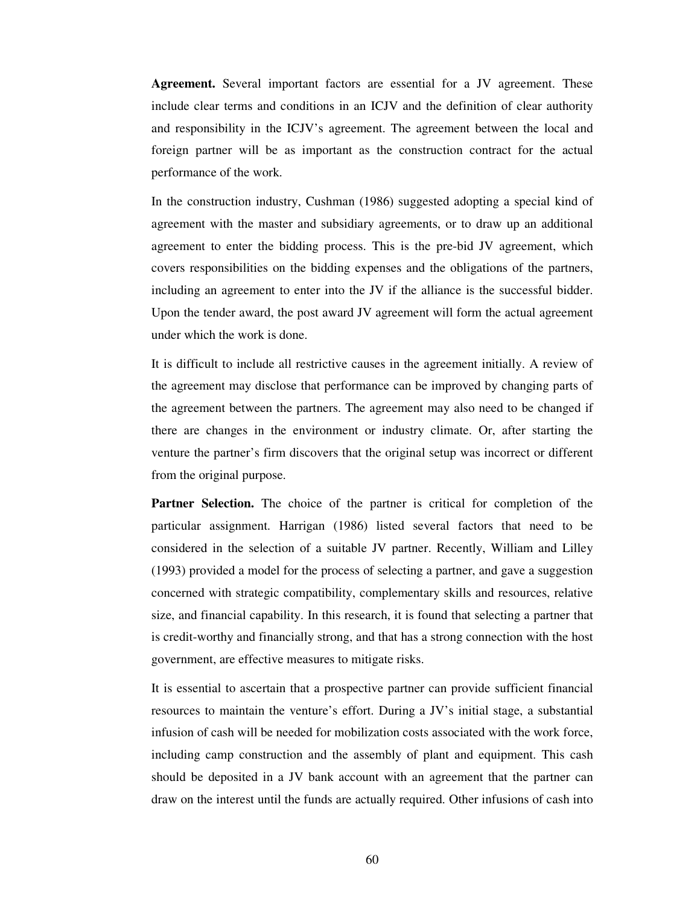**Agreement.** Several important factors are essential for a JV agreement. These include clear terms and conditions in an ICJV and the definition of clear authority and responsibility in the ICJV's agreement. The agreement between the local and foreign partner will be as important as the construction contract for the actual performance of the work.

In the construction industry, Cushman (1986) suggested adopting a special kind of agreement with the master and subsidiary agreements, or to draw up an additional agreement to enter the bidding process. This is the pre-bid JV agreement, which covers responsibilities on the bidding expenses and the obligations of the partners, including an agreement to enter into the JV if the alliance is the successful bidder. Upon the tender award, the post award JV agreement will form the actual agreement under which the work is done.

It is difficult to include all restrictive causes in the agreement initially. A review of the agreement may disclose that performance can be improved by changing parts of the agreement between the partners. The agreement may also need to be changed if there are changes in the environment or industry climate. Or, after starting the venture the partner's firm discovers that the original setup was incorrect or different from the original purpose.

**Partner Selection.** The choice of the partner is critical for completion of the particular assignment. Harrigan (1986) listed several factors that need to be considered in the selection of a suitable JV partner. Recently, William and Lilley (1993) provided a model for the process of selecting a partner, and gave a suggestion concerned with strategic compatibility, complementary skills and resources, relative size, and financial capability. In this research, it is found that selecting a partner that is credit-worthy and financially strong, and that has a strong connection with the host government, are effective measures to mitigate risks.

It is essential to ascertain that a prospective partner can provide sufficient financial resources to maintain the venture's effort. During a JV's initial stage, a substantial infusion of cash will be needed for mobilization costs associated with the work force, including camp construction and the assembly of plant and equipment. This cash should be deposited in a JV bank account with an agreement that the partner can draw on the interest until the funds are actually required. Other infusions of cash into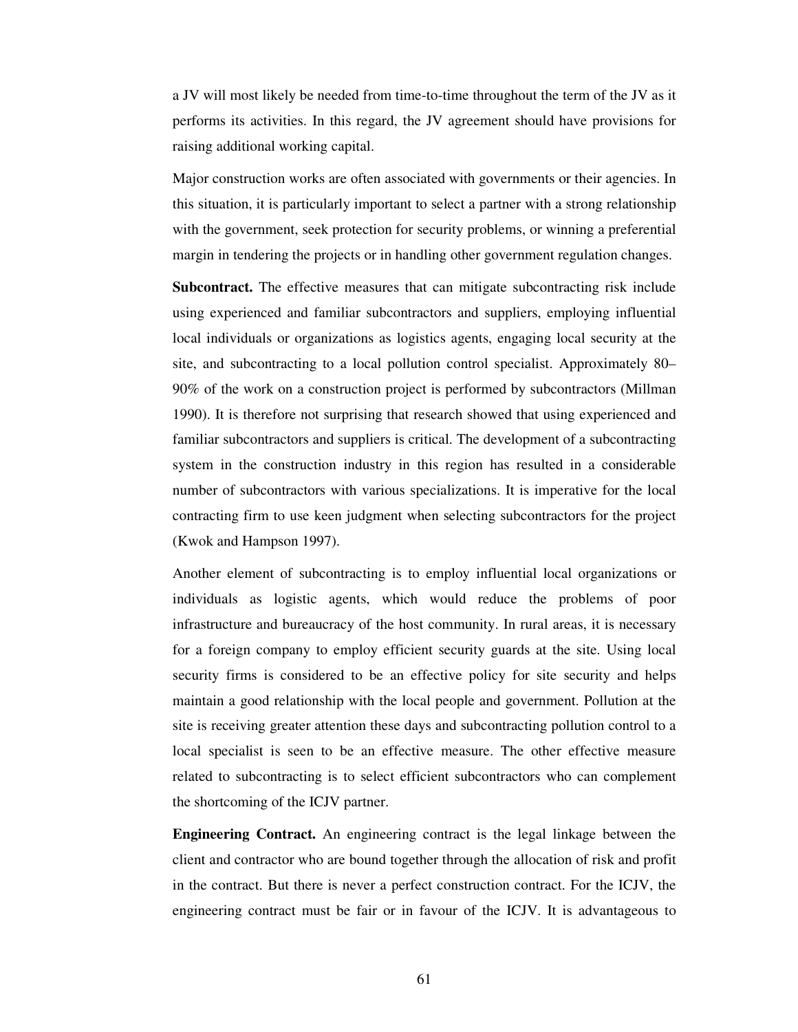a JV will most likely be needed from time-to-time throughout the term of the JV as it performs its activities. In this regard, the JV agreement should have provisions for raising additional working capital.

Major construction works are often associated with governments or their agencies. In this situation, it is particularly important to select a partner with a strong relationship with the government, seek protection for security problems, or winning a preferential margin in tendering the projects or in handling other government regulation changes.

**Subcontract.** The effective measures that can mitigate subcontracting risk include using experienced and familiar subcontractors and suppliers, employing influential local individuals or organizations as logistics agents, engaging local security at the site, and subcontracting to a local pollution control specialist. Approximately 80–90% of the work on a construction project is performed by subcontractors (Millman 1990). It is therefore not surprising that research showed that using experienced and familiar subcontractors and suppliers is critical. The development of a subcontracting system in the construction industry in this region has resulted in a considerable number of subcontractors with various specializations. It is imperative for the local contracting firm to use keen judgment when selecting subcontractors for the project (Kwok and Hampson 1997).

Another element of subcontracting is to employ influential local organizations or individuals as logistic agents, which would reduce the problems of poor infrastructure and bureaucracy of the host community. In rural areas, it is necessary for a foreign company to employ efficient security guards at the site. Using local security firms is considered to be an effective policy for site security and helps maintain a good relationship with the local people and government. Pollution at the site is receiving greater attention these days and subcontracting pollution control to a local specialist is seen to be an effective measure. The other effective measure related to subcontracting is to select efficient subcontractors who can complement the shortcoming of the ICJV partner.

**Engineering Contract.** An engineering contract is the legal linkage between the client and contractor who are bound together through the allocation of risk and profit in the contract. But there is never a perfect construction contract. For the ICJV, the engineering contract must be fair or in favour of the ICJV. It is advantageous to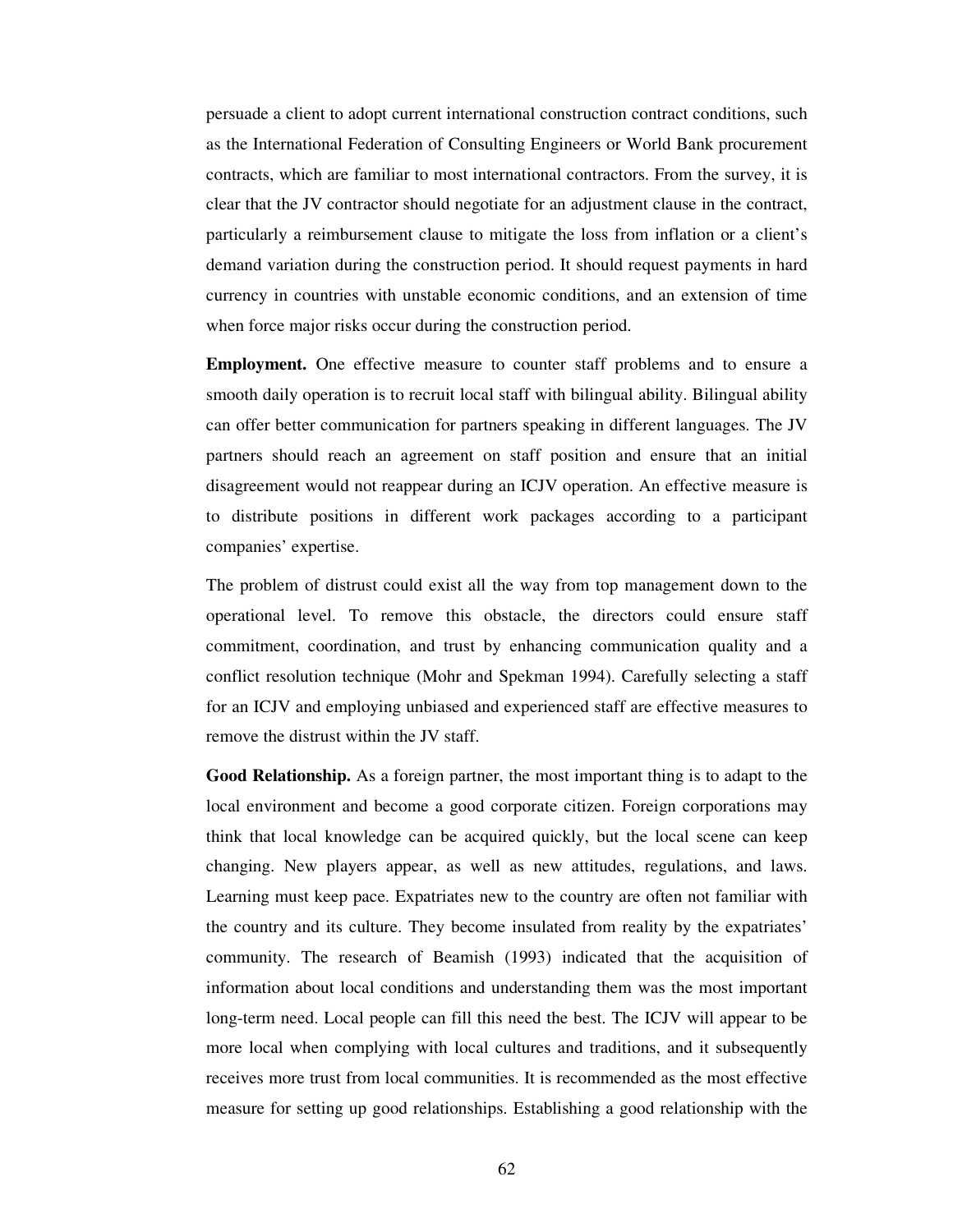persuade a client to adopt current international construction contract conditions, such as the International Federation of Consulting Engineers or World Bank procurement contracts, which are familiar to most international contractors. From the survey, it is clear that the JV contractor should negotiate for an adjustment clause in the contract, particularly a reimbursement clause to mitigate the loss from inflation or a client's demand variation during the construction period. It should request payments in hard currency in countries with unstable economic conditions, and an extension of time when force major risks occur during the construction period.

**Employment.** One effective measure to counter staff problems and to ensure a smooth daily operation is to recruit local staff with bilingual ability. Bilingual ability can offer better communication for partners speaking in different languages. The JV partners should reach an agreement on staff position and ensure that an initial disagreement would not reappear during an ICJV operation. An effective measure is to distribute positions in different work packages according to a participant companies' expertise.

The problem of distrust could exist all the way from top management down to the operational level. To remove this obstacle, the directors could ensure staff commitment, coordination, and trust by enhancing communication quality and a conflict resolution technique (Mohr and Spekman 1994). Carefully selecting a staff for an ICJV and employing unbiased and experienced staff are effective measures to remove the distrust within the JV staff.

**Good Relationship.** As a foreign partner, the most important thing is to adapt to the local environment and become a good corporate citizen. Foreign corporations may think that local knowledge can be acquired quickly, but the local scene can keep changing. New players appear, as well as new attitudes, regulations, and laws. Learning must keep pace. Expatriates new to the country are often not familiar with the country and its culture. They become insulated from reality by the expatriates' community. The research of Beamish (1993) indicated that the acquisition of information about local conditions and understanding them was the most important long-term need. Local people can fill this need the best. The ICJV will appear to be more local when complying with local cultures and traditions, and it subsequently receives more trust from local communities. It is recommended as the most effective measure for setting up good relationships. Establishing a good relationship with the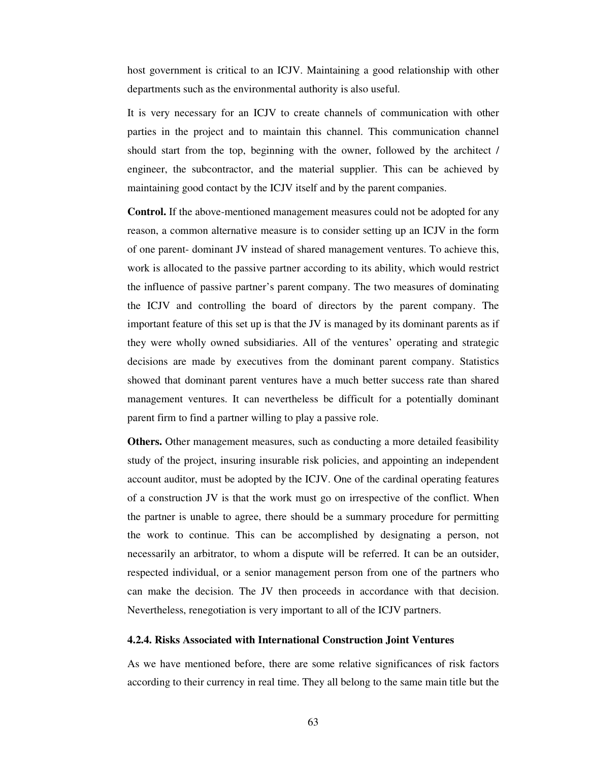host government is critical to an ICJV. Maintaining a good relationship with other departments such as the environmental authority is also useful.

It is very necessary for an ICJV to create channels of communication with other parties in the project and to maintain this channel. This communication channel should start from the top, beginning with the owner, followed by the architect / engineer, the subcontractor, and the material supplier. This can be achieved by maintaining good contact by the ICJV itself and by the parent companies.

**Control.** If the above-mentioned management measures could not be adopted for any reason, a common alternative measure is to consider setting up an ICJV in the form of one parent- dominant JV instead of shared management ventures. To achieve this, work is allocated to the passive partner according to its ability, which would restrict the influence of passive partner's parent company. The two measures of dominating the ICJV and controlling the board of directors by the parent company. The important feature of this set up is that the JV is managed by its dominant parents as if they were wholly owned subsidiaries. All of the ventures' operating and strategic decisions are made by executives from the dominant parent company. Statistics showed that dominant parent ventures have a much better success rate than shared management ventures. It can nevertheless be difficult for a potentially dominant parent firm to find a partner willing to play a passive role.

**Others.** Other management measures, such as conducting a more detailed feasibility study of the project, insuring insurable risk policies, and appointing an independent account auditor, must be adopted by the ICJV. One of the cardinal operating features of a construction JV is that the work must go on irrespective of the conflict. When the partner is unable to agree, there should be a summary procedure for permitting the work to continue. This can be accomplished by designating a person, not necessarily an arbitrator, to whom a dispute will be referred. It can be an outsider, respected individual, or a senior management person from one of the partners who can make the decision. The JV then proceeds in accordance with that decision. Nevertheless, renegotiation is very important to all of the ICJV partners.

### 4.2.4. Risks Associated with International Construction Joint Ventures

As we have mentioned before, there are some relative significances of risk factors according to their currency in real time. They all belong to the same main title but the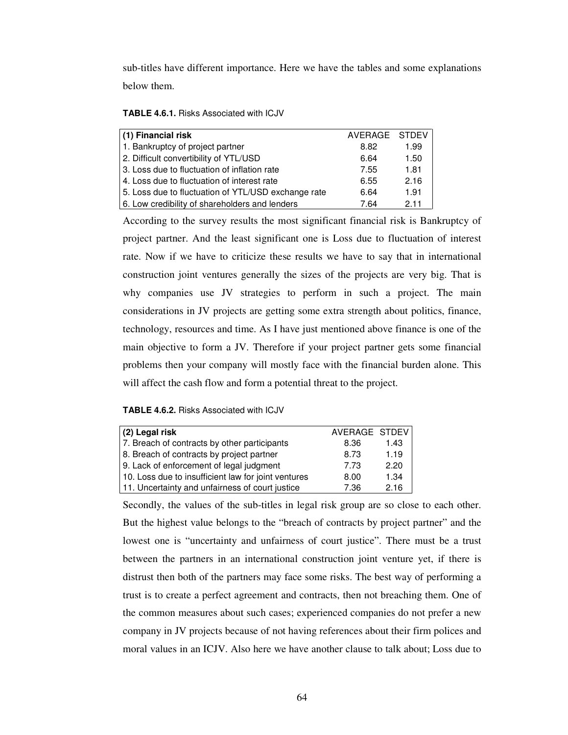sub-titles have different importance. Here we have the tables and some explanations below them.

**TABLE 4.6.1.** Risks Associated with ICJV

| **(1) Financial risk** | AVERAGE | STDEV |
|---|---|---|
| 1. Bankruptcy of project partner | 8.82 | 1.99 |
| 2. Difficult convertibility of YTL/USD | 6.64 | 1.50 |
| 3. Loss due to fluctuation of inflation rate | 7.55 | 1.81 |
| 4. Loss due to fluctuation of interest rate | 6.55 | 2.16 |
| 5. Loss due to fluctuation of YTL/USD exchange rate | 6.64 | 1.91 |
| 6. Low credibility of shareholders and lenders | 7.64 | 2.11 |

According to the survey results the most significant financial risk is Bankruptcy of project partner. And the least significant one is Loss due to fluctuation of interest rate. Now if we have to criticize these results we have to say that in international construction joint ventures generally the sizes of the projects are very big. That is why companies use JV strategies to perform in such a project. The main considerations in JV projects are getting some extra strength about politics, finance, technology, resources and time. As I have just mentioned above finance is one of the main objective to form a JV. Therefore if your project partner gets some financial problems then your company will mostly face with the financial burden alone. This will affect the cash flow and form a potential threat to the project.

**TABLE 4.6.2.** Risks Associated with ICJV

| **(2) Legal risk** | AVERAGE | STDEV |
|---|---|---|
| 7. Breach of contracts by other participants | 8.36 | 1.43 |
| 8. Breach of contracts by project partner | 8.73 | 1.19 |
| 9. Lack of enforcement of legal judgment | 7.73 | 2.20 |
| 10. Loss due to insufficient law for joint ventures | 8.00 | 1.34 |
| 11. Uncertainty and unfairness of court justice | 7.36 | 2.16 |

Secondly, the values of the sub-titles in legal risk group are so close to each other. But the highest value belongs to the "breach of contracts by project partner" and the lowest one is "uncertainty and unfairness of court justice". There must be a trust between the partners in an international construction joint venture yet, if there is distrust then both of the partners may face some risks. The best way of performing a trust is to create a perfect agreement and contracts, then not breaching them. One of the common measures about such cases; experienced companies do not prefer a new company in JV projects because of not having references about their firm polices and moral values in an ICJV. Also here we have another clause to talk about; Loss due to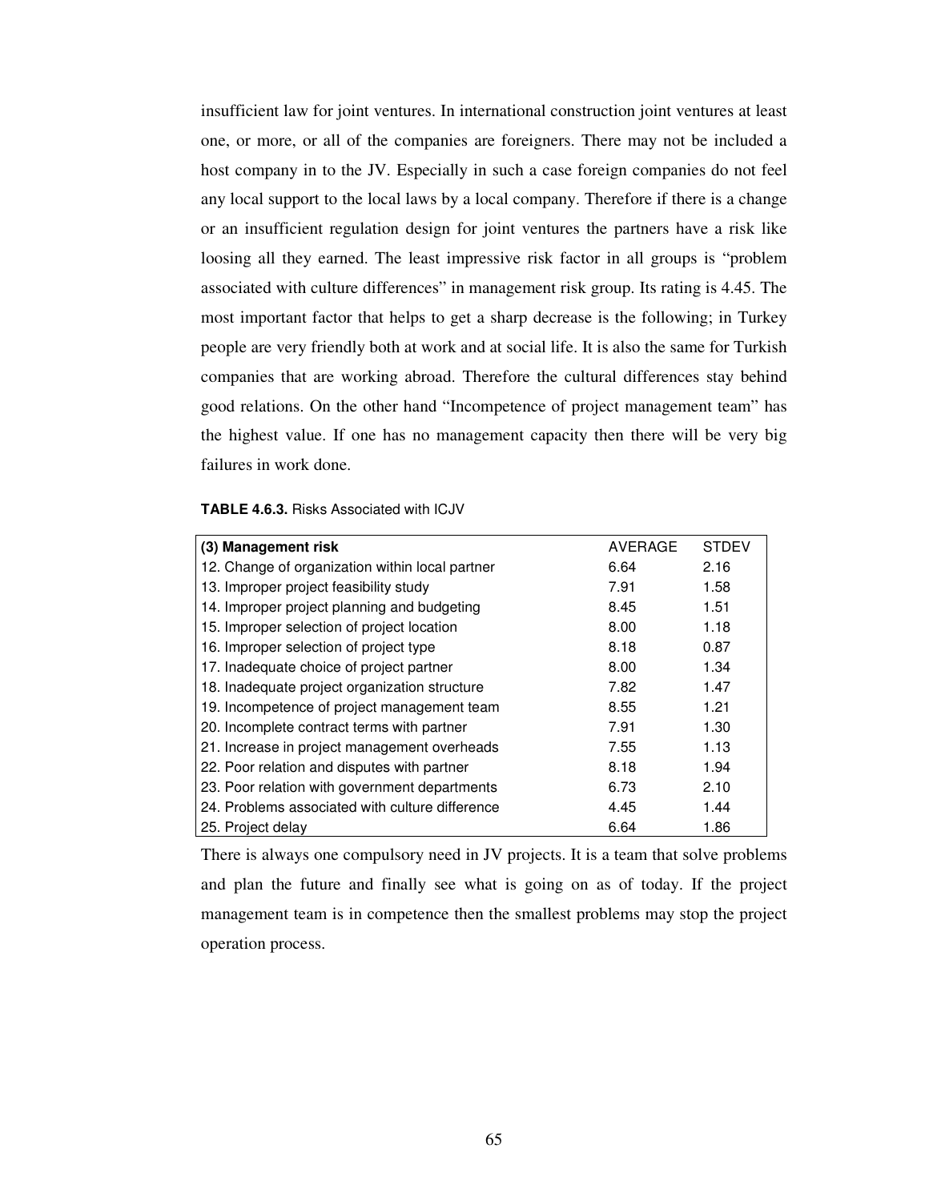insufficient law for joint ventures. In international construction joint ventures at least one, or more, or all of the companies are foreigners. There may not be included a host company in to the JV. Especially in such a case foreign companies do not feel any local support to the local laws by a local company. Therefore if there is a change or an insufficient regulation design for joint ventures the partners have a risk like loosing all they earned. The least impressive risk factor in all groups is "problem associated with culture differences" in management risk group. Its rating is 4.45. The most important factor that helps to get a sharp decrease is the following; in Turkey people are very friendly both at work and at social life. It is also the same for Turkish companies that are working abroad. Therefore the cultural differences stay behind good relations. On the other hand "Incompetence of project management team" has the highest value. If one has no management capacity then there will be very big failures in work done.

**TABLE 4.6.3.** Risks Associated with ICJV

| **(3) Management risk** | AVERAGE | STDEV |
|---|---|---|
| 12. Change of organization within local partner | 6.64 | 2.16 |
| 13. Improper project feasibility study | 7.91 | 1.58 |
| 14. Improper project planning and budgeting | 8.45 | 1.51 |
| 15. Improper selection of project location | 8.00 | 1.18 |
| 16. Improper selection of project type | 8.18 | 0.87 |
| 17. Inadequate choice of project partner | 8.00 | 1.34 |
| 18. Inadequate project organization structure | 7.82 | 1.47 |
| 19. Incompetence of project management team | 8.55 | 1.21 |
| 20. Incomplete contract terms with partner | 7.91 | 1.30 |
| 21. Increase in project management overheads | 7.55 | 1.13 |
| 22. Poor relation and disputes with partner | 8.18 | 1.94 |
| 23. Poor relation with government departments | 6.73 | 2.10 |
| 24. Problems associated with culture difference | 4.45 | 1.44 |
| 25. Project delay | 6.64 | 1.86 |

There is always one compulsory need in JV projects. It is a team that solve problems and plan the future and finally see what is going on as of today. If the project management team is in competence then the smallest problems may stop the project operation process.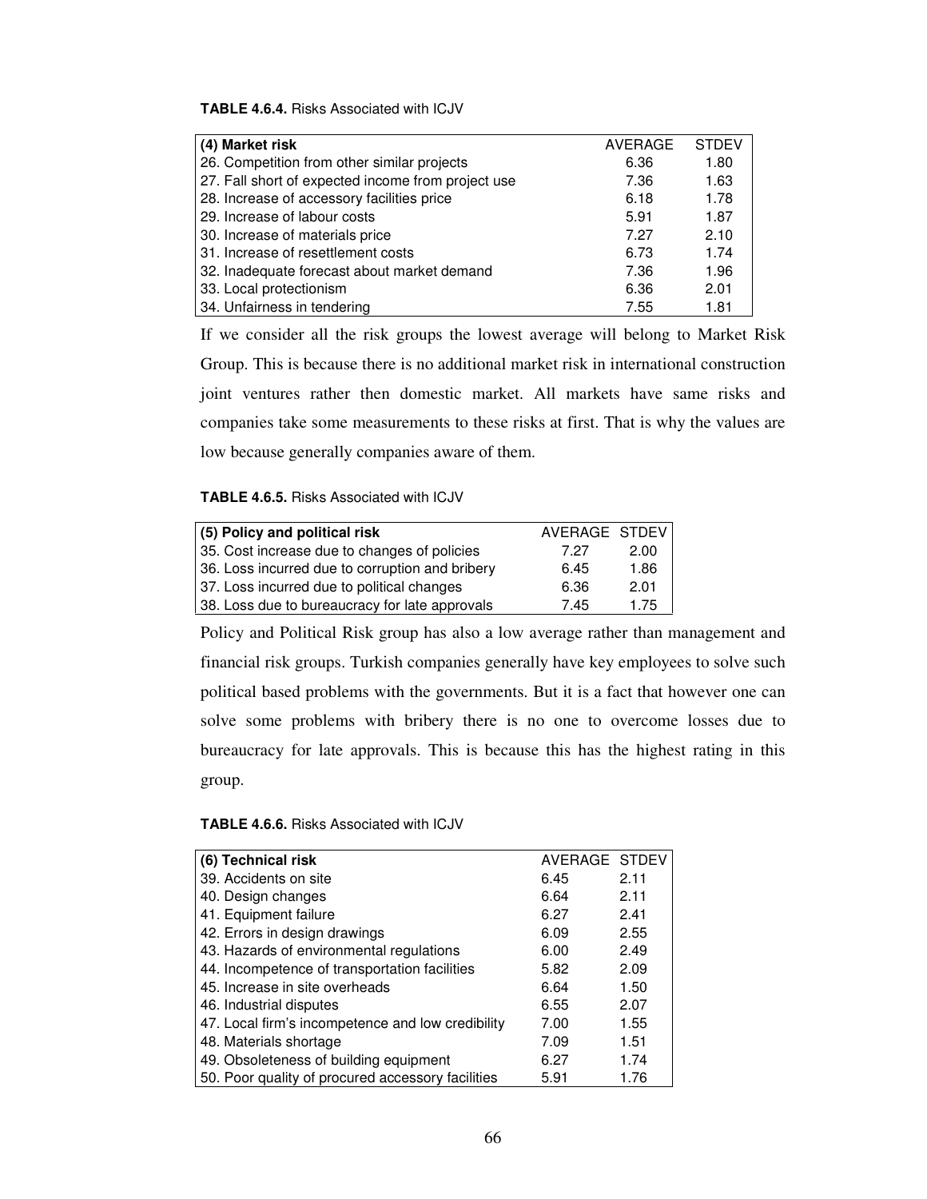**TABLE 4.6.4.** Risks Associated with ICJV

| (4) Market risk | AVERAGE | STDEV |
|---|---|---|
| 26. Competition from other similar projects | 6.36 | 1.80 |
| 27. Fall short of expected income from project use | 7.36 | 1.63 |
| 28. Increase of accessory facilities price | 6.18 | 1.78 |
| 29. Increase of labour costs | 5.91 | 1.87 |
| 30. Increase of materials price | 7.27 | 2.10 |
| 31. Increase of resettlement costs | 6.73 | 1.74 |
| 32. Inadequate forecast about market demand | 7.36 | 1.96 |
| 33. Local protectionism | 6.36 | 2.01 |
| 34. Unfairness in tendering | 7.55 | 1.81 |

If we consider all the risk groups the lowest average will belong to Market Risk Group. This is because there is no additional market risk in international construction joint ventures rather then domestic market. All markets have same risks and companies take some measurements to these risks at first. That is why the values are low because generally companies aware of them.

**TABLE 4.6.5.** Risks Associated with ICJV

| (5) Policy and political risk | AVERAGE | STDEV |
|---|---|---|
| 35. Cost increase due to changes of policies | 7.27 | 2.00 |
| 36. Loss incurred due to corruption and bribery | 6.45 | 1.86 |
| 37. Loss incurred due to political changes | 6.36 | 2.01 |
| 38. Loss due to bureaucracy for late approvals | 7.45 | 1.75 |

Policy and Political Risk group has also a low average rather than management and financial risk groups. Turkish companies generally have key employees to solve such political based problems with the governments. But it is a fact that however one can solve some problems with bribery there is no one to overcome losses due to bureaucracy for late approvals. This is because this has the highest rating in this group.

**TABLE 4.6.6.** Risks Associated with ICJV

| (6) Technical risk | AVERAGE | STDEV |
|---|---|---|
| 39. Accidents on site | 6.45 | 2.11 |
| 40. Design changes | 6.64 | 2.11 |
| 41. Equipment failure | 6.27 | 2.41 |
| 42. Errors in design drawings | 6.09 | 2.55 |
| 43. Hazards of environmental regulations | 6.00 | 2.49 |
| 44. Incompetence of transportation facilities | 5.82 | 2.09 |
| 45. Increase in site overheads | 6.64 | 1.50 |
| 46. Industrial disputes | 6.55 | 2.07 |
| 47. Local firm's incompetence and low credibility | 7.00 | 1.55 |
| 48. Materials shortage | 7.09 | 1.51 |
| 49. Obsoleteness of building equipment | 6.27 | 1.74 |
| 50. Poor quality of procured accessory facilities | 5.91 | 1.76 |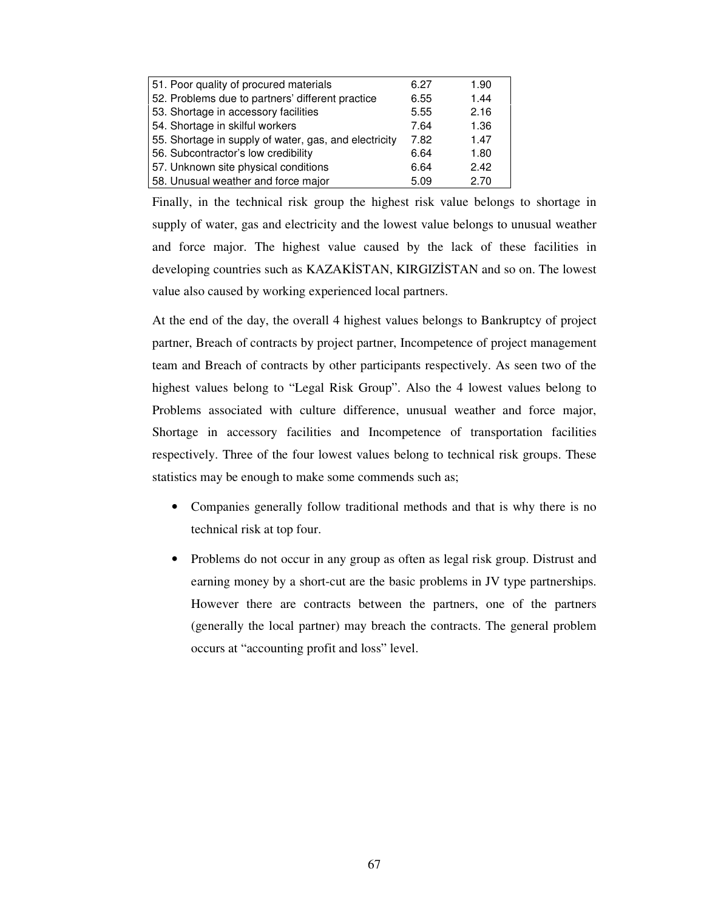| | | |
|---|---|---|
| 51. Poor quality of procured materials | 6.27 | 1.90 |
| 52. Problems due to partners' different practice | 6.55 | 1.44 |
| 53. Shortage in accessory facilities | 5.55 | 2.16 |
| 54. Shortage in skilful workers | 7.64 | 1.36 |
| 55. Shortage in supply of water, gas, and electricity | 7.82 | 1.47 |
| 56. Subcontractor's low credibility | 6.64 | 1.80 |
| 57. Unknown site physical conditions | 6.64 | 2.42 |
| 58. Unusual weather and force major | 5.09 | 2.70 |

Finally, in the technical risk group the highest risk value belongs to shortage in supply of water, gas and electricity and the lowest value belongs to unusual weather and force major. The highest value caused by the lack of these facilities in developing countries such as KAZAKİSTAN, KIRGIZİSTAN and so on. The lowest value also caused by working experienced local partners.

At the end of the day, the overall 4 highest values belongs to Bankruptcy of project partner, Breach of contracts by project partner, Incompetence of project management team and Breach of contracts by other participants respectively. As seen two of the highest values belong to "Legal Risk Group". Also the 4 lowest values belong to Problems associated with culture difference, unusual weather and force major, Shortage in accessory facilities and Incompetence of transportation facilities respectively. Three of the four lowest values belong to technical risk groups. These statistics may be enough to make some commends such as;

- Companies generally follow traditional methods and that is why there is no technical risk at top four.
- Problems do not occur in any group as often as legal risk group. Distrust and earning money by a short-cut are the basic problems in JV type partnerships. However there are contracts between the partners, one of the partners (generally the local partner) may breach the contracts. The general problem occurs at "accounting profit and loss" level.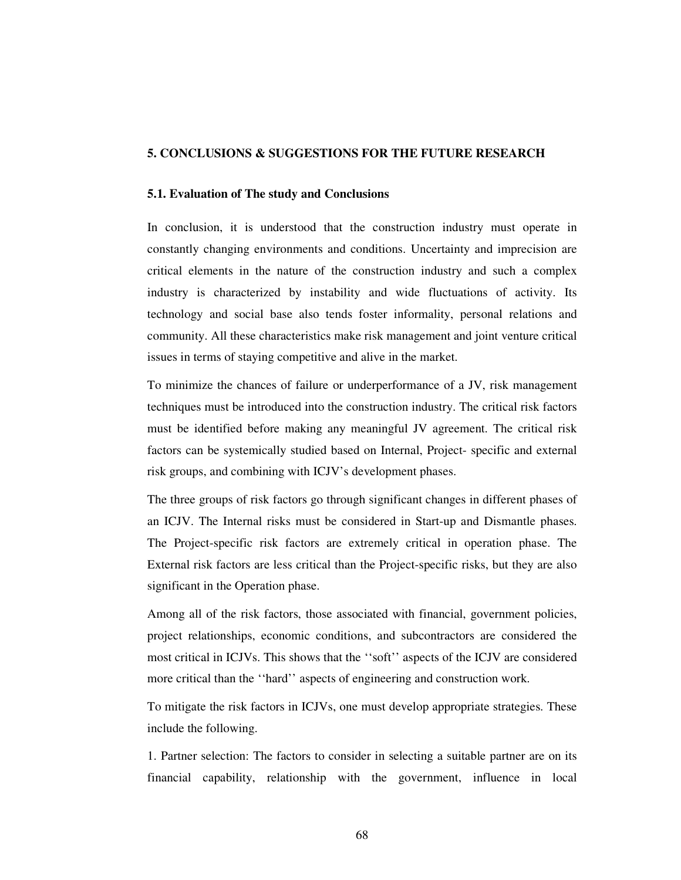# 5. CONCLUSIONS & SUGGESTIONS FOR THE FUTURE RESEARCH

## 5.1. Evaluation of The study and Conclusions

In conclusion, it is understood that the construction industry must operate in constantly changing environments and conditions. Uncertainty and imprecision are critical elements in the nature of the construction industry and such a complex industry is characterized by instability and wide fluctuations of activity. Its technology and social base also tends foster informality, personal relations and community. All these characteristics make risk management and joint venture critical issues in terms of staying competitive and alive in the market.

To minimize the chances of failure or underperformance of a JV, risk management techniques must be introduced into the construction industry. The critical risk factors must be identified before making any meaningful JV agreement. The critical risk factors can be systemically studied based on Internal, Project- specific and external risk groups, and combining with ICJV's development phases.

The three groups of risk factors go through significant changes in different phases of an ICJV. The Internal risks must be considered in Start-up and Dismantle phases. The Project-specific risk factors are extremely critical in operation phase. The External risk factors are less critical than the Project-specific risks, but they are also significant in the Operation phase.

Among all of the risk factors, those associated with financial, government policies, project relationships, economic conditions, and subcontractors are considered the most critical in ICJVs. This shows that the ''soft'' aspects of the ICJV are considered more critical than the ''hard'' aspects of engineering and construction work.

To mitigate the risk factors in ICJVs, one must develop appropriate strategies. These include the following.

1. Partner selection: The factors to consider in selecting a suitable partner are on its financial capability, relationship with the government, influence in local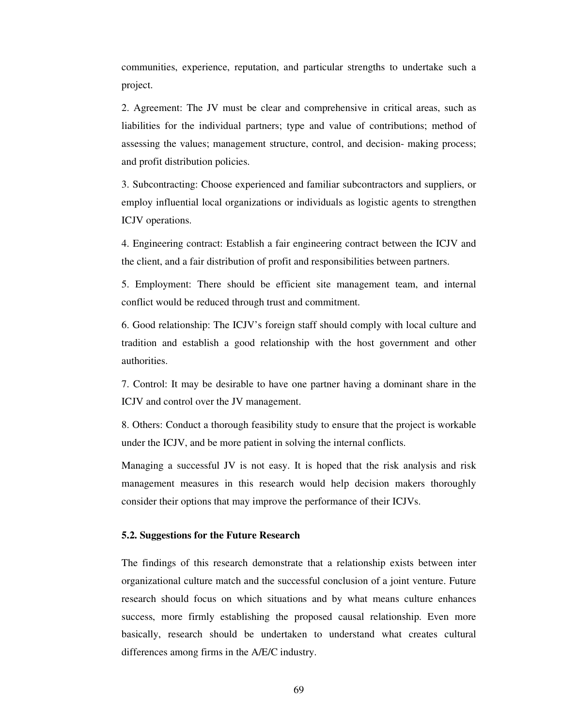communities, experience, reputation, and particular strengths to undertake such a project.

2. Agreement: The JV must be clear and comprehensive in critical areas, such as liabilities for the individual partners; type and value of contributions; method of assessing the values; management structure, control, and decision- making process; and profit distribution policies.

3. Subcontracting: Choose experienced and familiar subcontractors and suppliers, or employ influential local organizations or individuals as logistic agents to strengthen ICJV operations.

4. Engineering contract: Establish a fair engineering contract between the ICJV and the client, and a fair distribution of profit and responsibilities between partners.

5. Employment: There should be efficient site management team, and internal conflict would be reduced through trust and commitment.

6. Good relationship: The ICJV's foreign staff should comply with local culture and tradition and establish a good relationship with the host government and other authorities.

7. Control: It may be desirable to have one partner having a dominant share in the ICJV and control over the JV management.

8. Others: Conduct a thorough feasibility study to ensure that the project is workable under the ICJV, and be more patient in solving the internal conflicts.

Managing a successful JV is not easy. It is hoped that the risk analysis and risk management measures in this research would help decision makers thoroughly consider their options that may improve the performance of their ICJVs.

### 5.2. Suggestions for the Future Research

The findings of this research demonstrate that a relationship exists between inter organizational culture match and the successful conclusion of a joint venture. Future research should focus on which situations and by what means culture enhances success, more firmly establishing the proposed causal relationship. Even more basically, research should be undertaken to understand what creates cultural differences among firms in the A/E/C industry.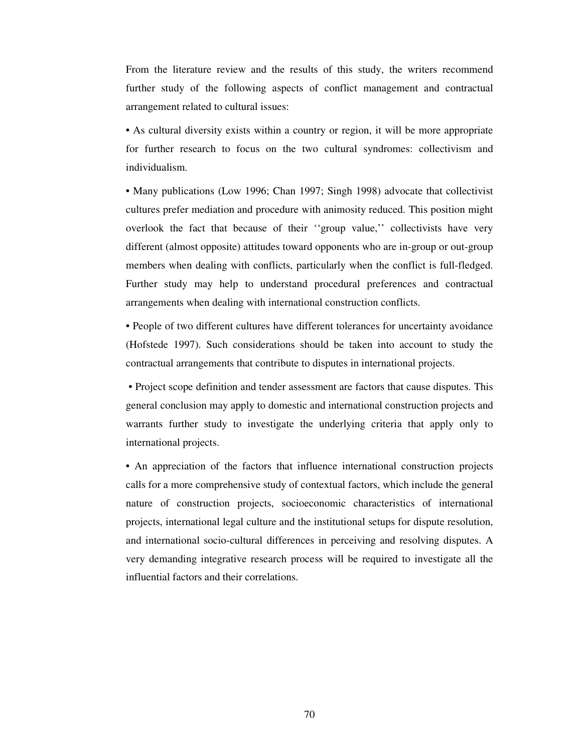From the literature review and the results of this study, the writers recommend further study of the following aspects of conflict management and contractual arrangement related to cultural issues:

• As cultural diversity exists within a country or region, it will be more appropriate for further research to focus on the two cultural syndromes: collectivism and individualism.

• Many publications (Low 1996; Chan 1997; Singh 1998) advocate that collectivist cultures prefer mediation and procedure with animosity reduced. This position might overlook the fact that because of their ''group value,'' collectivists have very different (almost opposite) attitudes toward opponents who are in-group or out-group members when dealing with conflicts, particularly when the conflict is full-fledged. Further study may help to understand procedural preferences and contractual arrangements when dealing with international construction conflicts.

• People of two different cultures have different tolerances for uncertainty avoidance (Hofstede 1997). Such considerations should be taken into account to study the contractual arrangements that contribute to disputes in international projects.

• Project scope definition and tender assessment are factors that cause disputes. This general conclusion may apply to domestic and international construction projects and warrants further study to investigate the underlying criteria that apply only to international projects.

• An appreciation of the factors that influence international construction projects calls for a more comprehensive study of contextual factors, which include the general nature of construction projects, socioeconomic characteristics of international projects, international legal culture and the institutional setups for dispute resolution, and international socio-cultural differences in perceiving and resolving disputes. A very demanding integrative research process will be required to investigate all the influential factors and their correlations.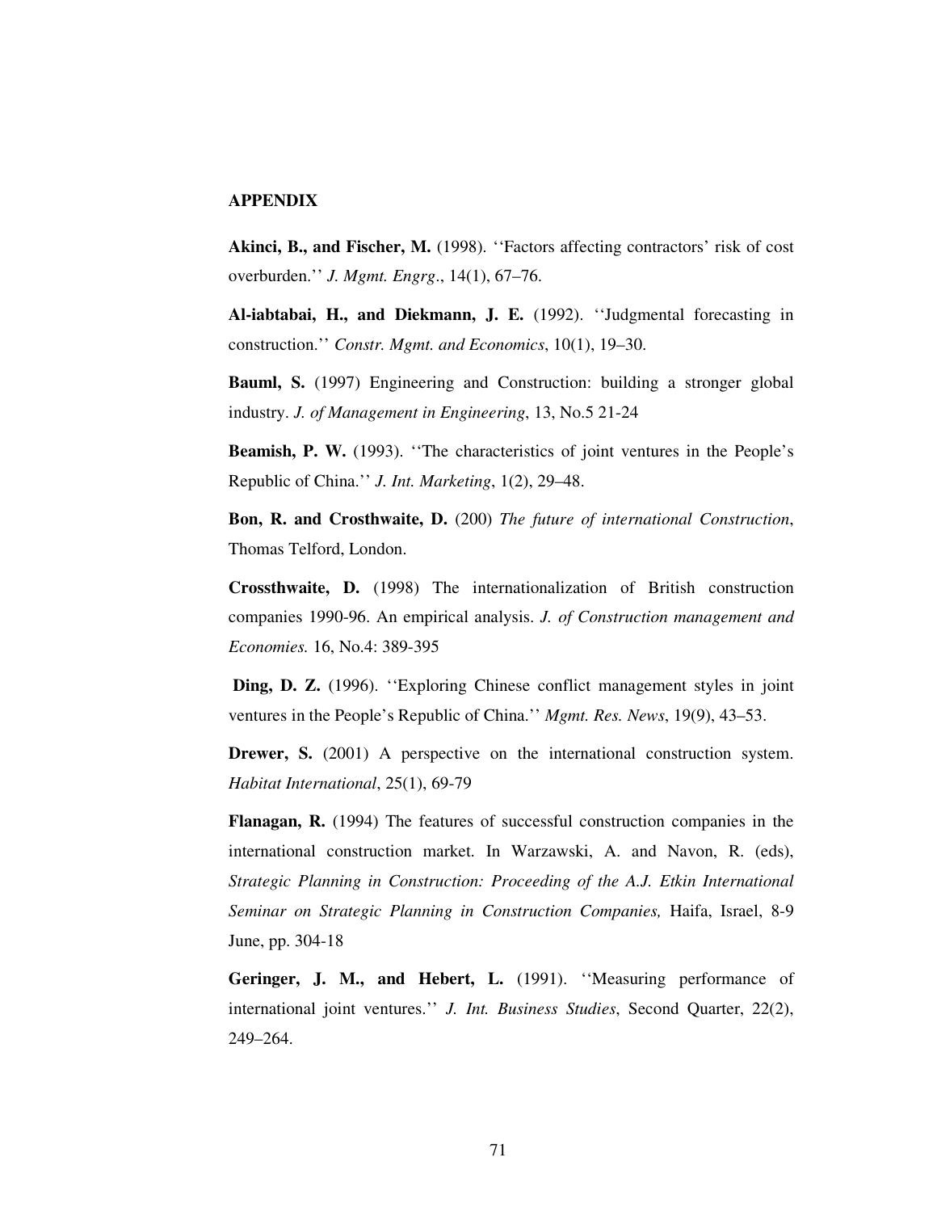## APPENDIX

**Akinci, B., and Fischer, M.** (1998). ‘‘Factors affecting contractors’ risk of cost overburden.’’ *J. Mgmt. Engrg*., 14(1), 67–76.

**Al-iabtabai, H., and Diekmann, J. E.** (1992). ‘‘Judgmental forecasting in construction.’’ *Constr. Mgmt. and Economics*, 10(1), 19–30.

**Bauml, S.** (1997) Engineering and Construction: building a stronger global industry. *J. of Management in Engineering*, 13, No.5 21-24

**Beamish, P. W.** (1993). ‘‘The characteristics of joint ventures in the People’s Republic of China.’’ *J. Int. Marketing*, 1(2), 29–48.

**Bon, R. and Crosthwaite, D.** (200) *The future of international Construction*, Thomas Telford, London.

**Crossthwaite, D.** (1998) The internationalization of British construction companies 1990-96. An empirical analysis. *J. of Construction management and Economies.* 16, No.4: 389-395

**Ding, D. Z.** (1996). ‘‘Exploring Chinese conflict management styles in joint ventures in the People’s Republic of China.’’ *Mgmt. Res. News*, 19(9), 43–53.

**Drewer, S.** (2001) A perspective on the international construction system. *Habitat International*, 25(1), 69-79

**Flanagan, R.** (1994) The features of successful construction companies in the international construction market. In Warzawski, A. and Navon, R. (eds), *Strategic Planning in Construction: Proceeding of the A.J. Etkin International Seminar on Strategic Planning in Construction Companies,* Haifa, Israel, 8-9 June, pp. 304-18

**Geringer, J. M., and Hebert, L.** (1991). ‘‘Measuring performance of international joint ventures.’’ *J. Int. Business Studies*, Second Quarter, 22(2), 249–264.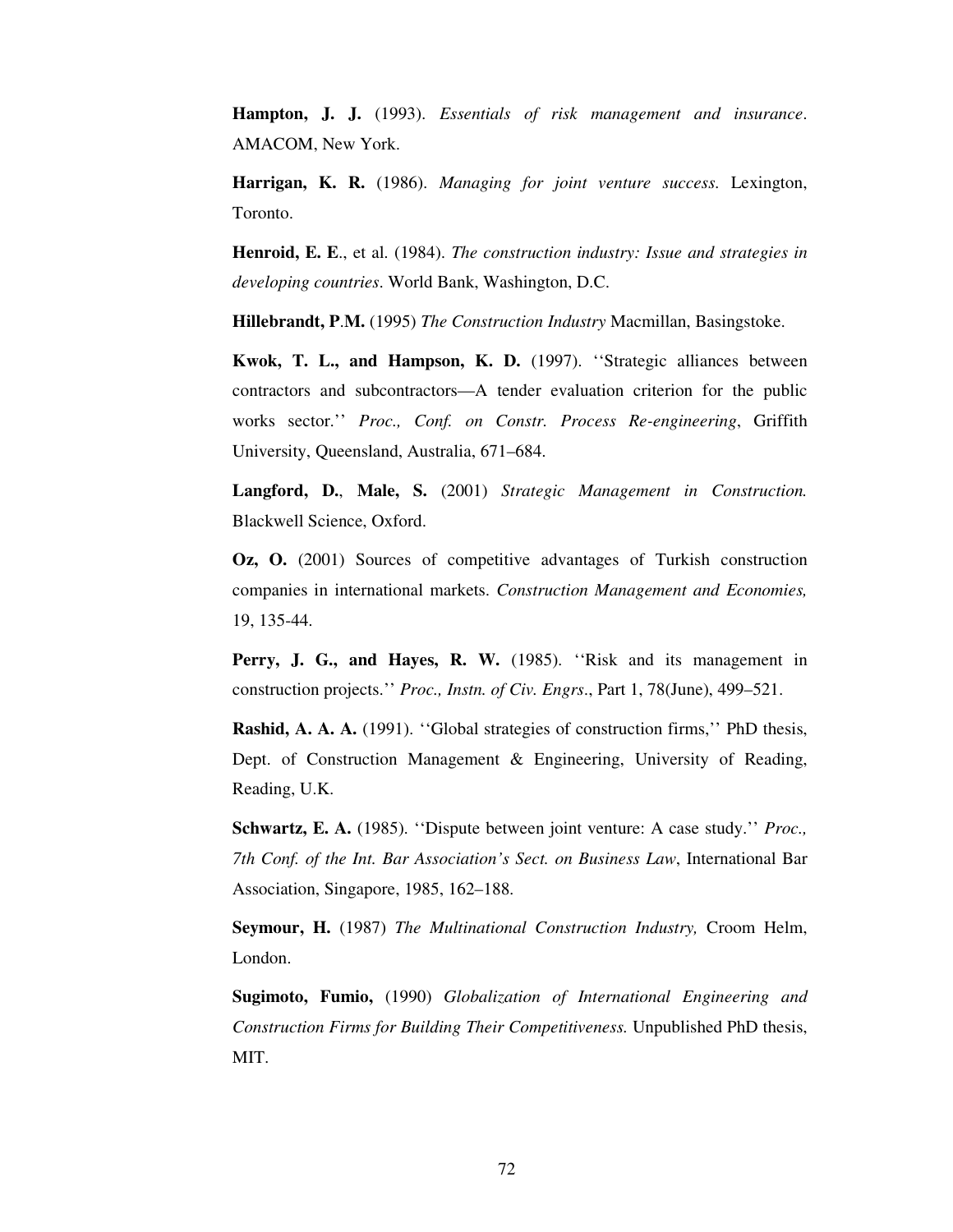**Hampton, J. J.** (1993). *Essentials of risk management and insurance*. AMACOM, New York.

**Harrigan, K. R.** (1986). *Managing for joint venture success*. Lexington, Toronto.

**Henroid, E. E**., et al. (1984). *The construction industry: Issue and strategies in developing countries*. World Bank, Washington, D.C.

**Hillebrandt, P**.**M.** (1995) *The Construction Industry* Macmillan, Basingstoke.

**Kwok, T. L., and Hampson, K. D.** (1997). ''Strategic alliances between contractors and subcontractors—A tender evaluation criterion for the public works sector.'' *Proc., Conf. on Constr. Process Re-engineering*, Griffith University, Queensland, Australia, 671–684.

**Langford, D.**, **Male, S.** (2001) *Strategic Management in Construction.* Blackwell Science, Oxford.

**Oz, O.** (2001) Sources of competitive advantages of Turkish construction companies in international markets. *Construction Management and Economies,* 19, 135-44.

**Perry, J. G., and Hayes, R. W.** (1985). ''Risk and its management in construction projects.'' *Proc., Instn. of Civ. Engrs*., Part 1, 78(June), 499–521.

**Rashid, A. A. A.** (1991). ''Global strategies of construction firms,'' PhD thesis, Dept. of Construction Management & Engineering, University of Reading, Reading, U.K.

**Schwartz, E. A.** (1985). ''Dispute between joint venture: A case study.'' *Proc., 7th Conf. of the Int. Bar Association's Sect. on Business Law*, International Bar Association, Singapore, 1985, 162–188.

**Seymour, H.** (1987) *The Multinational Construction Industry,* Croom Helm, London.

**Sugimoto, Fumio,** (1990) *Globalization of International Engineering and Construction Firms for Building Their Competitiveness.* Unpublished PhD thesis, MIT.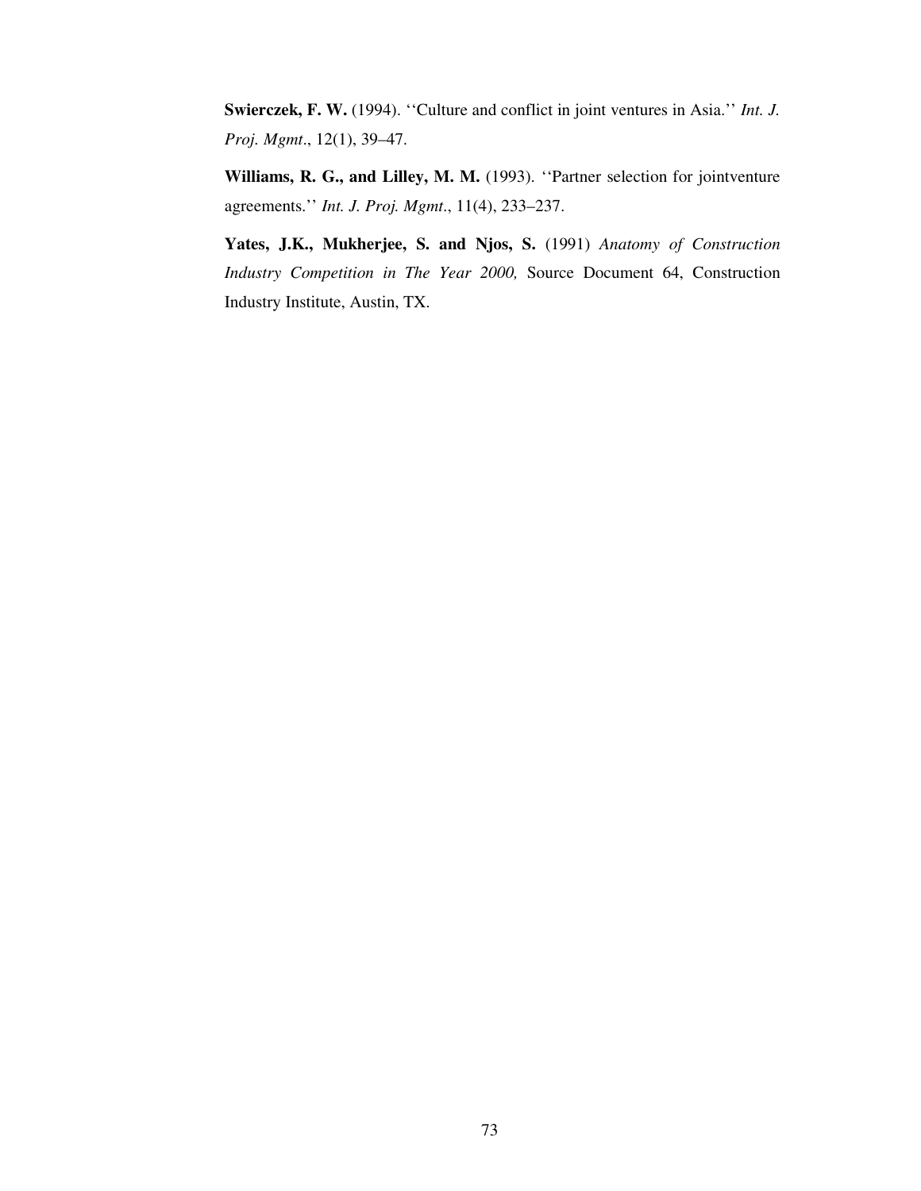**Swierczek, F. W.** (1994). ''Culture and conflict in joint ventures in Asia.'' *Int. J. Proj. Mgmt*., 12(1), 39–47.

**Williams, R. G., and Lilley, M. M.** (1993). ''Partner selection for jointventure agreements.'' *Int. J. Proj. Mgmt*., 11(4), 233–237.

**Yates, J.K., Mukherjee, S. and Njos, S.** (1991) *Anatomy of Construction Industry Competition in The Year 2000,* Source Document 64, Construction Industry Institute, Austin, TX.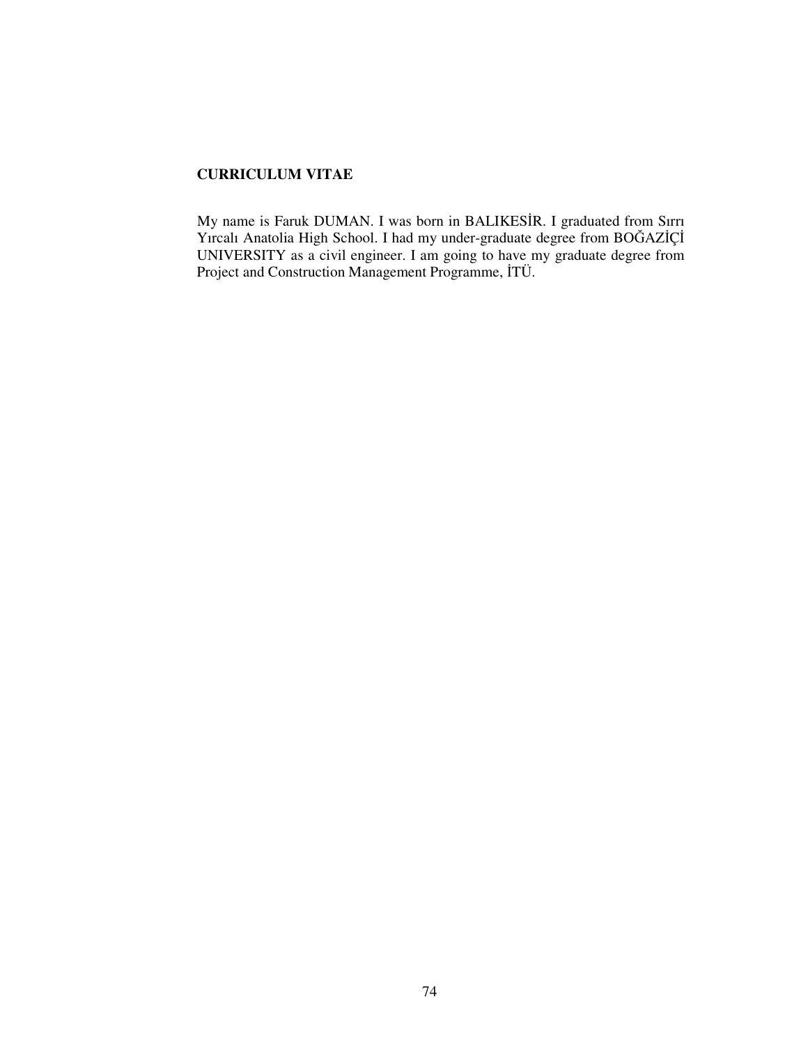**CURRICULUM VITAE**

My name is Faruk DUMAN. I was born in BALIKESİR. I graduated from Sırrı Yırcalı Anatolia High School. I had my under-graduate degree from BOĞAZİÇİ UNIVERSITY as a civil engineer. I am going to have my graduate degree from Project and Construction Management Programme, İTÜ.